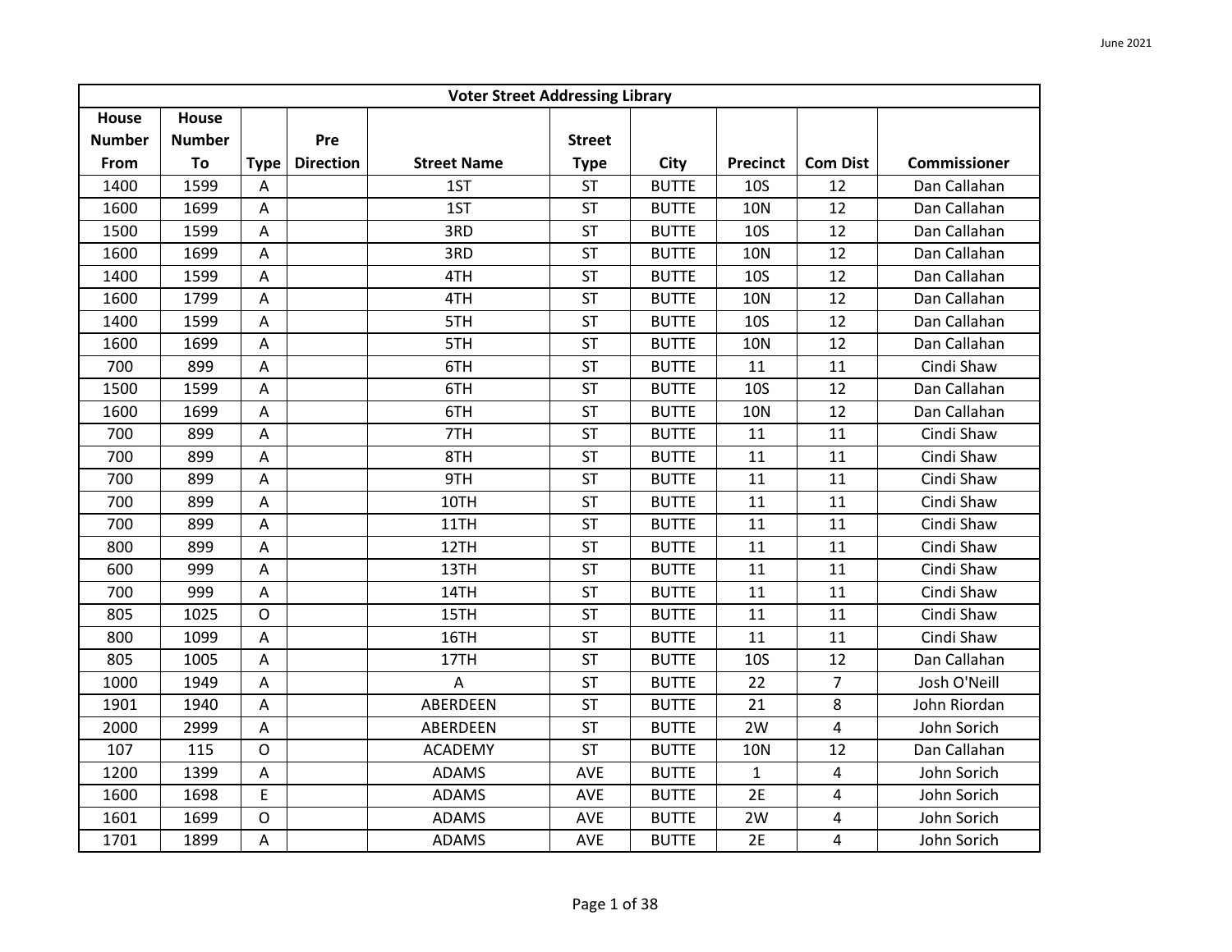| Voter Street Addressing Library | | | | | | | | | |
|---|---|---|---|---|---|---|---|---|---|
| House Number From | House Number To | Type | Pre Direction | Street Name | Street Type | City | Precinct | Com Dist | Commissioner |
| 1400 | 1599 | A | | 1ST | ST | BUTTE | 10S | 12 | Dan Callahan |
| 1600 | 1699 | A | | 1ST | ST | BUTTE | 10N | 12 | Dan Callahan |
| 1500 | 1599 | A | | 3RD | ST | BUTTE | 10S | 12 | Dan Callahan |
| 1600 | 1699 | A | | 3RD | ST | BUTTE | 10N | 12 | Dan Callahan |
| 1400 | 1599 | A | | 4TH | ST | BUTTE | 10S | 12 | Dan Callahan |
| 1600 | 1799 | A | | 4TH | ST | BUTTE | 10N | 12 | Dan Callahan |
| 1400 | 1599 | A | | 5TH | ST | BUTTE | 10S | 12 | Dan Callahan |
| 1600 | 1699 | A | | 5TH | ST | BUTTE | 10N | 12 | Dan Callahan |
| 700 | 899 | A | | 6TH | ST | BUTTE | 11 | 11 | Cindi Shaw |
| 1500 | 1599 | A | | 6TH | ST | BUTTE | 10S | 12 | Dan Callahan |
| 1600 | 1699 | A | | 6TH | ST | BUTTE | 10N | 12 | Dan Callahan |
| 700 | 899 | A | | 7TH | ST | BUTTE | 11 | 11 | Cindi Shaw |
| 700 | 899 | A | | 8TH | ST | BUTTE | 11 | 11 | Cindi Shaw |
| 700 | 899 | A | | 9TH | ST | BUTTE | 11 | 11 | Cindi Shaw |
| 700 | 899 | A | | 10TH | ST | BUTTE | 11 | 11 | Cindi Shaw |
| 700 | 899 | A | | 11TH | ST | BUTTE | 11 | 11 | Cindi Shaw |
| 800 | 899 | A | | 12TH | ST | BUTTE | 11 | 11 | Cindi Shaw |
| 600 | 999 | A | | 13TH | ST | BUTTE | 11 | 11 | Cindi Shaw |
| 700 | 999 | A | | 14TH | ST | BUTTE | 11 | 11 | Cindi Shaw |
| 805 | 1025 | O | | 15TH | ST | BUTTE | 11 | 11 | Cindi Shaw |
| 800 | 1099 | A | | 16TH | ST | BUTTE | 11 | 11 | Cindi Shaw |
| 805 | 1005 | A | | 17TH | ST | BUTTE | 10S | 12 | Dan Callahan |
| 1000 | 1949 | A | | A | ST | BUTTE | 22 | 7 | Josh O'Neill |
| 1901 | 1940 | A | | ABERDEEN | ST | BUTTE | 21 | 8 | John Riordan |
| 2000 | 2999 | A | | ABERDEEN | ST | BUTTE | 2W | 4 | John Sorich |
| 107 | 115 | O | | ACADEMY | ST | BUTTE | 10N | 12 | Dan Callahan |
| 1200 | 1399 | A | | ADAMS | AVE | BUTTE | 1 | 4 | John Sorich |
| 1600 | 1698 | E | | ADAMS | AVE | BUTTE | 2E | 4 | John Sorich |
| 1601 | 1699 | O | | ADAMS | AVE | BUTTE | 2W | 4 | John Sorich |
| 1701 | 1899 | A | | ADAMS | AVE | BUTTE | 2E | 4 | John Sorich |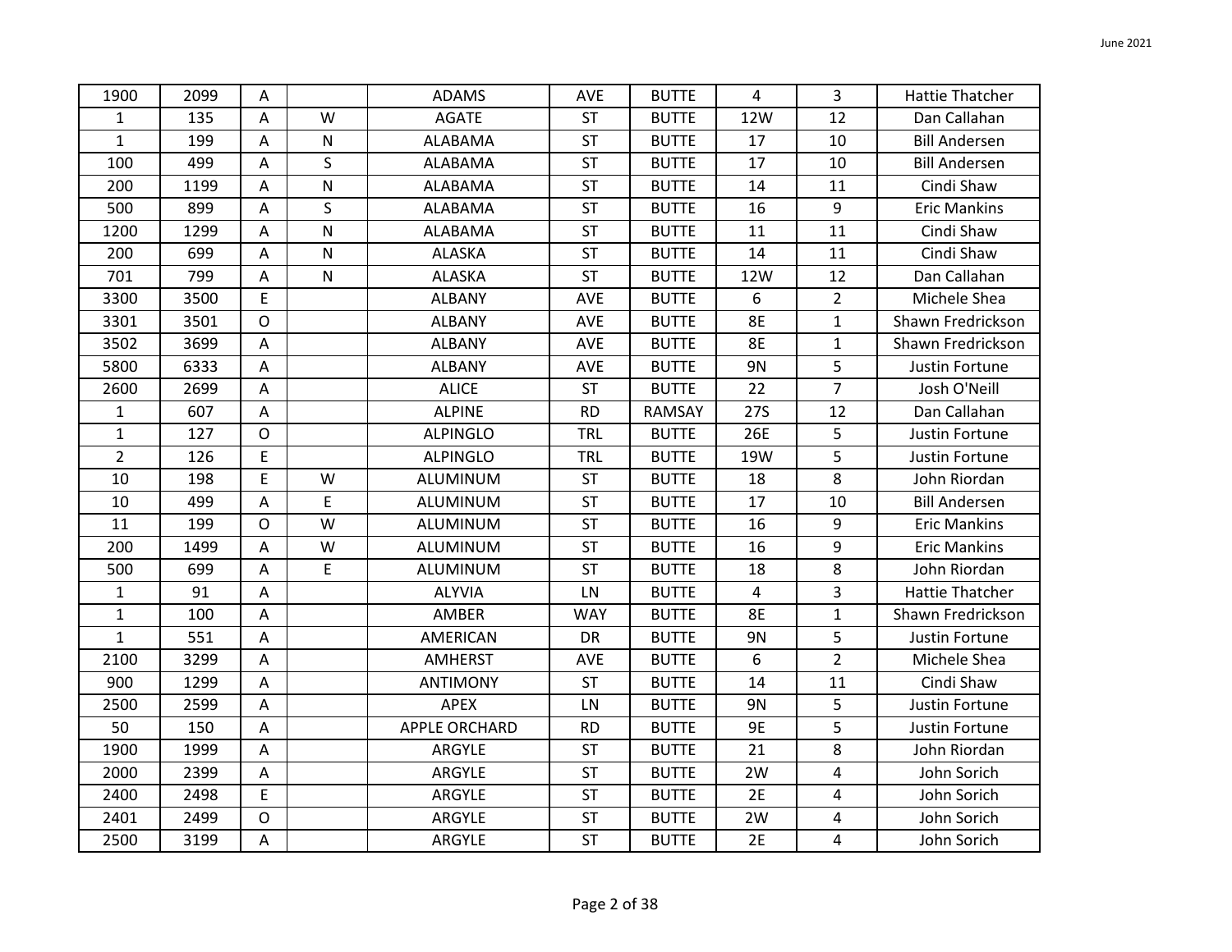| | | | | | | | | | |
|---|---|---|---|---|---|---|---|---|---|
| 1900 | 2099 | A | | ADAMS | AVE | BUTTE | 4 | 3 | Hattie Thatcher |
| 1 | 135 | A | W | AGATE | ST | BUTTE | 12W | 12 | Dan Callahan |
| 1 | 199 | A | N | ALABAMA | ST | BUTTE | 17 | 10 | Bill Andersen |
| 100 | 499 | A | S | ALABAMA | ST | BUTTE | 17 | 10 | Bill Andersen |
| 200 | 1199 | A | N | ALABAMA | ST | BUTTE | 14 | 11 | Cindi Shaw |
| 500 | 899 | A | S | ALABAMA | ST | BUTTE | 16 | 9 | Eric Mankins |
| 1200 | 1299 | A | N | ALABAMA | ST | BUTTE | 11 | 11 | Cindi Shaw |
| 200 | 699 | A | N | ALASKA | ST | BUTTE | 14 | 11 | Cindi Shaw |
| 701 | 799 | A | N | ALASKA | ST | BUTTE | 12W | 12 | Dan Callahan |
| 3300 | 3500 | E | | ALBANY | AVE | BUTTE | 6 | 2 | Michele Shea |
| 3301 | 3501 | O | | ALBANY | AVE | BUTTE | 8E | 1 | Shawn Fredrickson |
| 3502 | 3699 | A | | ALBANY | AVE | BUTTE | 8E | 1 | Shawn Fredrickson |
| 5800 | 6333 | A | | ALBANY | AVE | BUTTE | 9N | 5 | Justin Fortune |
| 2600 | 2699 | A | | ALICE | ST | BUTTE | 22 | 7 | Josh O'Neill |
| 1 | 607 | A | | ALPINE | RD | RAMSAY | 27S | 12 | Dan Callahan |
| 1 | 127 | O | | ALPINGLO | TRL | BUTTE | 26E | 5 | Justin Fortune |
| 2 | 126 | E | | ALPINGLO | TRL | BUTTE | 19W | 5 | Justin Fortune |
| 10 | 198 | E | W | ALUMINUM | ST | BUTTE | 18 | 8 | John Riordan |
| 10 | 499 | A | E | ALUMINUM | ST | BUTTE | 17 | 10 | Bill Andersen |
| 11 | 199 | O | W | ALUMINUM | ST | BUTTE | 16 | 9 | Eric Mankins |
| 200 | 1499 | A | W | ALUMINUM | ST | BUTTE | 16 | 9 | Eric Mankins |
| 500 | 699 | A | E | ALUMINUM | ST | BUTTE | 18 | 8 | John Riordan |
| 1 | 91 | A | | ALYVIA | LN | BUTTE | 4 | 3 | Hattie Thatcher |
| 1 | 100 | A | | AMBER | WAY | BUTTE | 8E | 1 | Shawn Fredrickson |
| 1 | 551 | A | | AMERICAN | DR | BUTTE | 9N | 5 | Justin Fortune |
| 2100 | 3299 | A | | AMHERST | AVE | BUTTE | 6 | 2 | Michele Shea |
| 900 | 1299 | A | | ANTIMONY | ST | BUTTE | 14 | 11 | Cindi Shaw |
| 2500 | 2599 | A | | APEX | LN | BUTTE | 9N | 5 | Justin Fortune |
| 50 | 150 | A | | APPLE ORCHARD | RD | BUTTE | 9E | 5 | Justin Fortune |
| 1900 | 1999 | A | | ARGYLE | ST | BUTTE | 21 | 8 | John Riordan |
| 2000 | 2399 | A | | ARGYLE | ST | BUTTE | 2W | 4 | John Sorich |
| 2400 | 2498 | E | | ARGYLE | ST | BUTTE | 2E | 4 | John Sorich |
| 2401 | 2499 | O | | ARGYLE | ST | BUTTE | 2W | 4 | John Sorich |
| 2500 | 3199 | A | | ARGYLE | ST | BUTTE | 2E | 4 | John Sorich |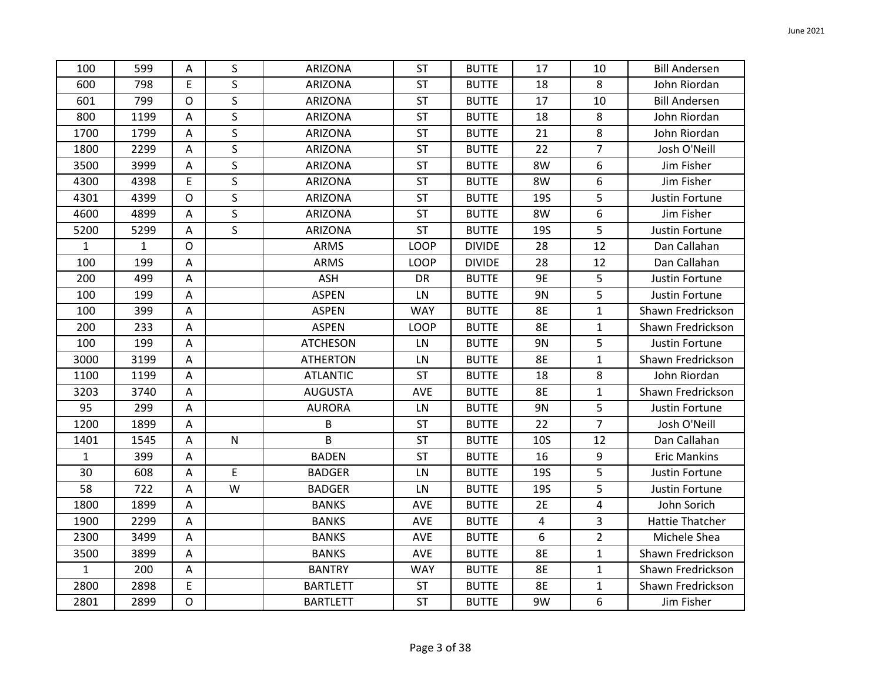| | | | | | | | | | |
|---|---|---|---|---|---|---|---|---|---|
| 100 | 599 | A | S | ARIZONA | ST | BUTTE | 17 | 10 | Bill Andersen |
| 600 | 798 | E | S | ARIZONA | ST | BUTTE | 18 | 8 | John Riordan |
| 601 | 799 | O | S | ARIZONA | ST | BUTTE | 17 | 10 | Bill Andersen |
| 800 | 1199 | A | S | ARIZONA | ST | BUTTE | 18 | 8 | John Riordan |
| 1700 | 1799 | A | S | ARIZONA | ST | BUTTE | 21 | 8 | John Riordan |
| 1800 | 2299 | A | S | ARIZONA | ST | BUTTE | 22 | 7 | Josh O'Neill |
| 3500 | 3999 | A | S | ARIZONA | ST | BUTTE | 8W | 6 | Jim Fisher |
| 4300 | 4398 | E | S | ARIZONA | ST | BUTTE | 8W | 6 | Jim Fisher |
| 4301 | 4399 | O | S | ARIZONA | ST | BUTTE | 19S | 5 | Justin Fortune |
| 4600 | 4899 | A | S | ARIZONA | ST | BUTTE | 8W | 6 | Jim Fisher |
| 5200 | 5299 | A | S | ARIZONA | ST | BUTTE | 19S | 5 | Justin Fortune |
| 1 | 1 | O | | ARMS | LOOP | DIVIDE | 28 | 12 | Dan Callahan |
| 100 | 199 | A | | ARMS | LOOP | DIVIDE | 28 | 12 | Dan Callahan |
| 200 | 499 | A | | ASH | DR | BUTTE | 9E | 5 | Justin Fortune |
| 100 | 199 | A | | ASPEN | LN | BUTTE | 9N | 5 | Justin Fortune |
| 100 | 399 | A | | ASPEN | WAY | BUTTE | 8E | 1 | Shawn Fredrickson |
| 200 | 233 | A | | ASPEN | LOOP | BUTTE | 8E | 1 | Shawn Fredrickson |
| 100 | 199 | A | | ATCHESON | LN | BUTTE | 9N | 5 | Justin Fortune |
| 3000 | 3199 | A | | ATHERTON | LN | BUTTE | 8E | 1 | Shawn Fredrickson |
| 1100 | 1199 | A | | ATLANTIC | ST | BUTTE | 18 | 8 | John Riordan |
| 3203 | 3740 | A | | AUGUSTA | AVE | BUTTE | 8E | 1 | Shawn Fredrickson |
| 95 | 299 | A | | AURORA | LN | BUTTE | 9N | 5 | Justin Fortune |
| 1200 | 1899 | A | | B | ST | BUTTE | 22 | 7 | Josh O'Neill |
| 1401 | 1545 | A | N | B | ST | BUTTE | 10S | 12 | Dan Callahan |
| 1 | 399 | A | | BADEN | ST | BUTTE | 16 | 9 | Eric Mankins |
| 30 | 608 | A | E | BADGER | LN | BUTTE | 19S | 5 | Justin Fortune |
| 58 | 722 | A | W | BADGER | LN | BUTTE | 19S | 5 | Justin Fortune |
| 1800 | 1899 | A | | BANKS | AVE | BUTTE | 2E | 4 | John Sorich |
| 1900 | 2299 | A | | BANKS | AVE | BUTTE | 4 | 3 | Hattie Thatcher |
| 2300 | 3499 | A | | BANKS | AVE | BUTTE | 6 | 2 | Michele Shea |
| 3500 | 3899 | A | | BANKS | AVE | BUTTE | 8E | 1 | Shawn Fredrickson |
| 1 | 200 | A | | BANTRY | WAY | BUTTE | 8E | 1 | Shawn Fredrickson |
| 2800 | 2898 | E | | BARTLETT | ST | BUTTE | 8E | 1 | Shawn Fredrickson |
| 2801 | 2899 | O | | BARTLETT | ST | BUTTE | 9W | 6 | Jim Fisher |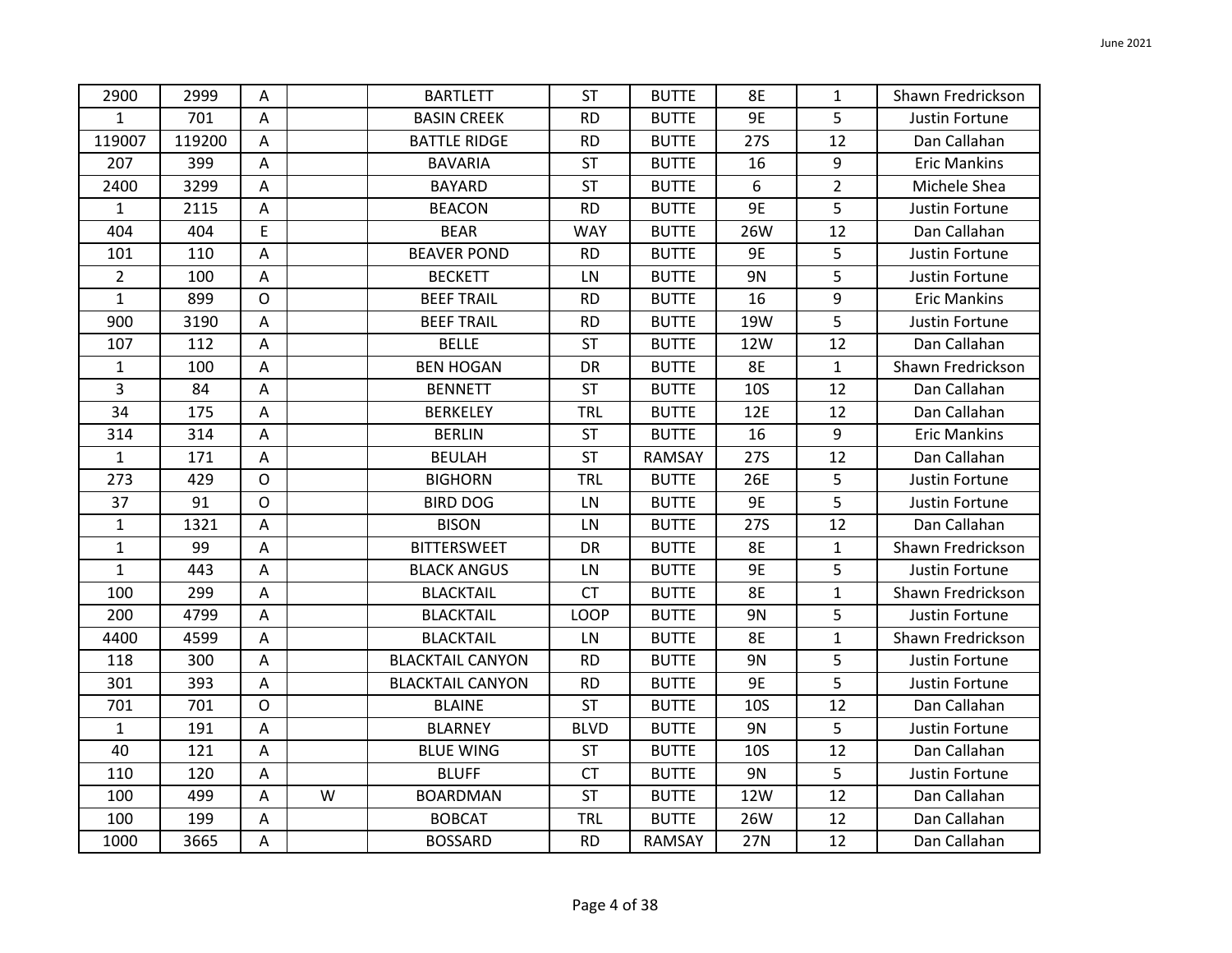| 2900 | 2999 | A | | BARTLETT | ST | BUTTE | 8E | 1 | Shawn Fredrickson |
|---|---|---|---|---|---|---|---|---|---|
| 1 | 701 | A | | BASIN CREEK | RD | BUTTE | 9E | 5 | Justin Fortune |
| 119007 | 119200 | A | | BATTLE RIDGE | RD | BUTTE | 27S | 12 | Dan Callahan |
| 207 | 399 | A | | BAVARIA | ST | BUTTE | 16 | 9 | Eric Mankins |
| 2400 | 3299 | A | | BAYARD | ST | BUTTE | 6 | 2 | Michele Shea |
| 1 | 2115 | A | | BEACON | RD | BUTTE | 9E | 5 | Justin Fortune |
| 404 | 404 | E | | BEAR | WAY | BUTTE | 26W | 12 | Dan Callahan |
| 101 | 110 | A | | BEAVER POND | RD | BUTTE | 9E | 5 | Justin Fortune |
| 2 | 100 | A | | BECKETT | LN | BUTTE | 9N | 5 | Justin Fortune |
| 1 | 899 | O | | BEEF TRAIL | RD | BUTTE | 16 | 9 | Eric Mankins |
| 900 | 3190 | A | | BEEF TRAIL | RD | BUTTE | 19W | 5 | Justin Fortune |
| 107 | 112 | A | | BELLE | ST | BUTTE | 12W | 12 | Dan Callahan |
| 1 | 100 | A | | BEN HOGAN | DR | BUTTE | 8E | 1 | Shawn Fredrickson |
| 3 | 84 | A | | BENNETT | ST | BUTTE | 10S | 12 | Dan Callahan |
| 34 | 175 | A | | BERKELEY | TRL | BUTTE | 12E | 12 | Dan Callahan |
| 314 | 314 | A | | BERLIN | ST | BUTTE | 16 | 9 | Eric Mankins |
| 1 | 171 | A | | BEULAH | ST | RAMSAY | 27S | 12 | Dan Callahan |
| 273 | 429 | O | | BIGHORN | TRL | BUTTE | 26E | 5 | Justin Fortune |
| 37 | 91 | O | | BIRD DOG | LN | BUTTE | 9E | 5 | Justin Fortune |
| 1 | 1321 | A | | BISON | LN | BUTTE | 27S | 12 | Dan Callahan |
| 1 | 99 | A | | BITTERSWEET | DR | BUTTE | 8E | 1 | Shawn Fredrickson |
| 1 | 443 | A | | BLACK ANGUS | LN | BUTTE | 9E | 5 | Justin Fortune |
| 100 | 299 | A | | BLACKTAIL | CT | BUTTE | 8E | 1 | Shawn Fredrickson |
| 200 | 4799 | A | | BLACKTAIL | LOOP | BUTTE | 9N | 5 | Justin Fortune |
| 4400 | 4599 | A | | BLACKTAIL | LN | BUTTE | 8E | 1 | Shawn Fredrickson |
| 118 | 300 | A | | BLACKTAIL CANYON | RD | BUTTE | 9N | 5 | Justin Fortune |
| 301 | 393 | A | | BLACKTAIL CANYON | RD | BUTTE | 9E | 5 | Justin Fortune |
| 701 | 701 | O | | BLAINE | ST | BUTTE | 10S | 12 | Dan Callahan |
| 1 | 191 | A | | BLARNEY | BLVD | BUTTE | 9N | 5 | Justin Fortune |
| 40 | 121 | A | | BLUE WING | ST | BUTTE | 10S | 12 | Dan Callahan |
| 110 | 120 | A | | BLUFF | CT | BUTTE | 9N | 5 | Justin Fortune |
| 100 | 499 | A | W | BOARDMAN | ST | BUTTE | 12W | 12 | Dan Callahan |
| 100 | 199 | A | | BOBCAT | TRL | BUTTE | 26W | 12 | Dan Callahan |
| 1000 | 3665 | A | | BOSSARD | RD | RAMSAY | 27N | 12 | Dan Callahan |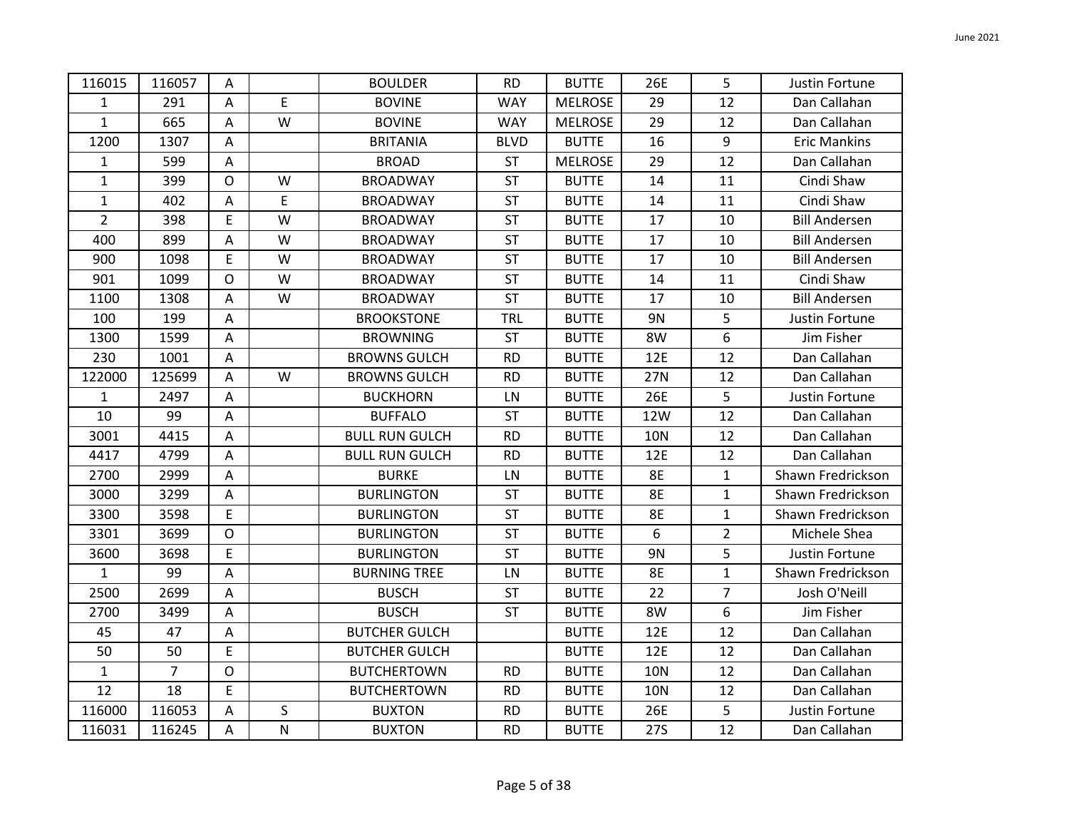| | | | | | | | | | |
|---|---|---|---|---|---|---|---|---|---|
| 116015 | 116057 | A | | BOULDER | RD | BUTTE | 26E | 5 | Justin Fortune |
| 1 | 291 | A | E | BOVINE | WAY | MELROSE | 29 | 12 | Dan Callahan |
| 1 | 665 | A | W | BOVINE | WAY | MELROSE | 29 | 12 | Dan Callahan |
| 1200 | 1307 | A | | BRITANIA | BLVD | BUTTE | 16 | 9 | Eric Mankins |
| 1 | 599 | A | | BROAD | ST | MELROSE | 29 | 12 | Dan Callahan |
| 1 | 399 | O | W | BROADWAY | ST | BUTTE | 14 | 11 | Cindi Shaw |
| 1 | 402 | A | E | BROADWAY | ST | BUTTE | 14 | 11 | Cindi Shaw |
| 2 | 398 | E | W | BROADWAY | ST | BUTTE | 17 | 10 | Bill Andersen |
| 400 | 899 | A | W | BROADWAY | ST | BUTTE | 17 | 10 | Bill Andersen |
| 900 | 1098 | E | W | BROADWAY | ST | BUTTE | 17 | 10 | Bill Andersen |
| 901 | 1099 | O | W | BROADWAY | ST | BUTTE | 14 | 11 | Cindi Shaw |
| 1100 | 1308 | A | W | BROADWAY | ST | BUTTE | 17 | 10 | Bill Andersen |
| 100 | 199 | A | | BROOKSTONE | TRL | BUTTE | 9N | 5 | Justin Fortune |
| 1300 | 1599 | A | | BROWNING | ST | BUTTE | 8W | 6 | Jim Fisher |
| 230 | 1001 | A | | BROWNS GULCH | RD | BUTTE | 12E | 12 | Dan Callahan |
| 122000 | 125699 | A | W | BROWNS GULCH | RD | BUTTE | 27N | 12 | Dan Callahan |
| 1 | 2497 | A | | BUCKHORN | LN | BUTTE | 26E | 5 | Justin Fortune |
| 10 | 99 | A | | BUFFALO | ST | BUTTE | 12W | 12 | Dan Callahan |
| 3001 | 4415 | A | | BULL RUN GULCH | RD | BUTTE | 10N | 12 | Dan Callahan |
| 4417 | 4799 | A | | BULL RUN GULCH | RD | BUTTE | 12E | 12 | Dan Callahan |
| 2700 | 2999 | A | | BURKE | LN | BUTTE | 8E | 1 | Shawn Fredrickson |
| 3000 | 3299 | A | | BURLINGTON | ST | BUTTE | 8E | 1 | Shawn Fredrickson |
| 3300 | 3598 | E | | BURLINGTON | ST | BUTTE | 8E | 1 | Shawn Fredrickson |
| 3301 | 3699 | O | | BURLINGTON | ST | BUTTE | 6 | 2 | Michele Shea |
| 3600 | 3698 | E | | BURLINGTON | ST | BUTTE | 9N | 5 | Justin Fortune |
| 1 | 99 | A | | BURNING TREE | LN | BUTTE | 8E | 1 | Shawn Fredrickson |
| 2500 | 2699 | A | | BUSCH | ST | BUTTE | 22 | 7 | Josh O'Neill |
| 2700 | 3499 | A | | BUSCH | ST | BUTTE | 8W | 6 | Jim Fisher |
| 45 | 47 | A | | BUTCHER GULCH | | BUTTE | 12E | 12 | Dan Callahan |
| 50 | 50 | E | | BUTCHER GULCH | | BUTTE | 12E | 12 | Dan Callahan |
| 1 | 7 | O | | BUTCHERTOWN | RD | BUTTE | 10N | 12 | Dan Callahan |
| 12 | 18 | E | | BUTCHERTOWN | RD | BUTTE | 10N | 12 | Dan Callahan |
| 116000 | 116053 | A | S | BUXTON | RD | BUTTE | 26E | 5 | Justin Fortune |
| 116031 | 116245 | A | N | BUXTON | RD | BUTTE | 27S | 12 | Dan Callahan |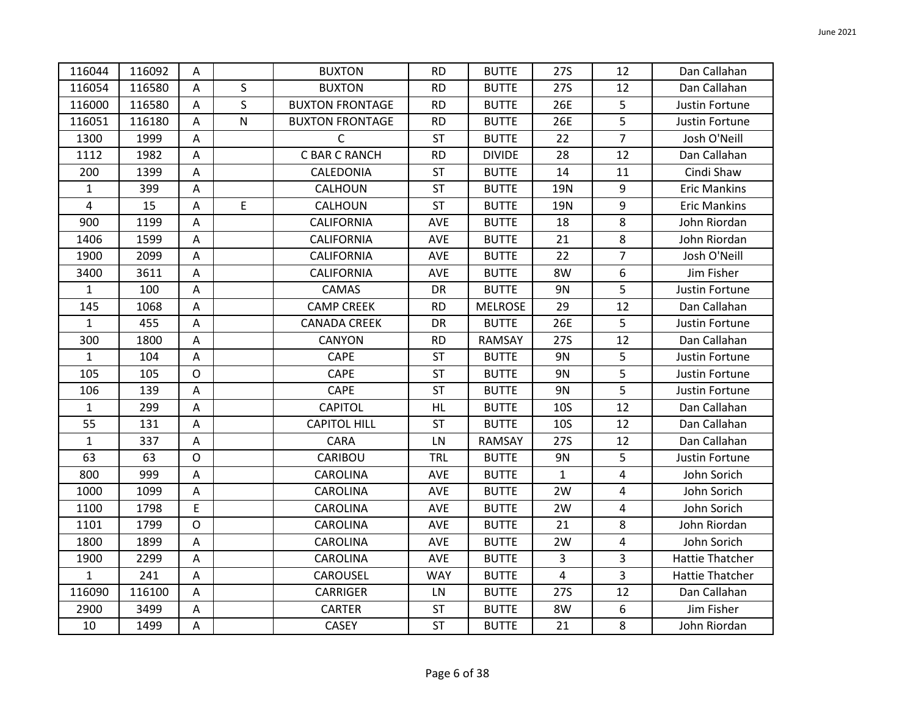| | | | | | | | | | |
|---|---|---|---|---|---|---|---|---|---|
| 116044 | 116092 | A | | BUXTON | RD | BUTTE | 27S | 12 | Dan Callahan |
| 116054 | 116580 | A | S | BUXTON | RD | BUTTE | 27S | 12 | Dan Callahan |
| 116000 | 116580 | A | S | BUXTON FRONTAGE | RD | BUTTE | 26E | 5 | Justin Fortune |
| 116051 | 116180 | A | N | BUXTON FRONTAGE | RD | BUTTE | 26E | 5 | Justin Fortune |
| 1300 | 1999 | A | | C | ST | BUTTE | 22 | 7 | Josh O'Neill |
| 1112 | 1982 | A | | C BAR C RANCH | RD | DIVIDE | 28 | 12 | Dan Callahan |
| 200 | 1399 | A | | CALEDONIA | ST | BUTTE | 14 | 11 | Cindi Shaw |
| 1 | 399 | A | | CALHOUN | ST | BUTTE | 19N | 9 | Eric Mankins |
| 4 | 15 | A | E | CALHOUN | ST | BUTTE | 19N | 9 | Eric Mankins |
| 900 | 1199 | A | | CALIFORNIA | AVE | BUTTE | 18 | 8 | John Riordan |
| 1406 | 1599 | A | | CALIFORNIA | AVE | BUTTE | 21 | 8 | John Riordan |
| 1900 | 2099 | A | | CALIFORNIA | AVE | BUTTE | 22 | 7 | Josh O'Neill |
| 3400 | 3611 | A | | CALIFORNIA | AVE | BUTTE | 8W | 6 | Jim Fisher |
| 1 | 100 | A | | CAMAS | DR | BUTTE | 9N | 5 | Justin Fortune |
| 145 | 1068 | A | | CAMP CREEK | RD | MELROSE | 29 | 12 | Dan Callahan |
| 1 | 455 | A | | CANADA CREEK | DR | BUTTE | 26E | 5 | Justin Fortune |
| 300 | 1800 | A | | CANYON | RD | RAMSAY | 27S | 12 | Dan Callahan |
| 1 | 104 | A | | CAPE | ST | BUTTE | 9N | 5 | Justin Fortune |
| 105 | 105 | O | | CAPE | ST | BUTTE | 9N | 5 | Justin Fortune |
| 106 | 139 | A | | CAPE | ST | BUTTE | 9N | 5 | Justin Fortune |
| 1 | 299 | A | | CAPITOL | HL | BUTTE | 10S | 12 | Dan Callahan |
| 55 | 131 | A | | CAPITOL HILL | ST | BUTTE | 10S | 12 | Dan Callahan |
| 1 | 337 | A | | CARA | LN | RAMSAY | 27S | 12 | Dan Callahan |
| 63 | 63 | O | | CARIBOU | TRL | BUTTE | 9N | 5 | Justin Fortune |
| 800 | 999 | A | | CAROLINA | AVE | BUTTE | 1 | 4 | John Sorich |
| 1000 | 1099 | A | | CAROLINA | AVE | BUTTE | 2W | 4 | John Sorich |
| 1100 | 1798 | E | | CAROLINA | AVE | BUTTE | 2W | 4 | John Sorich |
| 1101 | 1799 | O | | CAROLINA | AVE | BUTTE | 21 | 8 | John Riordan |
| 1800 | 1899 | A | | CAROLINA | AVE | BUTTE | 2W | 4 | John Sorich |
| 1900 | 2299 | A | | CAROLINA | AVE | BUTTE | 3 | 3 | Hattie Thatcher |
| 1 | 241 | A | | CAROUSEL | WAY | BUTTE | 4 | 3 | Hattie Thatcher |
| 116090 | 116100 | A | | CARRIGER | LN | BUTTE | 27S | 12 | Dan Callahan |
| 2900 | 3499 | A | | CARTER | ST | BUTTE | 8W | 6 | Jim Fisher |
| 10 | 1499 | A | | CASEY | ST | BUTTE | 21 | 8 | John Riordan |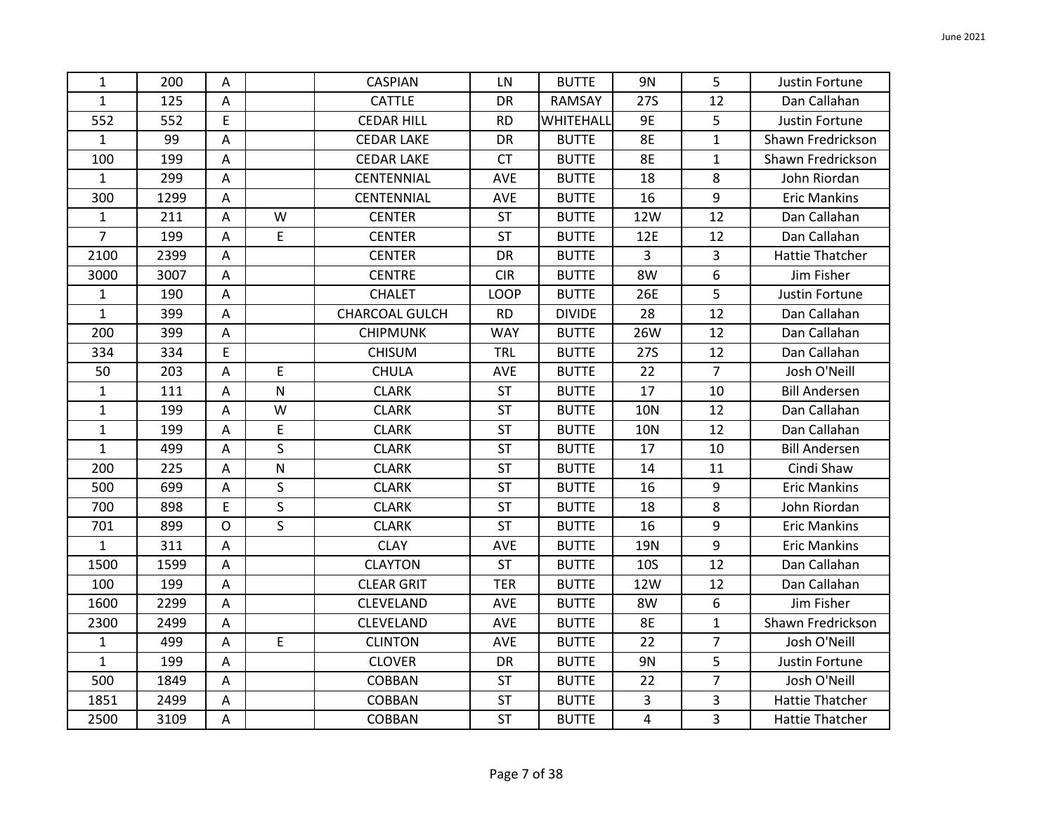| | | | | | | | | | |
|---|---|---|---|---|---|---|---|---|---|
| 1 | 200 | A | | CASPIAN | LN | BUTTE | 9N | 5 | Justin Fortune |
| 1 | 125 | A | | CATTLE | DR | RAMSAY | 27S | 12 | Dan Callahan |
| 552 | 552 | E | | CEDAR HILL | RD | WHITEHALL | 9E | 5 | Justin Fortune |
| 1 | 99 | A | | CEDAR LAKE | DR | BUTTE | 8E | 1 | Shawn Fredrickson |
| 100 | 199 | A | | CEDAR LAKE | CT | BUTTE | 8E | 1 | Shawn Fredrickson |
| 1 | 299 | A | | CENTENNIAL | AVE | BUTTE | 18 | 8 | John Riordan |
| 300 | 1299 | A | | CENTENNIAL | AVE | BUTTE | 16 | 9 | Eric Mankins |
| 1 | 211 | A | W | CENTER | ST | BUTTE | 12W | 12 | Dan Callahan |
| 7 | 199 | A | E | CENTER | ST | BUTTE | 12E | 12 | Dan Callahan |
| 2100 | 2399 | A | | CENTER | DR | BUTTE | 3 | 3 | Hattie Thatcher |
| 3000 | 3007 | A | | CENTRE | CIR | BUTTE | 8W | 6 | Jim Fisher |
| 1 | 190 | A | | CHALET | LOOP | BUTTE | 26E | 5 | Justin Fortune |
| 1 | 399 | A | | CHARCOAL GULCH | RD | DIVIDE | 28 | 12 | Dan Callahan |
| 200 | 399 | A | | CHIPMUNK | WAY | BUTTE | 26W | 12 | Dan Callahan |
| 334 | 334 | E | | CHISUM | TRL | BUTTE | 27S | 12 | Dan Callahan |
| 50 | 203 | A | E | CHULA | AVE | BUTTE | 22 | 7 | Josh O'Neill |
| 1 | 111 | A | N | CLARK | ST | BUTTE | 17 | 10 | Bill Andersen |
| 1 | 199 | A | W | CLARK | ST | BUTTE | 10N | 12 | Dan Callahan |
| 1 | 199 | A | E | CLARK | ST | BUTTE | 10N | 12 | Dan Callahan |
| 1 | 499 | A | S | CLARK | ST | BUTTE | 17 | 10 | Bill Andersen |
| 200 | 225 | A | N | CLARK | ST | BUTTE | 14 | 11 | Cindi Shaw |
| 500 | 699 | A | S | CLARK | ST | BUTTE | 16 | 9 | Eric Mankins |
| 700 | 898 | E | S | CLARK | ST | BUTTE | 18 | 8 | John Riordan |
| 701 | 899 | O | S | CLARK | ST | BUTTE | 16 | 9 | Eric Mankins |
| 1 | 311 | A | | CLAY | AVE | BUTTE | 19N | 9 | Eric Mankins |
| 1500 | 1599 | A | | CLAYTON | ST | BUTTE | 10S | 12 | Dan Callahan |
| 100 | 199 | A | | CLEAR GRIT | TER | BUTTE | 12W | 12 | Dan Callahan |
| 1600 | 2299 | A | | CLEVELAND | AVE | BUTTE | 8W | 6 | Jim Fisher |
| 2300 | 2499 | A | | CLEVELAND | AVE | BUTTE | 8E | 1 | Shawn Fredrickson |
| 1 | 499 | A | E | CLINTON | AVE | BUTTE | 22 | 7 | Josh O'Neill |
| 1 | 199 | A | | CLOVER | DR | BUTTE | 9N | 5 | Justin Fortune |
| 500 | 1849 | A | | COBBAN | ST | BUTTE | 22 | 7 | Josh O'Neill |
| 1851 | 2499 | A | | COBBAN | ST | BUTTE | 3 | 3 | Hattie Thatcher |
| 2500 | 3109 | A | | COBBAN | ST | BUTTE | 4 | 3 | Hattie Thatcher |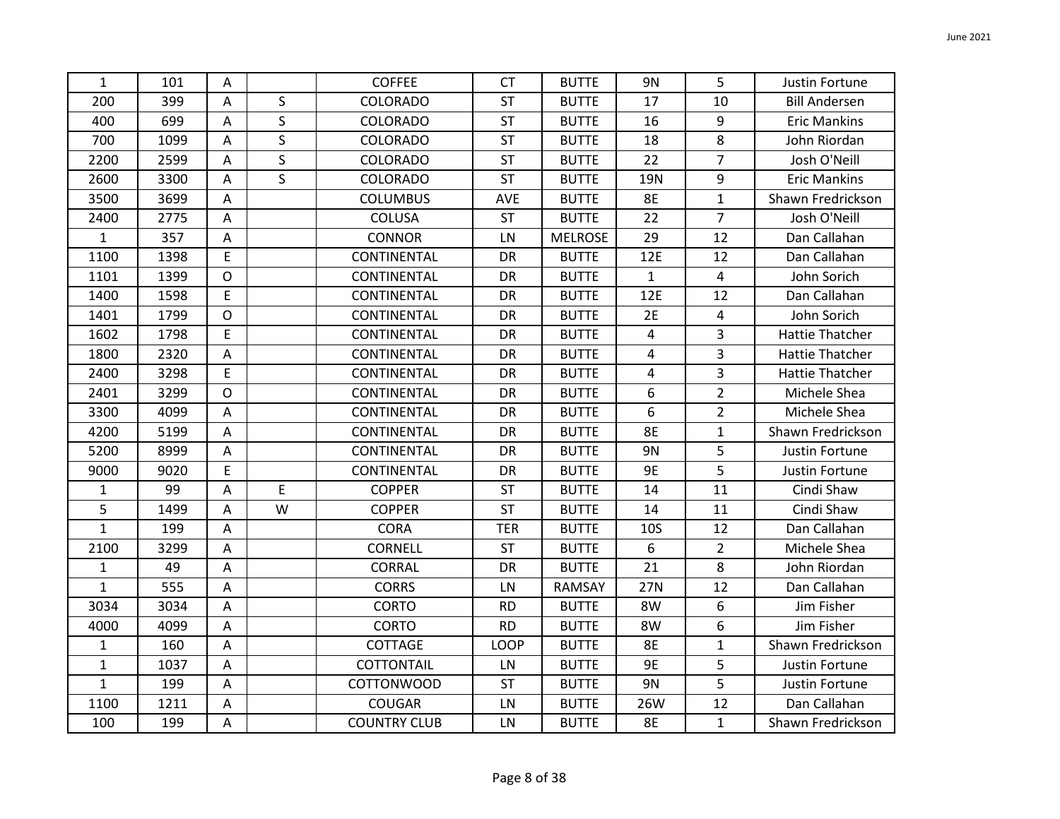| | | | | | | | | | |
|---|---|---|---|---|---|---|---|---|---|
| 1 | 101 | A | | COFFEE | CT | BUTTE | 9N | 5 | Justin Fortune |
| 200 | 399 | A | S | COLORADO | ST | BUTTE | 17 | 10 | Bill Andersen |
| 400 | 699 | A | S | COLORADO | ST | BUTTE | 16 | 9 | Eric Mankins |
| 700 | 1099 | A | S | COLORADO | ST | BUTTE | 18 | 8 | John Riordan |
| 2200 | 2599 | A | S | COLORADO | ST | BUTTE | 22 | 7 | Josh O'Neill |
| 2600 | 3300 | A | S | COLORADO | ST | BUTTE | 19N | 9 | Eric Mankins |
| 3500 | 3699 | A | | COLUMBUS | AVE | BUTTE | 8E | 1 | Shawn Fredrickson |
| 2400 | 2775 | A | | COLUSA | ST | BUTTE | 22 | 7 | Josh O'Neill |
| 1 | 357 | A | | CONNOR | LN | MELROSE | 29 | 12 | Dan Callahan |
| 1100 | 1398 | E | | CONTINENTAL | DR | BUTTE | 12E | 12 | Dan Callahan |
| 1101 | 1399 | O | | CONTINENTAL | DR | BUTTE | 1 | 4 | John Sorich |
| 1400 | 1598 | E | | CONTINENTAL | DR | BUTTE | 12E | 12 | Dan Callahan |
| 1401 | 1799 | O | | CONTINENTAL | DR | BUTTE | 2E | 4 | John Sorich |
| 1602 | 1798 | E | | CONTINENTAL | DR | BUTTE | 4 | 3 | Hattie Thatcher |
| 1800 | 2320 | A | | CONTINENTAL | DR | BUTTE | 4 | 3 | Hattie Thatcher |
| 2400 | 3298 | E | | CONTINENTAL | DR | BUTTE | 4 | 3 | Hattie Thatcher |
| 2401 | 3299 | O | | CONTINENTAL | DR | BUTTE | 6 | 2 | Michele Shea |
| 3300 | 4099 | A | | CONTINENTAL | DR | BUTTE | 6 | 2 | Michele Shea |
| 4200 | 5199 | A | | CONTINENTAL | DR | BUTTE | 8E | 1 | Shawn Fredrickson |
| 5200 | 8999 | A | | CONTINENTAL | DR | BUTTE | 9N | 5 | Justin Fortune |
| 9000 | 9020 | E | | CONTINENTAL | DR | BUTTE | 9E | 5 | Justin Fortune |
| 1 | 99 | A | E | COPPER | ST | BUTTE | 14 | 11 | Cindi Shaw |
| 5 | 1499 | A | W | COPPER | ST | BUTTE | 14 | 11 | Cindi Shaw |
| 1 | 199 | A | | CORA | TER | BUTTE | 10S | 12 | Dan Callahan |
| 2100 | 3299 | A | | CORNELL | ST | BUTTE | 6 | 2 | Michele Shea |
| 1 | 49 | A | | CORRAL | DR | BUTTE | 21 | 8 | John Riordan |
| 1 | 555 | A | | CORRS | LN | RAMSAY | 27N | 12 | Dan Callahan |
| 3034 | 3034 | A | | CORTO | RD | BUTTE | 8W | 6 | Jim Fisher |
| 4000 | 4099 | A | | CORTO | RD | BUTTE | 8W | 6 | Jim Fisher |
| 1 | 160 | A | | COTTAGE | LOOP | BUTTE | 8E | 1 | Shawn Fredrickson |
| 1 | 1037 | A | | COTTONTAIL | LN | BUTTE | 9E | 5 | Justin Fortune |
| 1 | 199 | A | | COTTONWOOD | ST | BUTTE | 9N | 5 | Justin Fortune |
| 1100 | 1211 | A | | COUGAR | LN | BUTTE | 26W | 12 | Dan Callahan |
| 100 | 199 | A | | COUNTRY CLUB | LN | BUTTE | 8E | 1 | Shawn Fredrickson |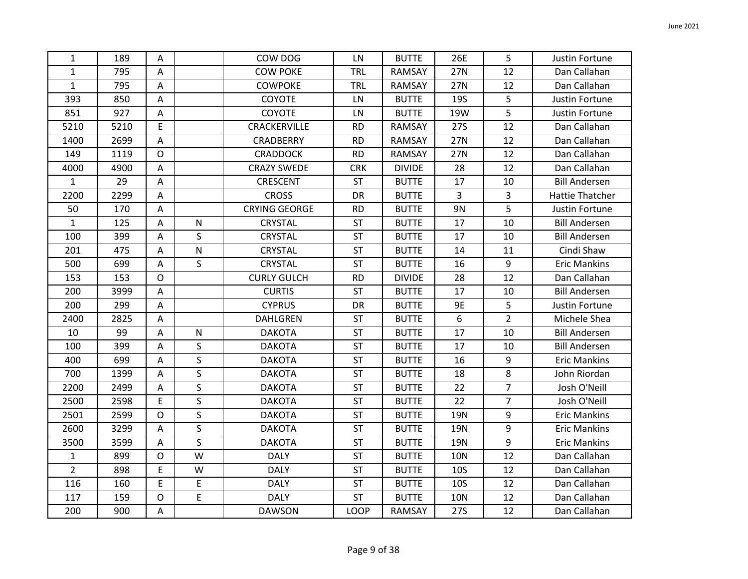| | | | | | | | | | |
|---|---|---|---|---|---|---|---|---|---|
| 1 | 189 | A | | COW DOG | LN | BUTTE | 26E | 5 | Justin Fortune |
| 1 | 795 | A | | COW POKE | TRL | RAMSAY | 27N | 12 | Dan Callahan |
| 1 | 795 | A | | COWPOKE | TRL | RAMSAY | 27N | 12 | Dan Callahan |
| 393 | 850 | A | | COYOTE | LN | BUTTE | 19S | 5 | Justin Fortune |
| 851 | 927 | A | | COYOTE | LN | BUTTE | 19W | 5 | Justin Fortune |
| 5210 | 5210 | E | | CRACKERVILLE | RD | RAMSAY | 27S | 12 | Dan Callahan |
| 1400 | 2699 | A | | CRADBERRY | RD | RAMSAY | 27N | 12 | Dan Callahan |
| 149 | 1119 | O | | CRADDOCK | RD | RAMSAY | 27N | 12 | Dan Callahan |
| 4000 | 4900 | A | | CRAZY SWEDE | CRK | DIVIDE | 28 | 12 | Dan Callahan |
| 1 | 29 | A | | CRESCENT | ST | BUTTE | 17 | 10 | Bill Andersen |
| 2200 | 2299 | A | | CROSS | DR | BUTTE | 3 | 3 | Hattie Thatcher |
| 50 | 170 | A | | CRYING GEORGE | RD | BUTTE | 9N | 5 | Justin Fortune |
| 1 | 125 | A | N | CRYSTAL | ST | BUTTE | 17 | 10 | Bill Andersen |
| 100 | 399 | A | S | CRYSTAL | ST | BUTTE | 17 | 10 | Bill Andersen |
| 201 | 475 | A | N | CRYSTAL | ST | BUTTE | 14 | 11 | Cindi Shaw |
| 500 | 699 | A | S | CRYSTAL | ST | BUTTE | 16 | 9 | Eric Mankins |
| 153 | 153 | O | | CURLY GULCH | RD | DIVIDE | 28 | 12 | Dan Callahan |
| 200 | 3999 | A | | CURTIS | ST | BUTTE | 17 | 10 | Bill Andersen |
| 200 | 299 | A | | CYPRUS | DR | BUTTE | 9E | 5 | Justin Fortune |
| 2400 | 2825 | A | | DAHLGREN | ST | BUTTE | 6 | 2 | Michele Shea |
| 10 | 99 | A | N | DAKOTA | ST | BUTTE | 17 | 10 | Bill Andersen |
| 100 | 399 | A | S | DAKOTA | ST | BUTTE | 17 | 10 | Bill Andersen |
| 400 | 699 | A | S | DAKOTA | ST | BUTTE | 16 | 9 | Eric Mankins |
| 700 | 1399 | A | S | DAKOTA | ST | BUTTE | 18 | 8 | John Riordan |
| 2200 | 2499 | A | S | DAKOTA | ST | BUTTE | 22 | 7 | Josh O'Neill |
| 2500 | 2598 | E | S | DAKOTA | ST | BUTTE | 22 | 7 | Josh O'Neill |
| 2501 | 2599 | O | S | DAKOTA | ST | BUTTE | 19N | 9 | Eric Mankins |
| 2600 | 3299 | A | S | DAKOTA | ST | BUTTE | 19N | 9 | Eric Mankins |
| 3500 | 3599 | A | S | DAKOTA | ST | BUTTE | 19N | 9 | Eric Mankins |
| 1 | 899 | O | W | DALY | ST | BUTTE | 10N | 12 | Dan Callahan |
| 2 | 898 | E | W | DALY | ST | BUTTE | 10S | 12 | Dan Callahan |
| 116 | 160 | E | E | DALY | ST | BUTTE | 10S | 12 | Dan Callahan |
| 117 | 159 | O | E | DALY | ST | BUTTE | 10N | 12 | Dan Callahan |
| 200 | 900 | A | | DAWSON | LOOP | RAMSAY | 27S | 12 | Dan Callahan |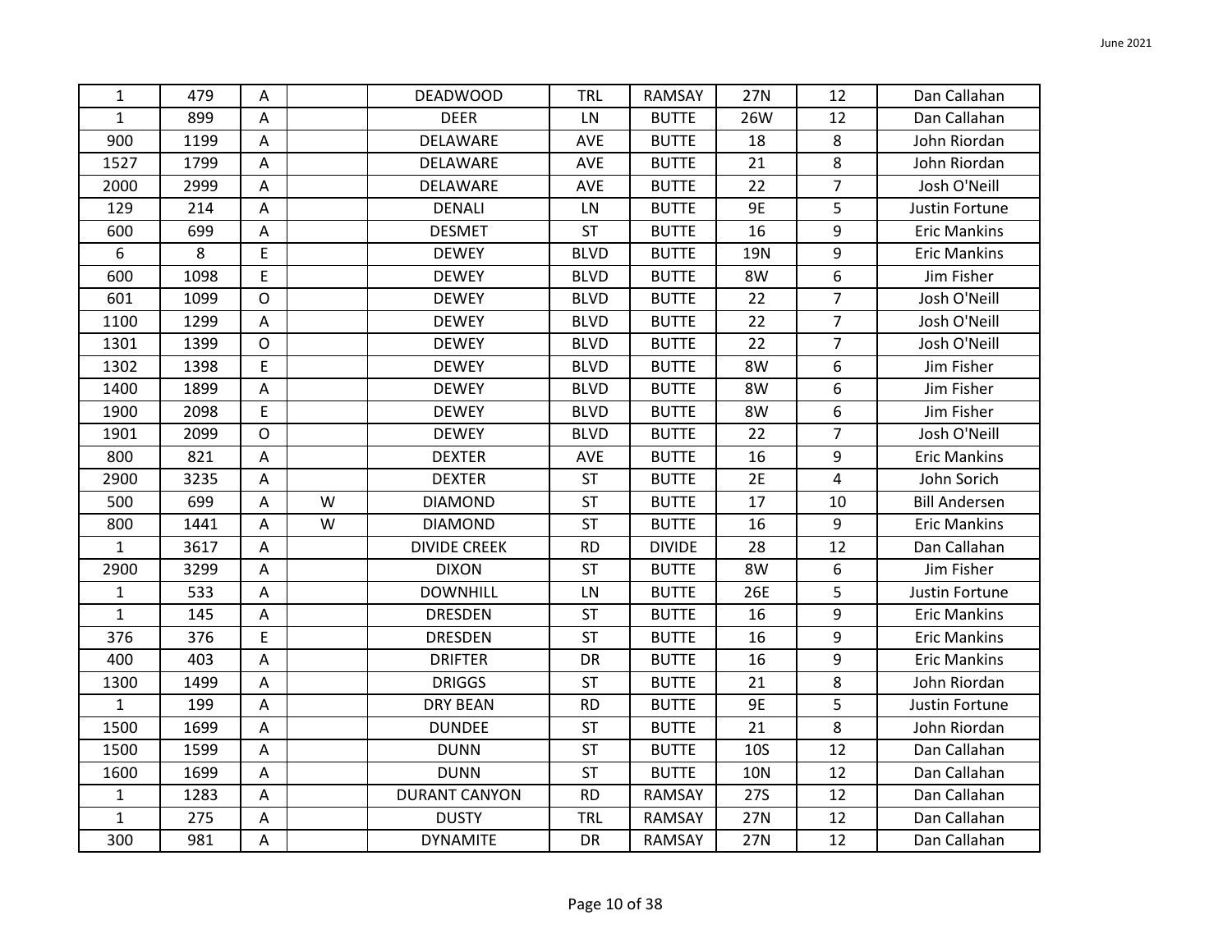| | | | | | | | | | |
|---|---|---|---|---|---|---|---|---|---|
| 1 | 479 | A | | DEADWOOD | TRL | RAMSAY | 27N | 12 | Dan Callahan |
| 1 | 899 | A | | DEER | LN | BUTTE | 26W | 12 | Dan Callahan |
| 900 | 1199 | A | | DELAWARE | AVE | BUTTE | 18 | 8 | John Riordan |
| 1527 | 1799 | A | | DELAWARE | AVE | BUTTE | 21 | 8 | John Riordan |
| 2000 | 2999 | A | | DELAWARE | AVE | BUTTE | 22 | 7 | Josh O'Neill |
| 129 | 214 | A | | DENALI | LN | BUTTE | 9E | 5 | Justin Fortune |
| 600 | 699 | A | | DESMET | ST | BUTTE | 16 | 9 | Eric Mankins |
| 6 | 8 | E | | DEWEY | BLVD | BUTTE | 19N | 9 | Eric Mankins |
| 600 | 1098 | E | | DEWEY | BLVD | BUTTE | 8W | 6 | Jim Fisher |
| 601 | 1099 | O | | DEWEY | BLVD | BUTTE | 22 | 7 | Josh O'Neill |
| 1100 | 1299 | A | | DEWEY | BLVD | BUTTE | 22 | 7 | Josh O'Neill |
| 1301 | 1399 | O | | DEWEY | BLVD | BUTTE | 22 | 7 | Josh O'Neill |
| 1302 | 1398 | E | | DEWEY | BLVD | BUTTE | 8W | 6 | Jim Fisher |
| 1400 | 1899 | A | | DEWEY | BLVD | BUTTE | 8W | 6 | Jim Fisher |
| 1900 | 2098 | E | | DEWEY | BLVD | BUTTE | 8W | 6 | Jim Fisher |
| 1901 | 2099 | O | | DEWEY | BLVD | BUTTE | 22 | 7 | Josh O'Neill |
| 800 | 821 | A | | DEXTER | AVE | BUTTE | 16 | 9 | Eric Mankins |
| 2900 | 3235 | A | | DEXTER | ST | BUTTE | 2E | 4 | John Sorich |
| 500 | 699 | A | W | DIAMOND | ST | BUTTE | 17 | 10 | Bill Andersen |
| 800 | 1441 | A | W | DIAMOND | ST | BUTTE | 16 | 9 | Eric Mankins |
| 1 | 3617 | A | | DIVIDE CREEK | RD | DIVIDE | 28 | 12 | Dan Callahan |
| 2900 | 3299 | A | | DIXON | ST | BUTTE | 8W | 6 | Jim Fisher |
| 1 | 533 | A | | DOWNHILL | LN | BUTTE | 26E | 5 | Justin Fortune |
| 1 | 145 | A | | DRESDEN | ST | BUTTE | 16 | 9 | Eric Mankins |
| 376 | 376 | E | | DRESDEN | ST | BUTTE | 16 | 9 | Eric Mankins |
| 400 | 403 | A | | DRIFTER | DR | BUTTE | 16 | 9 | Eric Mankins |
| 1300 | 1499 | A | | DRIGGS | ST | BUTTE | 21 | 8 | John Riordan |
| 1 | 199 | A | | DRY BEAN | RD | BUTTE | 9E | 5 | Justin Fortune |
| 1500 | 1699 | A | | DUNDEE | ST | BUTTE | 21 | 8 | John Riordan |
| 1500 | 1599 | A | | DUNN | ST | BUTTE | 10S | 12 | Dan Callahan |
| 1600 | 1699 | A | | DUNN | ST | BUTTE | 10N | 12 | Dan Callahan |
| 1 | 1283 | A | | DURANT CANYON | RD | RAMSAY | 27S | 12 | Dan Callahan |
| 1 | 275 | A | | DUSTY | TRL | RAMSAY | 27N | 12 | Dan Callahan |
| 300 | 981 | A | | DYNAMITE | DR | RAMSAY | 27N | 12 | Dan Callahan |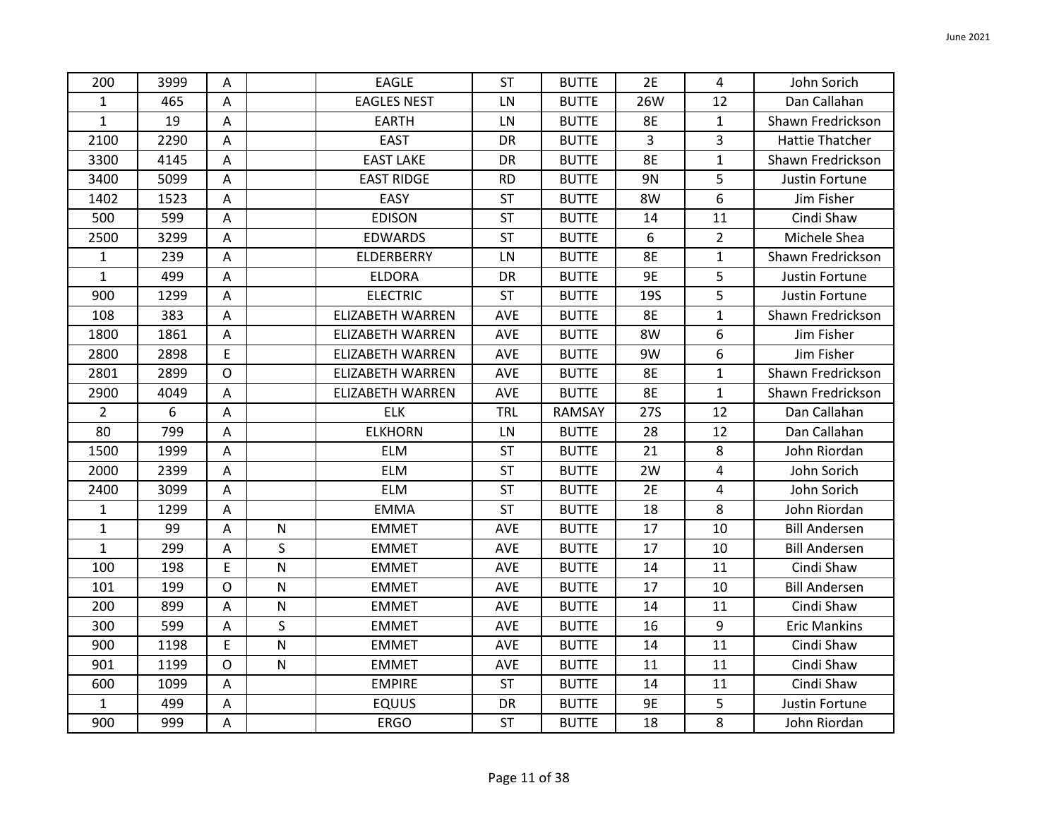| 200 | 3999 | A | | EAGLE | ST | BUTTE | 2E | 4 | John Sorich |
|---|---|---|---|---|---|---|---|---|---|
| 1 | 465 | A | | EAGLES NEST | LN | BUTTE | 26W | 12 | Dan Callahan |
| 1 | 19 | A | | EARTH | LN | BUTTE | 8E | 1 | Shawn Fredrickson |
| 2100 | 2290 | A | | EAST | DR | BUTTE | 3 | 3 | Hattie Thatcher |
| 3300 | 4145 | A | | EAST LAKE | DR | BUTTE | 8E | 1 | Shawn Fredrickson |
| 3400 | 5099 | A | | EAST RIDGE | RD | BUTTE | 9N | 5 | Justin Fortune |
| 1402 | 1523 | A | | EASY | ST | BUTTE | 8W | 6 | Jim Fisher |
| 500 | 599 | A | | EDISON | ST | BUTTE | 14 | 11 | Cindi Shaw |
| 2500 | 3299 | A | | EDWARDS | ST | BUTTE | 6 | 2 | Michele Shea |
| 1 | 239 | A | | ELDERBERRY | LN | BUTTE | 8E | 1 | Shawn Fredrickson |
| 1 | 499 | A | | ELDORA | DR | BUTTE | 9E | 5 | Justin Fortune |
| 900 | 1299 | A | | ELECTRIC | ST | BUTTE | 19S | 5 | Justin Fortune |
| 108 | 383 | A | | ELIZABETH WARREN | AVE | BUTTE | 8E | 1 | Shawn Fredrickson |
| 1800 | 1861 | A | | ELIZABETH WARREN | AVE | BUTTE | 8W | 6 | Jim Fisher |
| 2800 | 2898 | E | | ELIZABETH WARREN | AVE | BUTTE | 9W | 6 | Jim Fisher |
| 2801 | 2899 | O | | ELIZABETH WARREN | AVE | BUTTE | 8E | 1 | Shawn Fredrickson |
| 2900 | 4049 | A | | ELIZABETH WARREN | AVE | BUTTE | 8E | 1 | Shawn Fredrickson |
| 2 | 6 | A | | ELK | TRL | RAMSAY | 27S | 12 | Dan Callahan |
| 80 | 799 | A | | ELKHORN | LN | BUTTE | 28 | 12 | Dan Callahan |
| 1500 | 1999 | A | | ELM | ST | BUTTE | 21 | 8 | John Riordan |
| 2000 | 2399 | A | | ELM | ST | BUTTE | 2W | 4 | John Sorich |
| 2400 | 3099 | A | | ELM | ST | BUTTE | 2E | 4 | John Sorich |
| 1 | 1299 | A | | EMMA | ST | BUTTE | 18 | 8 | John Riordan |
| 1 | 99 | A | N | EMMET | AVE | BUTTE | 17 | 10 | Bill Andersen |
| 1 | 299 | A | S | EMMET | AVE | BUTTE | 17 | 10 | Bill Andersen |
| 100 | 198 | E | N | EMMET | AVE | BUTTE | 14 | 11 | Cindi Shaw |
| 101 | 199 | O | N | EMMET | AVE | BUTTE | 17 | 10 | Bill Andersen |
| 200 | 899 | A | N | EMMET | AVE | BUTTE | 14 | 11 | Cindi Shaw |
| 300 | 599 | A | S | EMMET | AVE | BUTTE | 16 | 9 | Eric Mankins |
| 900 | 1198 | E | N | EMMET | AVE | BUTTE | 14 | 11 | Cindi Shaw |
| 901 | 1199 | O | N | EMMET | AVE | BUTTE | 11 | 11 | Cindi Shaw |
| 600 | 1099 | A | | EMPIRE | ST | BUTTE | 14 | 11 | Cindi Shaw |
| 1 | 499 | A | | EQUUS | DR | BUTTE | 9E | 5 | Justin Fortune |
| 900 | 999 | A | | ERGO | ST | BUTTE | 18 | 8 | John Riordan |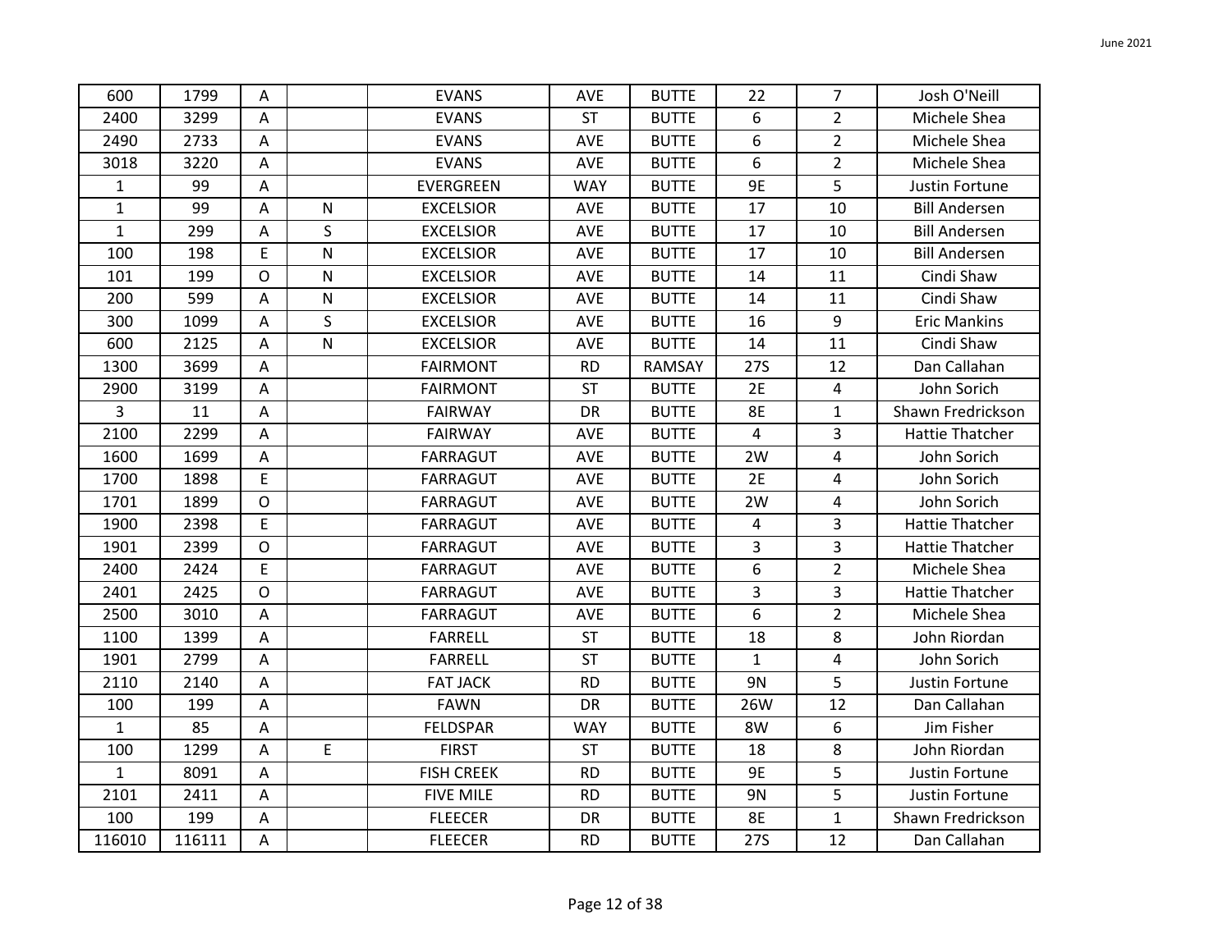| | | | | | | | | | |
|---|---|---|---|---|---|---|---|---|---|
| 600 | 1799 | A | | EVANS | AVE | BUTTE | 22 | 7 | Josh O'Neill |
| 2400 | 3299 | A | | EVANS | ST | BUTTE | 6 | 2 | Michele Shea |
| 2490 | 2733 | A | | EVANS | AVE | BUTTE | 6 | 2 | Michele Shea |
| 3018 | 3220 | A | | EVANS | AVE | BUTTE | 6 | 2 | Michele Shea |
| 1 | 99 | A | | EVERGREEN | WAY | BUTTE | 9E | 5 | Justin Fortune |
| 1 | 99 | A | N | EXCELSIOR | AVE | BUTTE | 17 | 10 | Bill Andersen |
| 1 | 299 | A | S | EXCELSIOR | AVE | BUTTE | 17 | 10 | Bill Andersen |
| 100 | 198 | E | N | EXCELSIOR | AVE | BUTTE | 17 | 10 | Bill Andersen |
| 101 | 199 | O | N | EXCELSIOR | AVE | BUTTE | 14 | 11 | Cindi Shaw |
| 200 | 599 | A | N | EXCELSIOR | AVE | BUTTE | 14 | 11 | Cindi Shaw |
| 300 | 1099 | A | S | EXCELSIOR | AVE | BUTTE | 16 | 9 | Eric Mankins |
| 600 | 2125 | A | N | EXCELSIOR | AVE | BUTTE | 14 | 11 | Cindi Shaw |
| 1300 | 3699 | A | | FAIRMONT | RD | RAMSAY | 27S | 12 | Dan Callahan |
| 2900 | 3199 | A | | FAIRMONT | ST | BUTTE | 2E | 4 | John Sorich |
| 3 | 11 | A | | FAIRWAY | DR | BUTTE | 8E | 1 | Shawn Fredrickson |
| 2100 | 2299 | A | | FAIRWAY | AVE | BUTTE | 4 | 3 | Hattie Thatcher |
| 1600 | 1699 | A | | FARRAGUT | AVE | BUTTE | 2W | 4 | John Sorich |
| 1700 | 1898 | E | | FARRAGUT | AVE | BUTTE | 2E | 4 | John Sorich |
| 1701 | 1899 | O | | FARRAGUT | AVE | BUTTE | 2W | 4 | John Sorich |
| 1900 | 2398 | E | | FARRAGUT | AVE | BUTTE | 4 | 3 | Hattie Thatcher |
| 1901 | 2399 | O | | FARRAGUT | AVE | BUTTE | 3 | 3 | Hattie Thatcher |
| 2400 | 2424 | E | | FARRAGUT | AVE | BUTTE | 6 | 2 | Michele Shea |
| 2401 | 2425 | O | | FARRAGUT | AVE | BUTTE | 3 | 3 | Hattie Thatcher |
| 2500 | 3010 | A | | FARRAGUT | AVE | BUTTE | 6 | 2 | Michele Shea |
| 1100 | 1399 | A | | FARRELL | ST | BUTTE | 18 | 8 | John Riordan |
| 1901 | 2799 | A | | FARRELL | ST | BUTTE | 1 | 4 | John Sorich |
| 2110 | 2140 | A | | FAT JACK | RD | BUTTE | 9N | 5 | Justin Fortune |
| 100 | 199 | A | | FAWN | DR | BUTTE | 26W | 12 | Dan Callahan |
| 1 | 85 | A | | FELDSPAR | WAY | BUTTE | 8W | 6 | Jim Fisher |
| 100 | 1299 | A | E | FIRST | ST | BUTTE | 18 | 8 | John Riordan |
| 1 | 8091 | A | | FISH CREEK | RD | BUTTE | 9E | 5 | Justin Fortune |
| 2101 | 2411 | A | | FIVE MILE | RD | BUTTE | 9N | 5 | Justin Fortune |
| 100 | 199 | A | | FLEECER | DR | BUTTE | 8E | 1 | Shawn Fredrickson |
| 116010 | 116111 | A | | FLEECER | RD | BUTTE | 27S | 12 | Dan Callahan |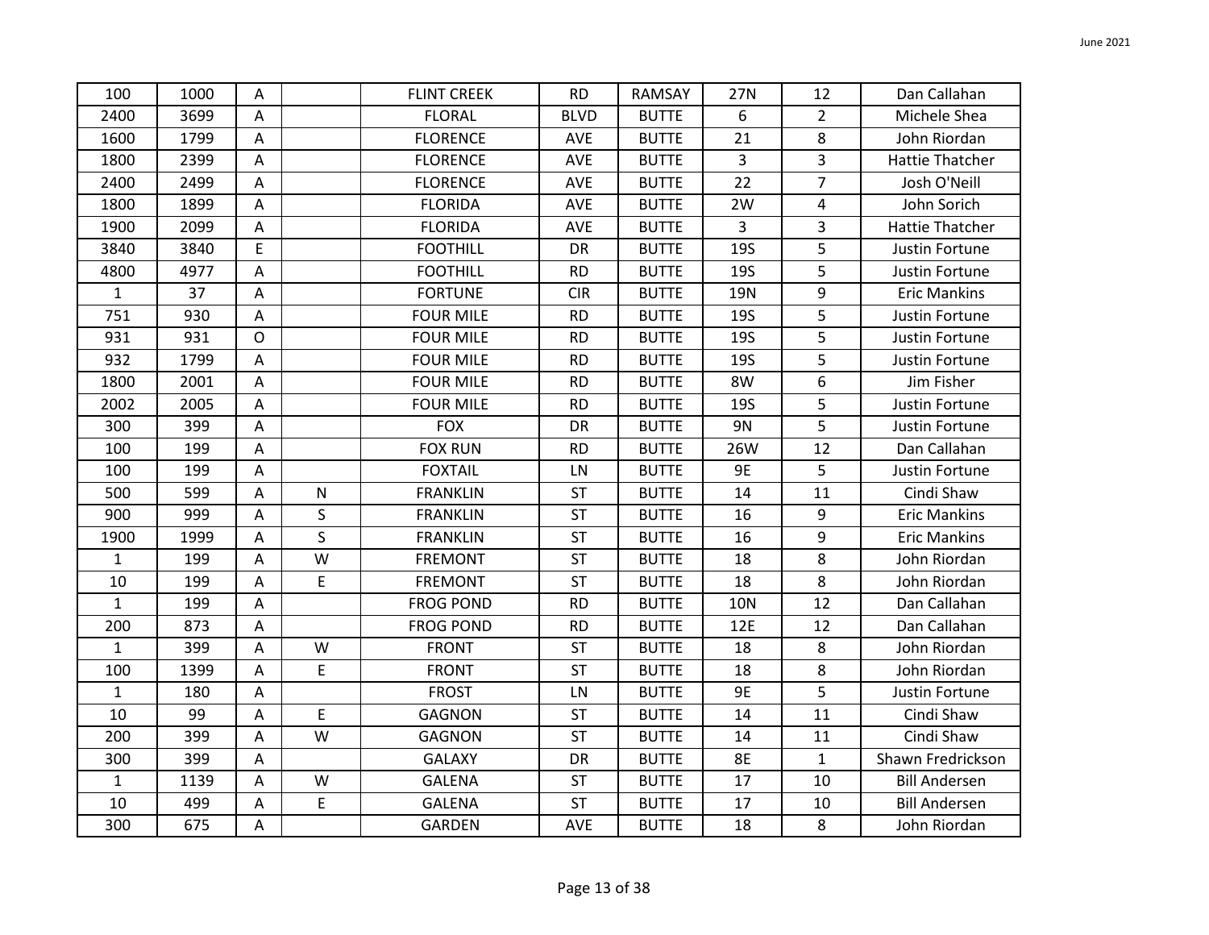| 100 | 1000 | A | | FLINT CREEK | RD | RAMSAY | 27N | 12 | Dan Callahan |
|---|---|---|---|---|---|---|---|---|---|
| 2400 | 3699 | A | | FLORAL | BLVD | BUTTE | 6 | 2 | Michele Shea |
| 1600 | 1799 | A | | FLORENCE | AVE | BUTTE | 21 | 8 | John Riordan |
| 1800 | 2399 | A | | FLORENCE | AVE | BUTTE | 3 | 3 | Hattie Thatcher |
| 2400 | 2499 | A | | FLORENCE | AVE | BUTTE | 22 | 7 | Josh O'Neill |
| 1800 | 1899 | A | | FLORIDA | AVE | BUTTE | 2W | 4 | John Sorich |
| 1900 | 2099 | A | | FLORIDA | AVE | BUTTE | 3 | 3 | Hattie Thatcher |
| 3840 | 3840 | E | | FOOTHILL | DR | BUTTE | 19S | 5 | Justin Fortune |
| 4800 | 4977 | A | | FOOTHILL | RD | BUTTE | 19S | 5 | Justin Fortune |
| 1 | 37 | A | | FORTUNE | CIR | BUTTE | 19N | 9 | Eric Mankins |
| 751 | 930 | A | | FOUR MILE | RD | BUTTE | 19S | 5 | Justin Fortune |
| 931 | 931 | O | | FOUR MILE | RD | BUTTE | 19S | 5 | Justin Fortune |
| 932 | 1799 | A | | FOUR MILE | RD | BUTTE | 19S | 5 | Justin Fortune |
| 1800 | 2001 | A | | FOUR MILE | RD | BUTTE | 8W | 6 | Jim Fisher |
| 2002 | 2005 | A | | FOUR MILE | RD | BUTTE | 19S | 5 | Justin Fortune |
| 300 | 399 | A | | FOX | DR | BUTTE | 9N | 5 | Justin Fortune |
| 100 | 199 | A | | FOX RUN | RD | BUTTE | 26W | 12 | Dan Callahan |
| 100 | 199 | A | | FOXTAIL | LN | BUTTE | 9E | 5 | Justin Fortune |
| 500 | 599 | A | N | FRANKLIN | ST | BUTTE | 14 | 11 | Cindi Shaw |
| 900 | 999 | A | S | FRANKLIN | ST | BUTTE | 16 | 9 | Eric Mankins |
| 1900 | 1999 | A | S | FRANKLIN | ST | BUTTE | 16 | 9 | Eric Mankins |
| 1 | 199 | A | W | FREMONT | ST | BUTTE | 18 | 8 | John Riordan |
| 10 | 199 | A | E | FREMONT | ST | BUTTE | 18 | 8 | John Riordan |
| 1 | 199 | A | | FROG POND | RD | BUTTE | 10N | 12 | Dan Callahan |
| 200 | 873 | A | | FROG POND | RD | BUTTE | 12E | 12 | Dan Callahan |
| 1 | 399 | A | W | FRONT | ST | BUTTE | 18 | 8 | John Riordan |
| 100 | 1399 | A | E | FRONT | ST | BUTTE | 18 | 8 | John Riordan |
| 1 | 180 | A | | FROST | LN | BUTTE | 9E | 5 | Justin Fortune |
| 10 | 99 | A | E | GAGNON | ST | BUTTE | 14 | 11 | Cindi Shaw |
| 200 | 399 | A | W | GAGNON | ST | BUTTE | 14 | 11 | Cindi Shaw |
| 300 | 399 | A | | GALAXY | DR | BUTTE | 8E | 1 | Shawn Fredrickson |
| 1 | 1139 | A | W | GALENA | ST | BUTTE | 17 | 10 | Bill Andersen |
| 10 | 499 | A | E | GALENA | ST | BUTTE | 17 | 10 | Bill Andersen |
| 300 | 675 | A | | GARDEN | AVE | BUTTE | 18 | 8 | John Riordan |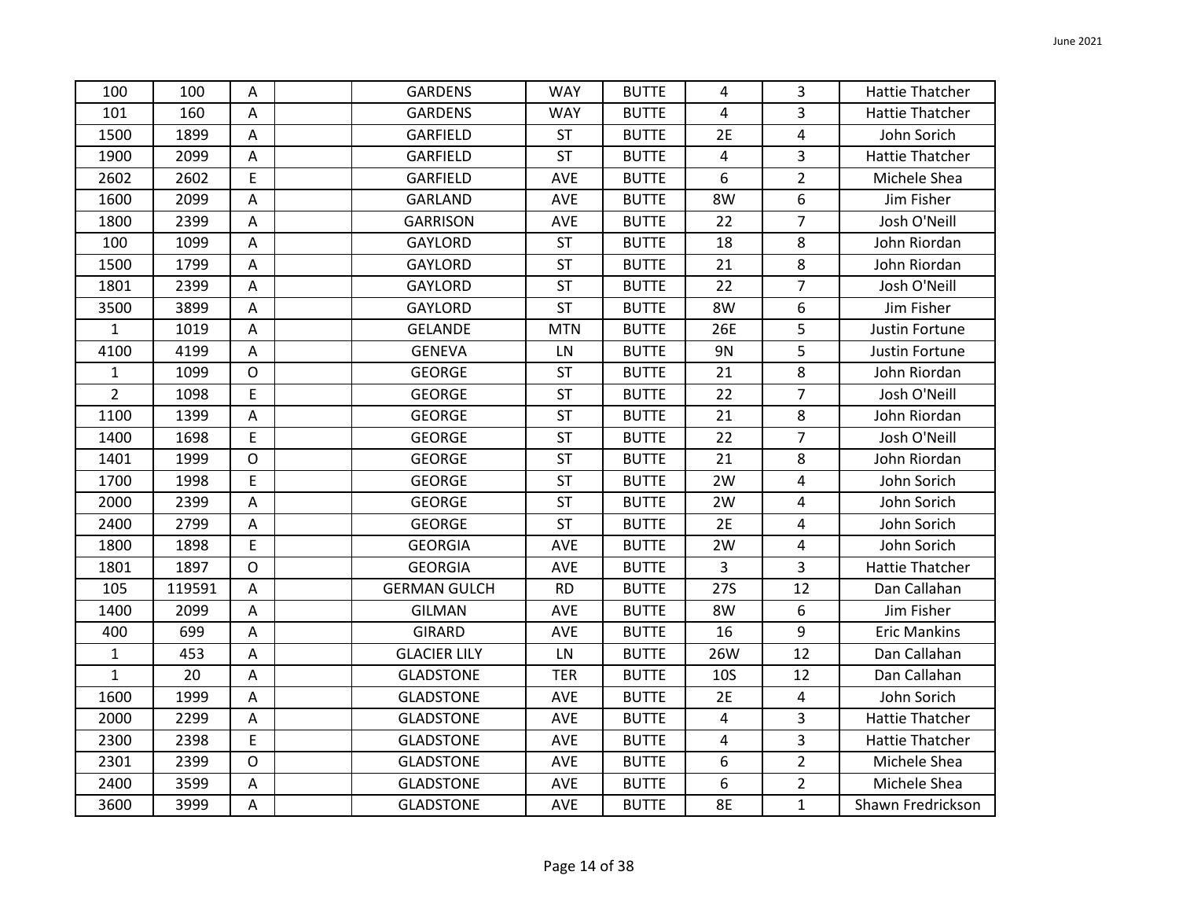| | | | | | | | | | |
|---|---|---|---|---|---|---|---|---|---|
| 100 | 100 | A | | GARDENS | WAY | BUTTE | 4 | 3 | Hattie Thatcher |
| 101 | 160 | A | | GARDENS | WAY | BUTTE | 4 | 3 | Hattie Thatcher |
| 1500 | 1899 | A | | GARFIELD | ST | BUTTE | 2E | 4 | John Sorich |
| 1900 | 2099 | A | | GARFIELD | ST | BUTTE | 4 | 3 | Hattie Thatcher |
| 2602 | 2602 | E | | GARFIELD | AVE | BUTTE | 6 | 2 | Michele Shea |
| 1600 | 2099 | A | | GARLAND | AVE | BUTTE | 8W | 6 | Jim Fisher |
| 1800 | 2399 | A | | GARRISON | AVE | BUTTE | 22 | 7 | Josh O'Neill |
| 100 | 1099 | A | | GAYLORD | ST | BUTTE | 18 | 8 | John Riordan |
| 1500 | 1799 | A | | GAYLORD | ST | BUTTE | 21 | 8 | John Riordan |
| 1801 | 2399 | A | | GAYLORD | ST | BUTTE | 22 | 7 | Josh O'Neill |
| 3500 | 3899 | A | | GAYLORD | ST | BUTTE | 8W | 6 | Jim Fisher |
| 1 | 1019 | A | | GELANDE | MTN | BUTTE | 26E | 5 | Justin Fortune |
| 4100 | 4199 | A | | GENEVA | LN | BUTTE | 9N | 5 | Justin Fortune |
| 1 | 1099 | O | | GEORGE | ST | BUTTE | 21 | 8 | John Riordan |
| 2 | 1098 | E | | GEORGE | ST | BUTTE | 22 | 7 | Josh O'Neill |
| 1100 | 1399 | A | | GEORGE | ST | BUTTE | 21 | 8 | John Riordan |
| 1400 | 1698 | E | | GEORGE | ST | BUTTE | 22 | 7 | Josh O'Neill |
| 1401 | 1999 | O | | GEORGE | ST | BUTTE | 21 | 8 | John Riordan |
| 1700 | 1998 | E | | GEORGE | ST | BUTTE | 2W | 4 | John Sorich |
| 2000 | 2399 | A | | GEORGE | ST | BUTTE | 2W | 4 | John Sorich |
| 2400 | 2799 | A | | GEORGE | ST | BUTTE | 2E | 4 | John Sorich |
| 1800 | 1898 | E | | GEORGIA | AVE | BUTTE | 2W | 4 | John Sorich |
| 1801 | 1897 | O | | GEORGIA | AVE | BUTTE | 3 | 3 | Hattie Thatcher |
| 105 | 119591 | A | | GERMAN GULCH | RD | BUTTE | 27S | 12 | Dan Callahan |
| 1400 | 2099 | A | | GILMAN | AVE | BUTTE | 8W | 6 | Jim Fisher |
| 400 | 699 | A | | GIRARD | AVE | BUTTE | 16 | 9 | Eric Mankins |
| 1 | 453 | A | | GLACIER LILY | LN | BUTTE | 26W | 12 | Dan Callahan |
| 1 | 20 | A | | GLADSTONE | TER | BUTTE | 10S | 12 | Dan Callahan |
| 1600 | 1999 | A | | GLADSTONE | AVE | BUTTE | 2E | 4 | John Sorich |
| 2000 | 2299 | A | | GLADSTONE | AVE | BUTTE | 4 | 3 | Hattie Thatcher |
| 2300 | 2398 | E | | GLADSTONE | AVE | BUTTE | 4 | 3 | Hattie Thatcher |
| 2301 | 2399 | O | | GLADSTONE | AVE | BUTTE | 6 | 2 | Michele Shea |
| 2400 | 3599 | A | | GLADSTONE | AVE | BUTTE | 6 | 2 | Michele Shea |
| 3600 | 3999 | A | | GLADSTONE | AVE | BUTTE | 8E | 1 | Shawn Fredrickson |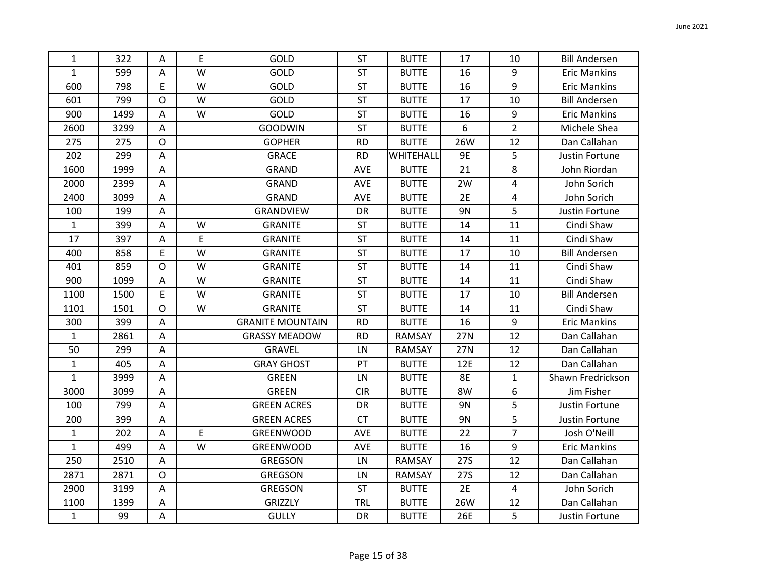| | | | | | | | | | |
|---|---|---|---|---|---|---|---|---|---|
| 1 | 322 | A | E | GOLD | ST | BUTTE | 17 | 10 | Bill Andersen |
| 1 | 599 | A | W | GOLD | ST | BUTTE | 16 | 9 | Eric Mankins |
| 600 | 798 | E | W | GOLD | ST | BUTTE | 16 | 9 | Eric Mankins |
| 601 | 799 | O | W | GOLD | ST | BUTTE | 17 | 10 | Bill Andersen |
| 900 | 1499 | A | W | GOLD | ST | BUTTE | 16 | 9 | Eric Mankins |
| 2600 | 3299 | A | | GOODWIN | ST | BUTTE | 6 | 2 | Michele Shea |
| 275 | 275 | O | | GOPHER | RD | BUTTE | 26W | 12 | Dan Callahan |
| 202 | 299 | A | | GRACE | RD | WHITEHALL | 9E | 5 | Justin Fortune |
| 1600 | 1999 | A | | GRAND | AVE | BUTTE | 21 | 8 | John Riordan |
| 2000 | 2399 | A | | GRAND | AVE | BUTTE | 2W | 4 | John Sorich |
| 2400 | 3099 | A | | GRAND | AVE | BUTTE | 2E | 4 | John Sorich |
| 100 | 199 | A | | GRANDVIEW | DR | BUTTE | 9N | 5 | Justin Fortune |
| 1 | 399 | A | W | GRANITE | ST | BUTTE | 14 | 11 | Cindi Shaw |
| 17 | 397 | A | E | GRANITE | ST | BUTTE | 14 | 11 | Cindi Shaw |
| 400 | 858 | E | W | GRANITE | ST | BUTTE | 17 | 10 | Bill Andersen |
| 401 | 859 | O | W | GRANITE | ST | BUTTE | 14 | 11 | Cindi Shaw |
| 900 | 1099 | A | W | GRANITE | ST | BUTTE | 14 | 11 | Cindi Shaw |
| 1100 | 1500 | E | W | GRANITE | ST | BUTTE | 17 | 10 | Bill Andersen |
| 1101 | 1501 | O | W | GRANITE | ST | BUTTE | 14 | 11 | Cindi Shaw |
| 300 | 399 | A | | GRANITE MOUNTAIN | RD | BUTTE | 16 | 9 | Eric Mankins |
| 1 | 2861 | A | | GRASSY MEADOW | RD | RAMSAY | 27N | 12 | Dan Callahan |
| 50 | 299 | A | | GRAVEL | LN | RAMSAY | 27N | 12 | Dan Callahan |
| 1 | 405 | A | | GRAY GHOST | PT | BUTTE | 12E | 12 | Dan Callahan |
| 1 | 3999 | A | | GREEN | LN | BUTTE | 8E | 1 | Shawn Fredrickson |
| 3000 | 3099 | A | | GREEN | CIR | BUTTE | 8W | 6 | Jim Fisher |
| 100 | 799 | A | | GREEN ACRES | DR | BUTTE | 9N | 5 | Justin Fortune |
| 200 | 399 | A | | GREEN ACRES | CT | BUTTE | 9N | 5 | Justin Fortune |
| 1 | 202 | A | E | GREENWOOD | AVE | BUTTE | 22 | 7 | Josh O'Neill |
| 1 | 499 | A | W | GREENWOOD | AVE | BUTTE | 16 | 9 | Eric Mankins |
| 250 | 2510 | A | | GREGSON | LN | RAMSAY | 27S | 12 | Dan Callahan |
| 2871 | 2871 | O | | GREGSON | LN | RAMSAY | 27S | 12 | Dan Callahan |
| 2900 | 3199 | A | | GREGSON | ST | BUTTE | 2E | 4 | John Sorich |
| 1100 | 1399 | A | | GRIZZLY | TRL | BUTTE | 26W | 12 | Dan Callahan |
| 1 | 99 | A | | GULLY | DR | BUTTE | 26E | 5 | Justin Fortune |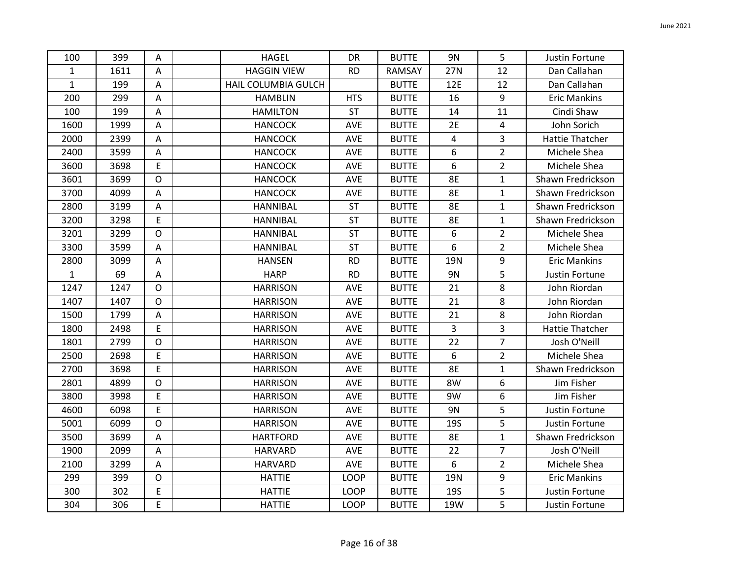| | | | | | | | | | |
|---|---|---|---|---|---|---|---|---|---|
| 100 | 399 | A | | HAGEL | DR | BUTTE | 9N | 5 | Justin Fortune |
| 1 | 1611 | A | | HAGGIN VIEW | RD | RAMSAY | 27N | 12 | Dan Callahan |
| 1 | 199 | A | | HAIL COLUMBIA GULCH | | BUTTE | 12E | 12 | Dan Callahan |
| 200 | 299 | A | | HAMBLIN | HTS | BUTTE | 16 | 9 | Eric Mankins |
| 100 | 199 | A | | HAMILTON | ST | BUTTE | 14 | 11 | Cindi Shaw |
| 1600 | 1999 | A | | HANCOCK | AVE | BUTTE | 2E | 4 | John Sorich |
| 2000 | 2399 | A | | HANCOCK | AVE | BUTTE | 4 | 3 | Hattie Thatcher |
| 2400 | 3599 | A | | HANCOCK | AVE | BUTTE | 6 | 2 | Michele Shea |
| 3600 | 3698 | E | | HANCOCK | AVE | BUTTE | 6 | 2 | Michele Shea |
| 3601 | 3699 | O | | HANCOCK | AVE | BUTTE | 8E | 1 | Shawn Fredrickson |
| 3700 | 4099 | A | | HANCOCK | AVE | BUTTE | 8E | 1 | Shawn Fredrickson |
| 2800 | 3199 | A | | HANNIBAL | ST | BUTTE | 8E | 1 | Shawn Fredrickson |
| 3200 | 3298 | E | | HANNIBAL | ST | BUTTE | 8E | 1 | Shawn Fredrickson |
| 3201 | 3299 | O | | HANNIBAL | ST | BUTTE | 6 | 2 | Michele Shea |
| 3300 | 3599 | A | | HANNIBAL | ST | BUTTE | 6 | 2 | Michele Shea |
| 2800 | 3099 | A | | HANSEN | RD | BUTTE | 19N | 9 | Eric Mankins |
| 1 | 69 | A | | HARP | RD | BUTTE | 9N | 5 | Justin Fortune |
| 1247 | 1247 | O | | HARRISON | AVE | BUTTE | 21 | 8 | John Riordan |
| 1407 | 1407 | O | | HARRISON | AVE | BUTTE | 21 | 8 | John Riordan |
| 1500 | 1799 | A | | HARRISON | AVE | BUTTE | 21 | 8 | John Riordan |
| 1800 | 2498 | E | | HARRISON | AVE | BUTTE | 3 | 3 | Hattie Thatcher |
| 1801 | 2799 | O | | HARRISON | AVE | BUTTE | 22 | 7 | Josh O'Neill |
| 2500 | 2698 | E | | HARRISON | AVE | BUTTE | 6 | 2 | Michele Shea |
| 2700 | 3698 | E | | HARRISON | AVE | BUTTE | 8E | 1 | Shawn Fredrickson |
| 2801 | 4899 | O | | HARRISON | AVE | BUTTE | 8W | 6 | Jim Fisher |
| 3800 | 3998 | E | | HARRISON | AVE | BUTTE | 9W | 6 | Jim Fisher |
| 4600 | 6098 | E | | HARRISON | AVE | BUTTE | 9N | 5 | Justin Fortune |
| 5001 | 6099 | O | | HARRISON | AVE | BUTTE | 19S | 5 | Justin Fortune |
| 3500 | 3699 | A | | HARTFORD | AVE | BUTTE | 8E | 1 | Shawn Fredrickson |
| 1900 | 2099 | A | | HARVARD | AVE | BUTTE | 22 | 7 | Josh O'Neill |
| 2100 | 3299 | A | | HARVARD | AVE | BUTTE | 6 | 2 | Michele Shea |
| 299 | 399 | O | | HATTIE | LOOP | BUTTE | 19N | 9 | Eric Mankins |
| 300 | 302 | E | | HATTIE | LOOP | BUTTE | 19S | 5 | Justin Fortune |
| 304 | 306 | E | | HATTIE | LOOP | BUTTE | 19W | 5 | Justin Fortune |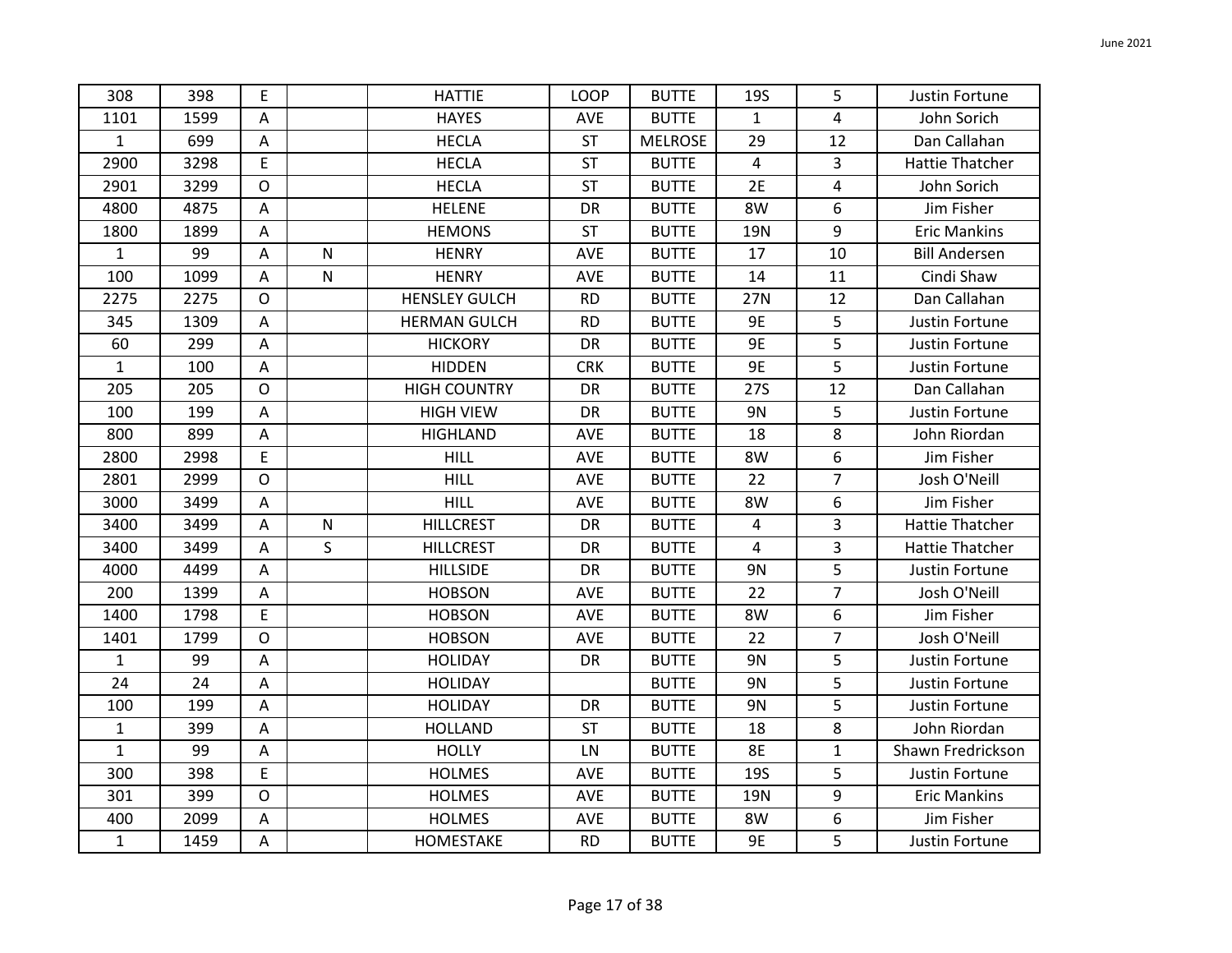| | | | | | | | | | |
|---|---|---|---|---|---|---|---|---|---|
| 308 | 398 | E | | HATTIE | LOOP | BUTTE | 19S | 5 | Justin Fortune |
| 1101 | 1599 | A | | HAYES | AVE | BUTTE | 1 | 4 | John Sorich |
| 1 | 699 | A | | HECLA | ST | MELROSE | 29 | 12 | Dan Callahan |
| 2900 | 3298 | E | | HECLA | ST | BUTTE | 4 | 3 | Hattie Thatcher |
| 2901 | 3299 | O | | HECLA | ST | BUTTE | 2E | 4 | John Sorich |
| 4800 | 4875 | A | | HELENE | DR | BUTTE | 8W | 6 | Jim Fisher |
| 1800 | 1899 | A | | HEMONS | ST | BUTTE | 19N | 9 | Eric Mankins |
| 1 | 99 | A | N | HENRY | AVE | BUTTE | 17 | 10 | Bill Andersen |
| 100 | 1099 | A | N | HENRY | AVE | BUTTE | 14 | 11 | Cindi Shaw |
| 2275 | 2275 | O | | HENSLEY GULCH | RD | BUTTE | 27N | 12 | Dan Callahan |
| 345 | 1309 | A | | HERMAN GULCH | RD | BUTTE | 9E | 5 | Justin Fortune |
| 60 | 299 | A | | HICKORY | DR | BUTTE | 9E | 5 | Justin Fortune |
| 1 | 100 | A | | HIDDEN | CRK | BUTTE | 9E | 5 | Justin Fortune |
| 205 | 205 | O | | HIGH COUNTRY | DR | BUTTE | 27S | 12 | Dan Callahan |
| 100 | 199 | A | | HIGH VIEW | DR | BUTTE | 9N | 5 | Justin Fortune |
| 800 | 899 | A | | HIGHLAND | AVE | BUTTE | 18 | 8 | John Riordan |
| 2800 | 2998 | E | | HILL | AVE | BUTTE | 8W | 6 | Jim Fisher |
| 2801 | 2999 | O | | HILL | AVE | BUTTE | 22 | 7 | Josh O'Neill |
| 3000 | 3499 | A | | HILL | AVE | BUTTE | 8W | 6 | Jim Fisher |
| 3400 | 3499 | A | N | HILLCREST | DR | BUTTE | 4 | 3 | Hattie Thatcher |
| 3400 | 3499 | A | S | HILLCREST | DR | BUTTE | 4 | 3 | Hattie Thatcher |
| 4000 | 4499 | A | | HILLSIDE | DR | BUTTE | 9N | 5 | Justin Fortune |
| 200 | 1399 | A | | HOBSON | AVE | BUTTE | 22 | 7 | Josh O'Neill |
| 1400 | 1798 | E | | HOBSON | AVE | BUTTE | 8W | 6 | Jim Fisher |
| 1401 | 1799 | O | | HOBSON | AVE | BUTTE | 22 | 7 | Josh O'Neill |
| 1 | 99 | A | | HOLIDAY | DR | BUTTE | 9N | 5 | Justin Fortune |
| 24 | 24 | A | | HOLIDAY | | BUTTE | 9N | 5 | Justin Fortune |
| 100 | 199 | A | | HOLIDAY | DR | BUTTE | 9N | 5 | Justin Fortune |
| 1 | 399 | A | | HOLLAND | ST | BUTTE | 18 | 8 | John Riordan |
| 1 | 99 | A | | HOLLY | LN | BUTTE | 8E | 1 | Shawn Fredrickson |
| 300 | 398 | E | | HOLMES | AVE | BUTTE | 19S | 5 | Justin Fortune |
| 301 | 399 | O | | HOLMES | AVE | BUTTE | 19N | 9 | Eric Mankins |
| 400 | 2099 | A | | HOLMES | AVE | BUTTE | 8W | 6 | Jim Fisher |
| 1 | 1459 | A | | HOMESTAKE | RD | BUTTE | 9E | 5 | Justin Fortune |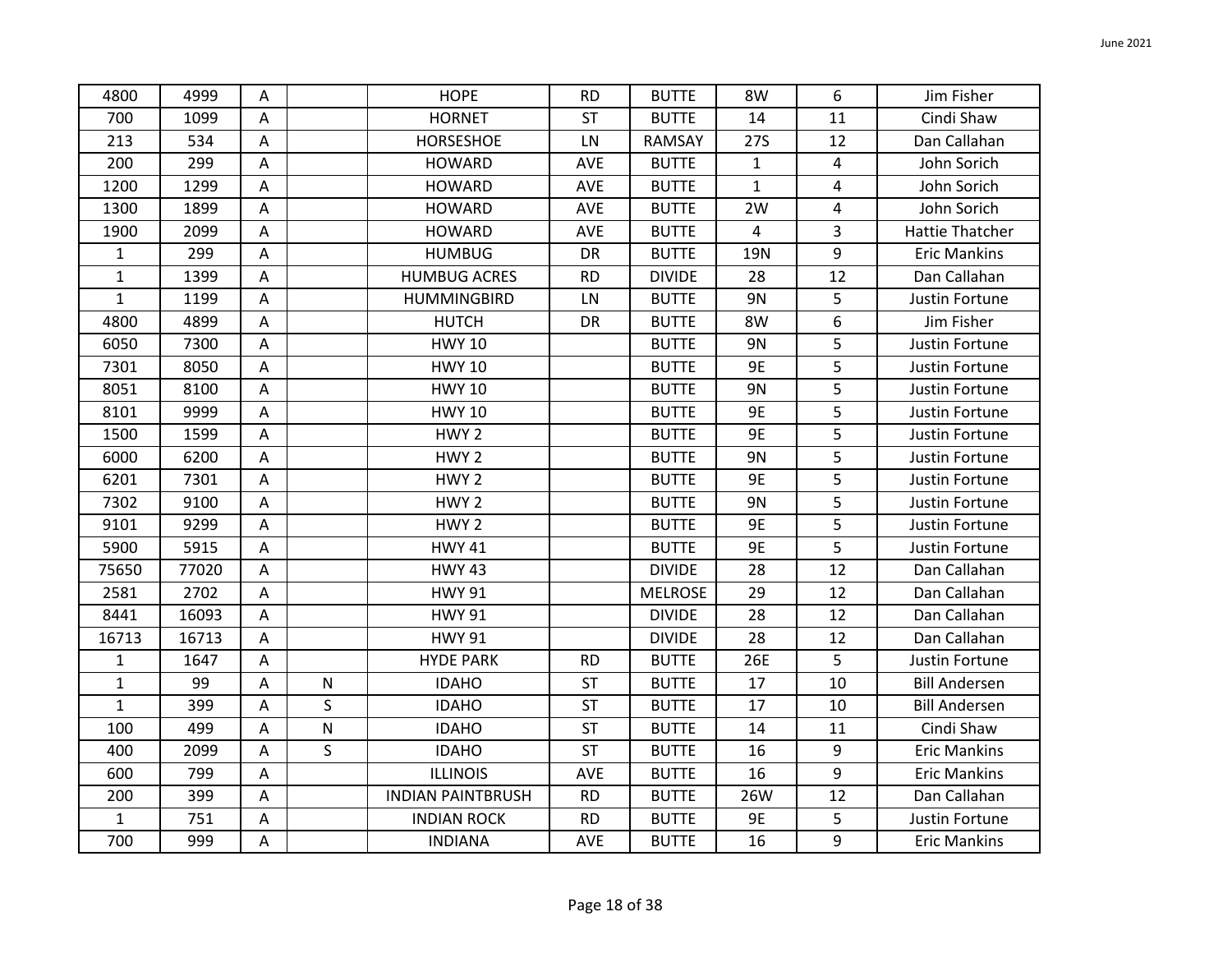| 4800 | 4999 | A | | HOPE | RD | BUTTE | 8W | 6 | Jim Fisher |
|---|---|---|---|---|---|---|---|---|---|
| 700 | 1099 | A | | HORNET | ST | BUTTE | 14 | 11 | Cindi Shaw |
| 213 | 534 | A | | HORSESHOE | LN | RAMSAY | 27S | 12 | Dan Callahan |
| 200 | 299 | A | | HOWARD | AVE | BUTTE | 1 | 4 | John Sorich |
| 1200 | 1299 | A | | HOWARD | AVE | BUTTE | 1 | 4 | John Sorich |
| 1300 | 1899 | A | | HOWARD | AVE | BUTTE | 2W | 4 | John Sorich |
| 1900 | 2099 | A | | HOWARD | AVE | BUTTE | 4 | 3 | Hattie Thatcher |
| 1 | 299 | A | | HUMBUG | DR | BUTTE | 19N | 9 | Eric Mankins |
| 1 | 1399 | A | | HUMBUG ACRES | RD | DIVIDE | 28 | 12 | Dan Callahan |
| 1 | 1199 | A | | HUMMINGBIRD | LN | BUTTE | 9N | 5 | Justin Fortune |
| 4800 | 4899 | A | | HUTCH | DR | BUTTE | 8W | 6 | Jim Fisher |
| 6050 | 7300 | A | | HWY 10 | | BUTTE | 9N | 5 | Justin Fortune |
| 7301 | 8050 | A | | HWY 10 | | BUTTE | 9E | 5 | Justin Fortune |
| 8051 | 8100 | A | | HWY 10 | | BUTTE | 9N | 5 | Justin Fortune |
| 8101 | 9999 | A | | HWY 10 | | BUTTE | 9E | 5 | Justin Fortune |
| 1500 | 1599 | A | | HWY 2 | | BUTTE | 9E | 5 | Justin Fortune |
| 6000 | 6200 | A | | HWY 2 | | BUTTE | 9N | 5 | Justin Fortune |
| 6201 | 7301 | A | | HWY 2 | | BUTTE | 9E | 5 | Justin Fortune |
| 7302 | 9100 | A | | HWY 2 | | BUTTE | 9N | 5 | Justin Fortune |
| 9101 | 9299 | A | | HWY 2 | | BUTTE | 9E | 5 | Justin Fortune |
| 5900 | 5915 | A | | HWY 41 | | BUTTE | 9E | 5 | Justin Fortune |
| 75650 | 77020 | A | | HWY 43 | | DIVIDE | 28 | 12 | Dan Callahan |
| 2581 | 2702 | A | | HWY 91 | | MELROSE | 29 | 12 | Dan Callahan |
| 8441 | 16093 | A | | HWY 91 | | DIVIDE | 28 | 12 | Dan Callahan |
| 16713 | 16713 | A | | HWY 91 | | DIVIDE | 28 | 12 | Dan Callahan |
| 1 | 1647 | A | | HYDE PARK | RD | BUTTE | 26E | 5 | Justin Fortune |
| 1 | 99 | A | N | IDAHO | ST | BUTTE | 17 | 10 | Bill Andersen |
| 1 | 399 | A | S | IDAHO | ST | BUTTE | 17 | 10 | Bill Andersen |
| 100 | 499 | A | N | IDAHO | ST | BUTTE | 14 | 11 | Cindi Shaw |
| 400 | 2099 | A | S | IDAHO | ST | BUTTE | 16 | 9 | Eric Mankins |
| 600 | 799 | A | | ILLINOIS | AVE | BUTTE | 16 | 9 | Eric Mankins |
| 200 | 399 | A | | INDIAN PAINTBRUSH | RD | BUTTE | 26W | 12 | Dan Callahan |
| 1 | 751 | A | | INDIAN ROCK | RD | BUTTE | 9E | 5 | Justin Fortune |
| 700 | 999 | A | | INDIANA | AVE | BUTTE | 16 | 9 | Eric Mankins |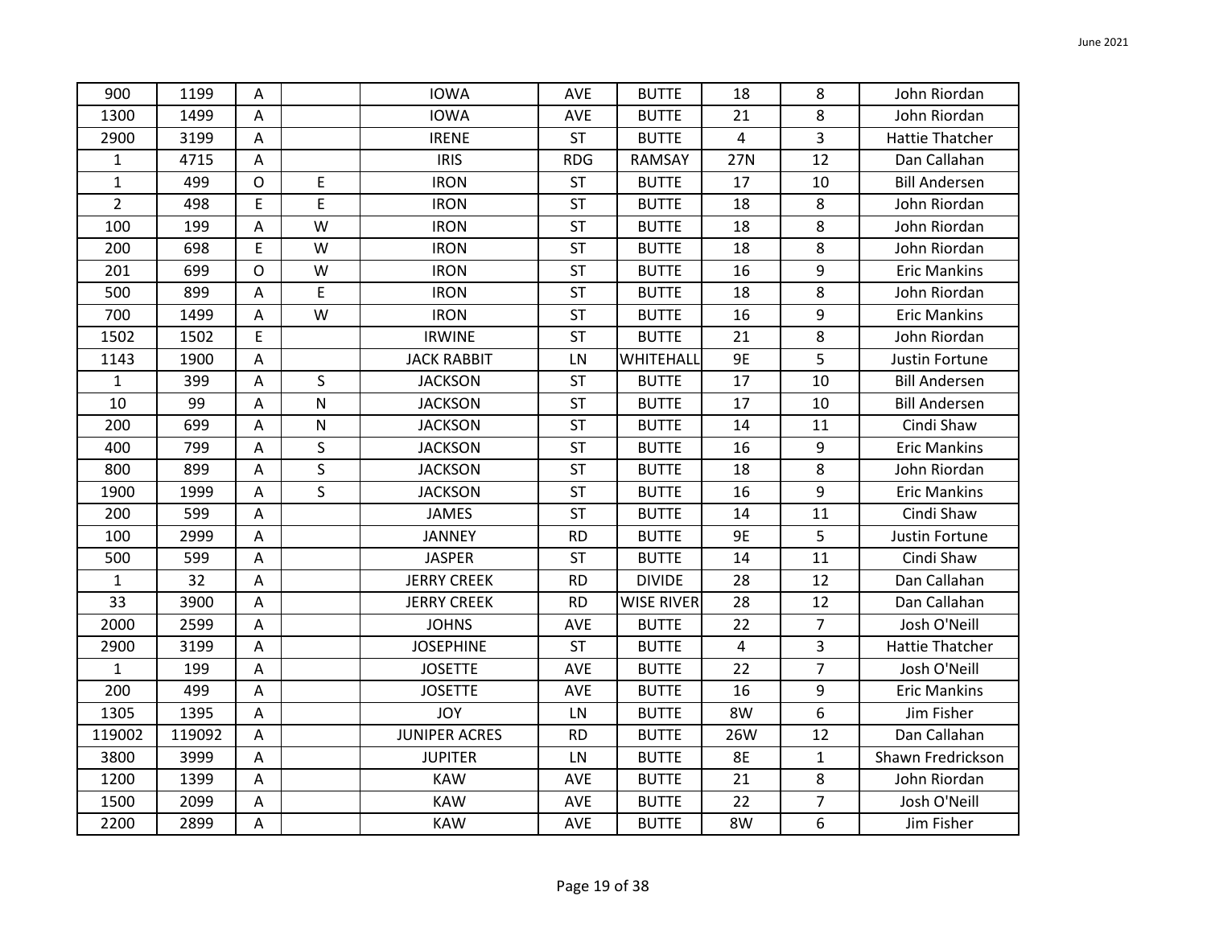| | | | | | | | | | |
|---|---|---|---|---|---|---|---|---|---|
| 900 | 1199 | A | | IOWA | AVE | BUTTE | 18 | 8 | John Riordan |
| 1300 | 1499 | A | | IOWA | AVE | BUTTE | 21 | 8 | John Riordan |
| 2900 | 3199 | A | | IRENE | ST | BUTTE | 4 | 3 | Hattie Thatcher |
| 1 | 4715 | A | | IRIS | RDG | RAMSAY | 27N | 12 | Dan Callahan |
| 1 | 499 | O | E | IRON | ST | BUTTE | 17 | 10 | Bill Andersen |
| 2 | 498 | E | E | IRON | ST | BUTTE | 18 | 8 | John Riordan |
| 100 | 199 | A | W | IRON | ST | BUTTE | 18 | 8 | John Riordan |
| 200 | 698 | E | W | IRON | ST | BUTTE | 18 | 8 | John Riordan |
| 201 | 699 | O | W | IRON | ST | BUTTE | 16 | 9 | Eric Mankins |
| 500 | 899 | A | E | IRON | ST | BUTTE | 18 | 8 | John Riordan |
| 700 | 1499 | A | W | IRON | ST | BUTTE | 16 | 9 | Eric Mankins |
| 1502 | 1502 | E | | IRWINE | ST | BUTTE | 21 | 8 | John Riordan |
| 1143 | 1900 | A | | JACK RABBIT | LN | WHITEHALL | 9E | 5 | Justin Fortune |
| 1 | 399 | A | S | JACKSON | ST | BUTTE | 17 | 10 | Bill Andersen |
| 10 | 99 | A | N | JACKSON | ST | BUTTE | 17 | 10 | Bill Andersen |
| 200 | 699 | A | N | JACKSON | ST | BUTTE | 14 | 11 | Cindi Shaw |
| 400 | 799 | A | S | JACKSON | ST | BUTTE | 16 | 9 | Eric Mankins |
| 800 | 899 | A | S | JACKSON | ST | BUTTE | 18 | 8 | John Riordan |
| 1900 | 1999 | A | S | JACKSON | ST | BUTTE | 16 | 9 | Eric Mankins |
| 200 | 599 | A | | JAMES | ST | BUTTE | 14 | 11 | Cindi Shaw |
| 100 | 2999 | A | | JANNEY | RD | BUTTE | 9E | 5 | Justin Fortune |
| 500 | 599 | A | | JASPER | ST | BUTTE | 14 | 11 | Cindi Shaw |
| 1 | 32 | A | | JERRY CREEK | RD | DIVIDE | 28 | 12 | Dan Callahan |
| 33 | 3900 | A | | JERRY CREEK | RD | WISE RIVER | 28 | 12 | Dan Callahan |
| 2000 | 2599 | A | | JOHNS | AVE | BUTTE | 22 | 7 | Josh O'Neill |
| 2900 | 3199 | A | | JOSEPHINE | ST | BUTTE | 4 | 3 | Hattie Thatcher |
| 1 | 199 | A | | JOSETTE | AVE | BUTTE | 22 | 7 | Josh O'Neill |
| 200 | 499 | A | | JOSETTE | AVE | BUTTE | 16 | 9 | Eric Mankins |
| 1305 | 1395 | A | | JOY | LN | BUTTE | 8W | 6 | Jim Fisher |
| 119002 | 119092 | A | | JUNIPER ACRES | RD | BUTTE | 26W | 12 | Dan Callahan |
| 3800 | 3999 | A | | JUPITER | LN | BUTTE | 8E | 1 | Shawn Fredrickson |
| 1200 | 1399 | A | | KAW | AVE | BUTTE | 21 | 8 | John Riordan |
| 1500 | 2099 | A | | KAW | AVE | BUTTE | 22 | 7 | Josh O'Neill |
| 2200 | 2899 | A | | KAW | AVE | BUTTE | 8W | 6 | Jim Fisher |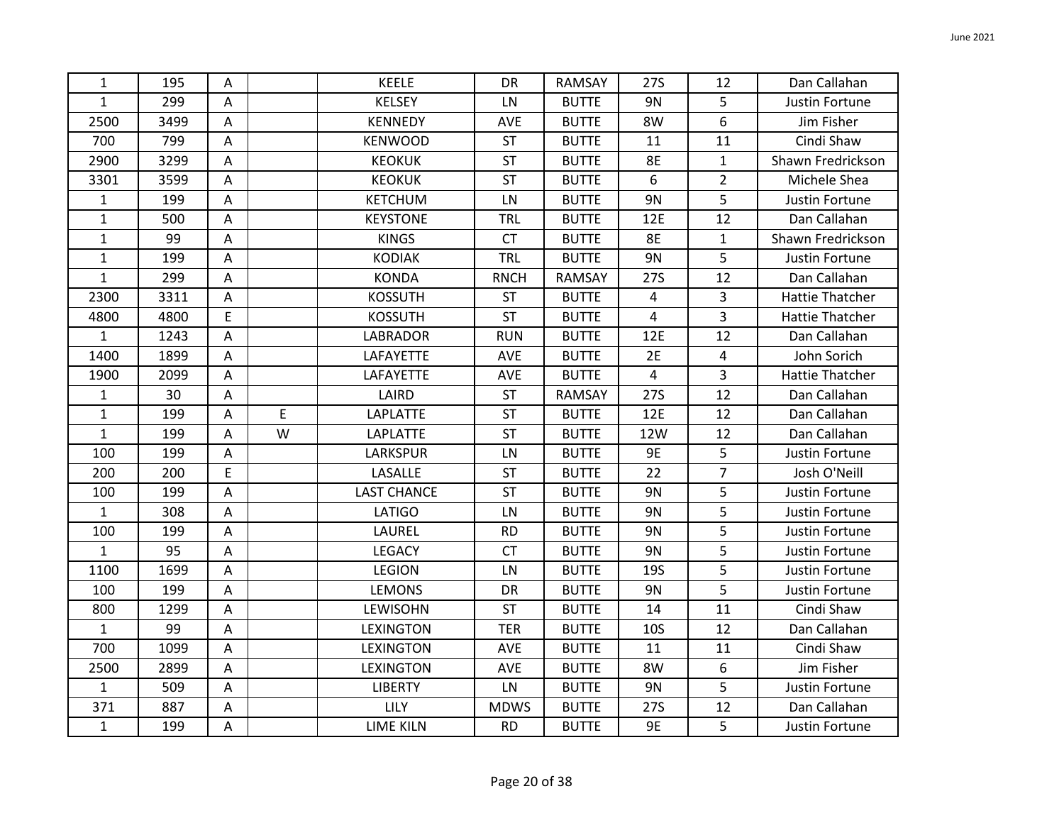| | | | | | | | | | |
|---|---|---|---|---|---|---|---|---|---|
| 1 | 195 | A | | KEELE | DR | RAMSAY | 27S | 12 | Dan Callahan |
| 1 | 299 | A | | KELSEY | LN | BUTTE | 9N | 5 | Justin Fortune |
| 2500 | 3499 | A | | KENNEDY | AVE | BUTTE | 8W | 6 | Jim Fisher |
| 700 | 799 | A | | KENWOOD | ST | BUTTE | 11 | 11 | Cindi Shaw |
| 2900 | 3299 | A | | KEOKUK | ST | BUTTE | 8E | 1 | Shawn Fredrickson |
| 3301 | 3599 | A | | KEOKUK | ST | BUTTE | 6 | 2 | Michele Shea |
| 1 | 199 | A | | KETCHUM | LN | BUTTE | 9N | 5 | Justin Fortune |
| 1 | 500 | A | | KEYSTONE | TRL | BUTTE | 12E | 12 | Dan Callahan |
| 1 | 99 | A | | KINGS | CT | BUTTE | 8E | 1 | Shawn Fredrickson |
| 1 | 199 | A | | KODIAK | TRL | BUTTE | 9N | 5 | Justin Fortune |
| 1 | 299 | A | | KONDA | RNCH | RAMSAY | 27S | 12 | Dan Callahan |
| 2300 | 3311 | A | | KOSSUTH | ST | BUTTE | 4 | 3 | Hattie Thatcher |
| 4800 | 4800 | E | | KOSSUTH | ST | BUTTE | 4 | 3 | Hattie Thatcher |
| 1 | 1243 | A | | LABRADOR | RUN | BUTTE | 12E | 12 | Dan Callahan |
| 1400 | 1899 | A | | LAFAYETTE | AVE | BUTTE | 2E | 4 | John Sorich |
| 1900 | 2099 | A | | LAFAYETTE | AVE | BUTTE | 4 | 3 | Hattie Thatcher |
| 1 | 30 | A | | LAIRD | ST | RAMSAY | 27S | 12 | Dan Callahan |
| 1 | 199 | A | E | LAPLATTE | ST | BUTTE | 12E | 12 | Dan Callahan |
| 1 | 199 | A | W | LAPLATTE | ST | BUTTE | 12W | 12 | Dan Callahan |
| 100 | 199 | A | | LARKSPUR | LN | BUTTE | 9E | 5 | Justin Fortune |
| 200 | 200 | E | | LASALLE | ST | BUTTE | 22 | 7 | Josh O'Neill |
| 100 | 199 | A | | LAST CHANCE | ST | BUTTE | 9N | 5 | Justin Fortune |
| 1 | 308 | A | | LATIGO | LN | BUTTE | 9N | 5 | Justin Fortune |
| 100 | 199 | A | | LAUREL | RD | BUTTE | 9N | 5 | Justin Fortune |
| 1 | 95 | A | | LEGACY | CT | BUTTE | 9N | 5 | Justin Fortune |
| 1100 | 1699 | A | | LEGION | LN | BUTTE | 19S | 5 | Justin Fortune |
| 100 | 199 | A | | LEMONS | DR | BUTTE | 9N | 5 | Justin Fortune |
| 800 | 1299 | A | | LEWISOHN | ST | BUTTE | 14 | 11 | Cindi Shaw |
| 1 | 99 | A | | LEXINGTON | TER | BUTTE | 10S | 12 | Dan Callahan |
| 700 | 1099 | A | | LEXINGTON | AVE | BUTTE | 11 | 11 | Cindi Shaw |
| 2500 | 2899 | A | | LEXINGTON | AVE | BUTTE | 8W | 6 | Jim Fisher |
| 1 | 509 | A | | LIBERTY | LN | BUTTE | 9N | 5 | Justin Fortune |
| 371 | 887 | A | | LILY | MDWS | BUTTE | 27S | 12 | Dan Callahan |
| 1 | 199 | A | | LIME KILN | RD | BUTTE | 9E | 5 | Justin Fortune |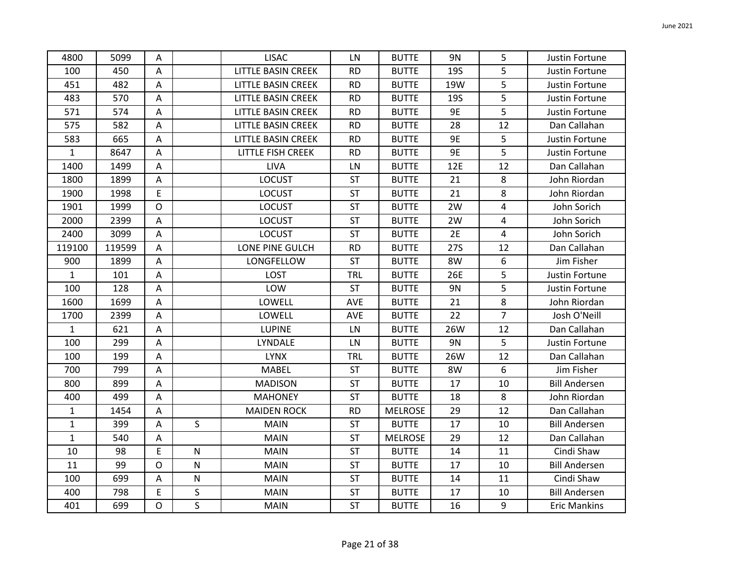| | | | | | | | | | |
|---|---|---|---|---|---|---|---|---|---|
| 4800 | 5099 | A | | LISAC | LN | BUTTE | 9N | 5 | Justin Fortune |
| 100 | 450 | A | | LITTLE BASIN CREEK | RD | BUTTE | 19S | 5 | Justin Fortune |
| 451 | 482 | A | | LITTLE BASIN CREEK | RD | BUTTE | 19W | 5 | Justin Fortune |
| 483 | 570 | A | | LITTLE BASIN CREEK | RD | BUTTE | 19S | 5 | Justin Fortune |
| 571 | 574 | A | | LITTLE BASIN CREEK | RD | BUTTE | 9E | 5 | Justin Fortune |
| 575 | 582 | A | | LITTLE BASIN CREEK | RD | BUTTE | 28 | 12 | Dan Callahan |
| 583 | 665 | A | | LITTLE BASIN CREEK | RD | BUTTE | 9E | 5 | Justin Fortune |
| 1 | 8647 | A | | LITTLE FISH CREEK | RD | BUTTE | 9E | 5 | Justin Fortune |
| 1400 | 1499 | A | | LIVA | LN | BUTTE | 12E | 12 | Dan Callahan |
| 1800 | 1899 | A | | LOCUST | ST | BUTTE | 21 | 8 | John Riordan |
| 1900 | 1998 | E | | LOCUST | ST | BUTTE | 21 | 8 | John Riordan |
| 1901 | 1999 | O | | LOCUST | ST | BUTTE | 2W | 4 | John Sorich |
| 2000 | 2399 | A | | LOCUST | ST | BUTTE | 2W | 4 | John Sorich |
| 2400 | 3099 | A | | LOCUST | ST | BUTTE | 2E | 4 | John Sorich |
| 119100 | 119599 | A | | LONE PINE GULCH | RD | BUTTE | 27S | 12 | Dan Callahan |
| 900 | 1899 | A | | LONGFELLOW | ST | BUTTE | 8W | 6 | Jim Fisher |
| 1 | 101 | A | | LOST | TRL | BUTTE | 26E | 5 | Justin Fortune |
| 100 | 128 | A | | LOW | ST | BUTTE | 9N | 5 | Justin Fortune |
| 1600 | 1699 | A | | LOWELL | AVE | BUTTE | 21 | 8 | John Riordan |
| 1700 | 2399 | A | | LOWELL | AVE | BUTTE | 22 | 7 | Josh O'Neill |
| 1 | 621 | A | | LUPINE | LN | BUTTE | 26W | 12 | Dan Callahan |
| 100 | 299 | A | | LYNDALE | LN | BUTTE | 9N | 5 | Justin Fortune |
| 100 | 199 | A | | LYNX | TRL | BUTTE | 26W | 12 | Dan Callahan |
| 700 | 799 | A | | MABEL | ST | BUTTE | 8W | 6 | Jim Fisher |
| 800 | 899 | A | | MADISON | ST | BUTTE | 17 | 10 | Bill Andersen |
| 400 | 499 | A | | MAHONEY | ST | BUTTE | 18 | 8 | John Riordan |
| 1 | 1454 | A | | MAIDEN ROCK | RD | MELROSE | 29 | 12 | Dan Callahan |
| 1 | 399 | A | S | MAIN | ST | BUTTE | 17 | 10 | Bill Andersen |
| 1 | 540 | A | | MAIN | ST | MELROSE | 29 | 12 | Dan Callahan |
| 10 | 98 | E | N | MAIN | ST | BUTTE | 14 | 11 | Cindi Shaw |
| 11 | 99 | O | N | MAIN | ST | BUTTE | 17 | 10 | Bill Andersen |
| 100 | 699 | A | N | MAIN | ST | BUTTE | 14 | 11 | Cindi Shaw |
| 400 | 798 | E | S | MAIN | ST | BUTTE | 17 | 10 | Bill Andersen |
| 401 | 699 | O | S | MAIN | ST | BUTTE | 16 | 9 | Eric Mankins |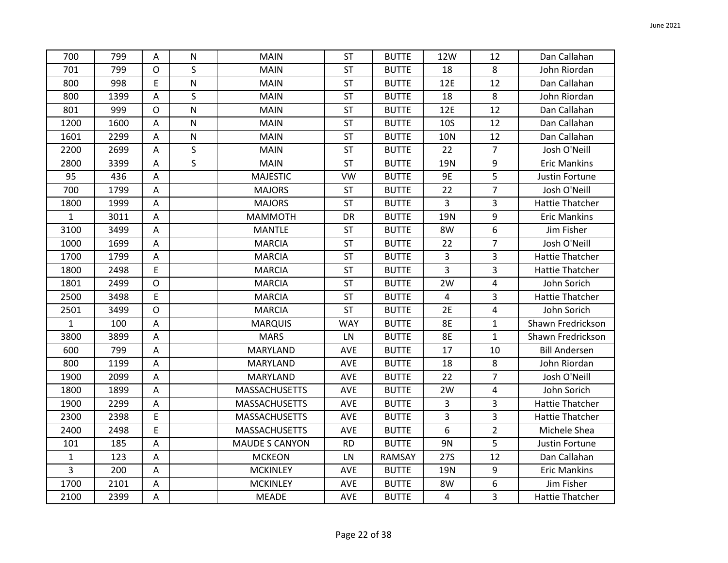| 700 | 799 | A | N | MAIN | ST | BUTTE | 12W | 12 | Dan Callahan |
|---|---|---|---|---|---|---|---|---|---|
| 701 | 799 | O | S | MAIN | ST | BUTTE | 18 | 8 | John Riordan |
| 800 | 998 | E | N | MAIN | ST | BUTTE | 12E | 12 | Dan Callahan |
| 800 | 1399 | A | S | MAIN | ST | BUTTE | 18 | 8 | John Riordan |
| 801 | 999 | O | N | MAIN | ST | BUTTE | 12E | 12 | Dan Callahan |
| 1200 | 1600 | A | N | MAIN | ST | BUTTE | 10S | 12 | Dan Callahan |
| 1601 | 2299 | A | N | MAIN | ST | BUTTE | 10N | 12 | Dan Callahan |
| 2200 | 2699 | A | S | MAIN | ST | BUTTE | 22 | 7 | Josh O'Neill |
| 2800 | 3399 | A | S | MAIN | ST | BUTTE | 19N | 9 | Eric Mankins |
| 95 | 436 | A | | MAJESTIC | VW | BUTTE | 9E | 5 | Justin Fortune |
| 700 | 1799 | A | | MAJORS | ST | BUTTE | 22 | 7 | Josh O'Neill |
| 1800 | 1999 | A | | MAJORS | ST | BUTTE | 3 | 3 | Hattie Thatcher |
| 1 | 3011 | A | | MAMMOTH | DR | BUTTE | 19N | 9 | Eric Mankins |
| 3100 | 3499 | A | | MANTLE | ST | BUTTE | 8W | 6 | Jim Fisher |
| 1000 | 1699 | A | | MARCIA | ST | BUTTE | 22 | 7 | Josh O'Neill |
| 1700 | 1799 | A | | MARCIA | ST | BUTTE | 3 | 3 | Hattie Thatcher |
| 1800 | 2498 | E | | MARCIA | ST | BUTTE | 3 | 3 | Hattie Thatcher |
| 1801 | 2499 | O | | MARCIA | ST | BUTTE | 2W | 4 | John Sorich |
| 2500 | 3498 | E | | MARCIA | ST | BUTTE | 4 | 3 | Hattie Thatcher |
| 2501 | 3499 | O | | MARCIA | ST | BUTTE | 2E | 4 | John Sorich |
| 1 | 100 | A | | MARQUIS | WAY | BUTTE | 8E | 1 | Shawn Fredrickson |
| 3800 | 3899 | A | | MARS | LN | BUTTE | 8E | 1 | Shawn Fredrickson |
| 600 | 799 | A | | MARYLAND | AVE | BUTTE | 17 | 10 | Bill Andersen |
| 800 | 1199 | A | | MARYLAND | AVE | BUTTE | 18 | 8 | John Riordan |
| 1900 | 2099 | A | | MARYLAND | AVE | BUTTE | 22 | 7 | Josh O'Neill |
| 1800 | 1899 | A | | MASSACHUSETTS | AVE | BUTTE | 2W | 4 | John Sorich |
| 1900 | 2299 | A | | MASSACHUSETTS | AVE | BUTTE | 3 | 3 | Hattie Thatcher |
| 2300 | 2398 | E | | MASSACHUSETTS | AVE | BUTTE | 3 | 3 | Hattie Thatcher |
| 2400 | 2498 | E | | MASSACHUSETTS | AVE | BUTTE | 6 | 2 | Michele Shea |
| 101 | 185 | A | | MAUDE S CANYON | RD | BUTTE | 9N | 5 | Justin Fortune |
| 1 | 123 | A | | MCKEON | LN | RAMSAY | 27S | 12 | Dan Callahan |
| 3 | 200 | A | | MCKINLEY | AVE | BUTTE | 19N | 9 | Eric Mankins |
| 1700 | 2101 | A | | MCKINLEY | AVE | BUTTE | 8W | 6 | Jim Fisher |
| 2100 | 2399 | A | | MEADE | AVE | BUTTE | 4 | 3 | Hattie Thatcher |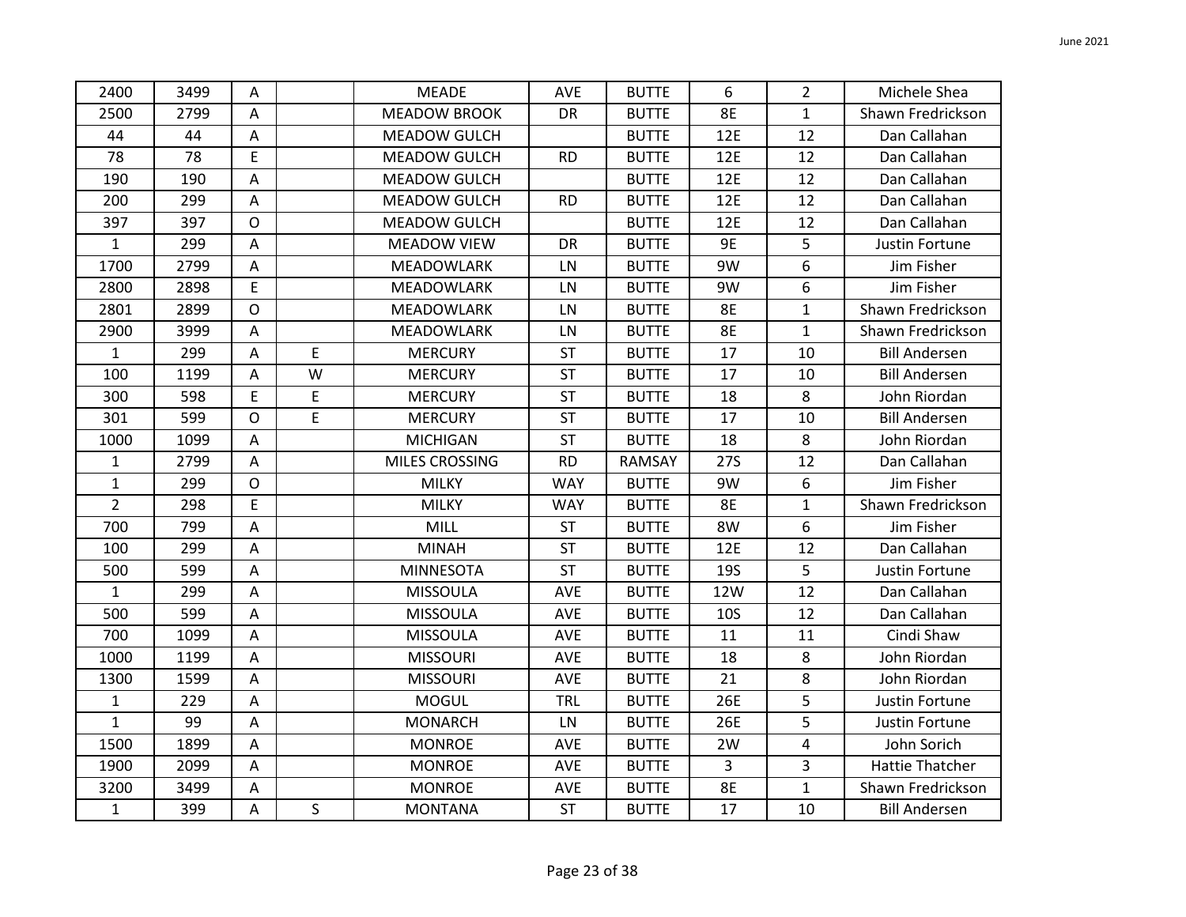| | | | | | | | | | |
|---|---|---|---|---|---|---|---|---|---|
| 2400 | 3499 | A | | MEADE | AVE | BUTTE | 6 | 2 | Michele Shea |
| 2500 | 2799 | A | | MEADOW BROOK | DR | BUTTE | 8E | 1 | Shawn Fredrickson |
| 44 | 44 | A | | MEADOW GULCH | | BUTTE | 12E | 12 | Dan Callahan |
| 78 | 78 | E | | MEADOW GULCH | RD | BUTTE | 12E | 12 | Dan Callahan |
| 190 | 190 | A | | MEADOW GULCH | | BUTTE | 12E | 12 | Dan Callahan |
| 200 | 299 | A | | MEADOW GULCH | RD | BUTTE | 12E | 12 | Dan Callahan |
| 397 | 397 | O | | MEADOW GULCH | | BUTTE | 12E | 12 | Dan Callahan |
| 1 | 299 | A | | MEADOW VIEW | DR | BUTTE | 9E | 5 | Justin Fortune |
| 1700 | 2799 | A | | MEADOWLARK | LN | BUTTE | 9W | 6 | Jim Fisher |
| 2800 | 2898 | E | | MEADOWLARK | LN | BUTTE | 9W | 6 | Jim Fisher |
| 2801 | 2899 | O | | MEADOWLARK | LN | BUTTE | 8E | 1 | Shawn Fredrickson |
| 2900 | 3999 | A | | MEADOWLARK | LN | BUTTE | 8E | 1 | Shawn Fredrickson |
| 1 | 299 | A | E | MERCURY | ST | BUTTE | 17 | 10 | Bill Andersen |
| 100 | 1199 | A | W | MERCURY | ST | BUTTE | 17 | 10 | Bill Andersen |
| 300 | 598 | E | E | MERCURY | ST | BUTTE | 18 | 8 | John Riordan |
| 301 | 599 | O | E | MERCURY | ST | BUTTE | 17 | 10 | Bill Andersen |
| 1000 | 1099 | A | | MICHIGAN | ST | BUTTE | 18 | 8 | John Riordan |
| 1 | 2799 | A | | MILES CROSSING | RD | RAMSAY | 27S | 12 | Dan Callahan |
| 1 | 299 | O | | MILKY | WAY | BUTTE | 9W | 6 | Jim Fisher |
| 2 | 298 | E | | MILKY | WAY | BUTTE | 8E | 1 | Shawn Fredrickson |
| 700 | 799 | A | | MILL | ST | BUTTE | 8W | 6 | Jim Fisher |
| 100 | 299 | A | | MINAH | ST | BUTTE | 12E | 12 | Dan Callahan |
| 500 | 599 | A | | MINNESOTA | ST | BUTTE | 19S | 5 | Justin Fortune |
| 1 | 299 | A | | MISSOULA | AVE | BUTTE | 12W | 12 | Dan Callahan |
| 500 | 599 | A | | MISSOULA | AVE | BUTTE | 10S | 12 | Dan Callahan |
| 700 | 1099 | A | | MISSOULA | AVE | BUTTE | 11 | 11 | Cindi Shaw |
| 1000 | 1199 | A | | MISSOURI | AVE | BUTTE | 18 | 8 | John Riordan |
| 1300 | 1599 | A | | MISSOURI | AVE | BUTTE | 21 | 8 | John Riordan |
| 1 | 229 | A | | MOGUL | TRL | BUTTE | 26E | 5 | Justin Fortune |
| 1 | 99 | A | | MONARCH | LN | BUTTE | 26E | 5 | Justin Fortune |
| 1500 | 1899 | A | | MONROE | AVE | BUTTE | 2W | 4 | John Sorich |
| 1900 | 2099 | A | | MONROE | AVE | BUTTE | 3 | 3 | Hattie Thatcher |
| 3200 | 3499 | A | | MONROE | AVE | BUTTE | 8E | 1 | Shawn Fredrickson |
| 1 | 399 | A | S | MONTANA | ST | BUTTE | 17 | 10 | Bill Andersen |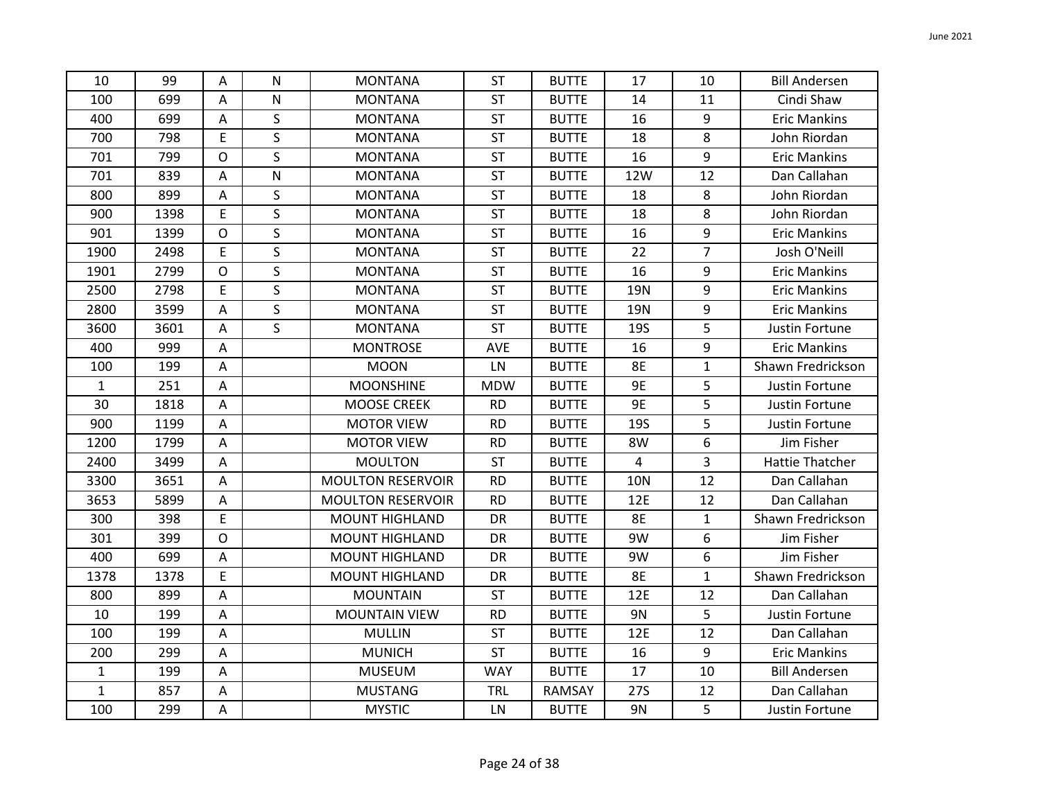| | | | | | | | | | |
|---|---|---|---|---|---|---|---|---|---|
| 10 | 99 | A | N | MONTANA | ST | BUTTE | 17 | 10 | Bill Andersen |
| 100 | 699 | A | N | MONTANA | ST | BUTTE | 14 | 11 | Cindi Shaw |
| 400 | 699 | A | S | MONTANA | ST | BUTTE | 16 | 9 | Eric Mankins |
| 700 | 798 | E | S | MONTANA | ST | BUTTE | 18 | 8 | John Riordan |
| 701 | 799 | O | S | MONTANA | ST | BUTTE | 16 | 9 | Eric Mankins |
| 701 | 839 | A | N | MONTANA | ST | BUTTE | 12W | 12 | Dan Callahan |
| 800 | 899 | A | S | MONTANA | ST | BUTTE | 18 | 8 | John Riordan |
| 900 | 1398 | E | S | MONTANA | ST | BUTTE | 18 | 8 | John Riordan |
| 901 | 1399 | O | S | MONTANA | ST | BUTTE | 16 | 9 | Eric Mankins |
| 1900 | 2498 | E | S | MONTANA | ST | BUTTE | 22 | 7 | Josh O'Neill |
| 1901 | 2799 | O | S | MONTANA | ST | BUTTE | 16 | 9 | Eric Mankins |
| 2500 | 2798 | E | S | MONTANA | ST | BUTTE | 19N | 9 | Eric Mankins |
| 2800 | 3599 | A | S | MONTANA | ST | BUTTE | 19N | 9 | Eric Mankins |
| 3600 | 3601 | A | S | MONTANA | ST | BUTTE | 19S | 5 | Justin Fortune |
| 400 | 999 | A | | MONTROSE | AVE | BUTTE | 16 | 9 | Eric Mankins |
| 100 | 199 | A | | MOON | LN | BUTTE | 8E | 1 | Shawn Fredrickson |
| 1 | 251 | A | | MOONSHINE | MDW | BUTTE | 9E | 5 | Justin Fortune |
| 30 | 1818 | A | | MOOSE CREEK | RD | BUTTE | 9E | 5 | Justin Fortune |
| 900 | 1199 | A | | MOTOR VIEW | RD | BUTTE | 19S | 5 | Justin Fortune |
| 1200 | 1799 | A | | MOTOR VIEW | RD | BUTTE | 8W | 6 | Jim Fisher |
| 2400 | 3499 | A | | MOULTON | ST | BUTTE | 4 | 3 | Hattie Thatcher |
| 3300 | 3651 | A | | MOULTON RESERVOIR | RD | BUTTE | 10N | 12 | Dan Callahan |
| 3653 | 5899 | A | | MOULTON RESERVOIR | RD | BUTTE | 12E | 12 | Dan Callahan |
| 300 | 398 | E | | MOUNT HIGHLAND | DR | BUTTE | 8E | 1 | Shawn Fredrickson |
| 301 | 399 | O | | MOUNT HIGHLAND | DR | BUTTE | 9W | 6 | Jim Fisher |
| 400 | 699 | A | | MOUNT HIGHLAND | DR | BUTTE | 9W | 6 | Jim Fisher |
| 1378 | 1378 | E | | MOUNT HIGHLAND | DR | BUTTE | 8E | 1 | Shawn Fredrickson |
| 800 | 899 | A | | MOUNTAIN | ST | BUTTE | 12E | 12 | Dan Callahan |
| 10 | 199 | A | | MOUNTAIN VIEW | RD | BUTTE | 9N | 5 | Justin Fortune |
| 100 | 199 | A | | MULLIN | ST | BUTTE | 12E | 12 | Dan Callahan |
| 200 | 299 | A | | MUNICH | ST | BUTTE | 16 | 9 | Eric Mankins |
| 1 | 199 | A | | MUSEUM | WAY | BUTTE | 17 | 10 | Bill Andersen |
| 1 | 857 | A | | MUSTANG | TRL | RAMSAY | 27S | 12 | Dan Callahan |
| 100 | 299 | A | | MYSTIC | LN | BUTTE | 9N | 5 | Justin Fortune |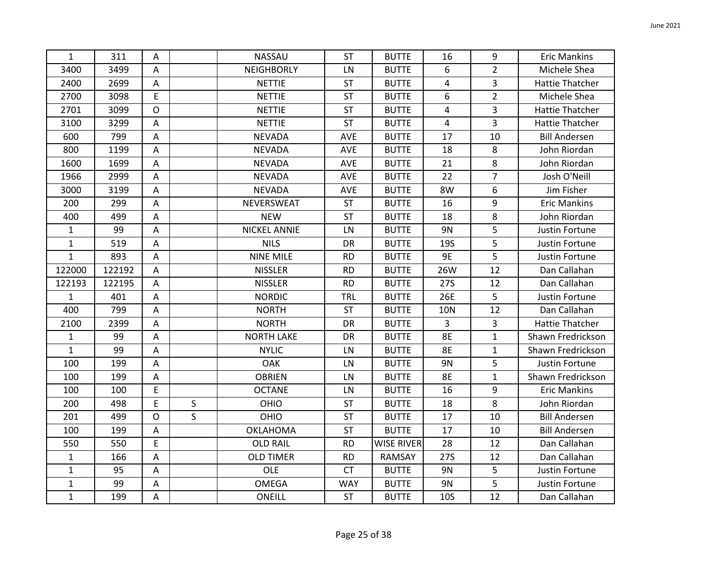| | | | | | | | | | |
|---|---|---|---|---|---|---|---|---|---|
| 1 | 311 | A | | NASSAU | ST | BUTTE | 16 | 9 | Eric Mankins |
| 3400 | 3499 | A | | NEIGHBORLY | LN | BUTTE | 6 | 2 | Michele Shea |
| 2400 | 2699 | A | | NETTIE | ST | BUTTE | 4 | 3 | Hattie Thatcher |
| 2700 | 3098 | E | | NETTIE | ST | BUTTE | 6 | 2 | Michele Shea |
| 2701 | 3099 | O | | NETTIE | ST | BUTTE | 4 | 3 | Hattie Thatcher |
| 3100 | 3299 | A | | NETTIE | ST | BUTTE | 4 | 3 | Hattie Thatcher |
| 600 | 799 | A | | NEVADA | AVE | BUTTE | 17 | 10 | Bill Andersen |
| 800 | 1199 | A | | NEVADA | AVE | BUTTE | 18 | 8 | John Riordan |
| 1600 | 1699 | A | | NEVADA | AVE | BUTTE | 21 | 8 | John Riordan |
| 1966 | 2999 | A | | NEVADA | AVE | BUTTE | 22 | 7 | Josh O'Neill |
| 3000 | 3199 | A | | NEVADA | AVE | BUTTE | 8W | 6 | Jim Fisher |
| 200 | 299 | A | | NEVERSWEAT | ST | BUTTE | 16 | 9 | Eric Mankins |
| 400 | 499 | A | | NEW | ST | BUTTE | 18 | 8 | John Riordan |
| 1 | 99 | A | | NICKEL ANNIE | LN | BUTTE | 9N | 5 | Justin Fortune |
| 1 | 519 | A | | NILS | DR | BUTTE | 19S | 5 | Justin Fortune |
| 1 | 893 | A | | NINE MILE | RD | BUTTE | 9E | 5 | Justin Fortune |
| 122000 | 122192 | A | | NISSLER | RD | BUTTE | 26W | 12 | Dan Callahan |
| 122193 | 122195 | A | | NISSLER | RD | BUTTE | 27S | 12 | Dan Callahan |
| 1 | 401 | A | | NORDIC | TRL | BUTTE | 26E | 5 | Justin Fortune |
| 400 | 799 | A | | NORTH | ST | BUTTE | 10N | 12 | Dan Callahan |
| 2100 | 2399 | A | | NORTH | DR | BUTTE | 3 | 3 | Hattie Thatcher |
| 1 | 99 | A | | NORTH LAKE | DR | BUTTE | 8E | 1 | Shawn Fredrickson |
| 1 | 99 | A | | NYLIC | LN | BUTTE | 8E | 1 | Shawn Fredrickson |
| 100 | 199 | A | | OAK | LN | BUTTE | 9N | 5 | Justin Fortune |
| 100 | 199 | A | | OBRIEN | LN | BUTTE | 8E | 1 | Shawn Fredrickson |
| 100 | 100 | E | | OCTANE | LN | BUTTE | 16 | 9 | Eric Mankins |
| 200 | 498 | E | S | OHIO | ST | BUTTE | 18 | 8 | John Riordan |
| 201 | 499 | O | S | OHIO | ST | BUTTE | 17 | 10 | Bill Andersen |
| 100 | 199 | A | | OKLAHOMA | ST | BUTTE | 17 | 10 | Bill Andersen |
| 550 | 550 | E | | OLD RAIL | RD | WISE RIVER | 28 | 12 | Dan Callahan |
| 1 | 166 | A | | OLD TIMER | RD | RAMSAY | 27S | 12 | Dan Callahan |
| 1 | 95 | A | | OLE | CT | BUTTE | 9N | 5 | Justin Fortune |
| 1 | 99 | A | | OMEGA | WAY | BUTTE | 9N | 5 | Justin Fortune |
| 1 | 199 | A | | ONEILL | ST | BUTTE | 10S | 12 | Dan Callahan |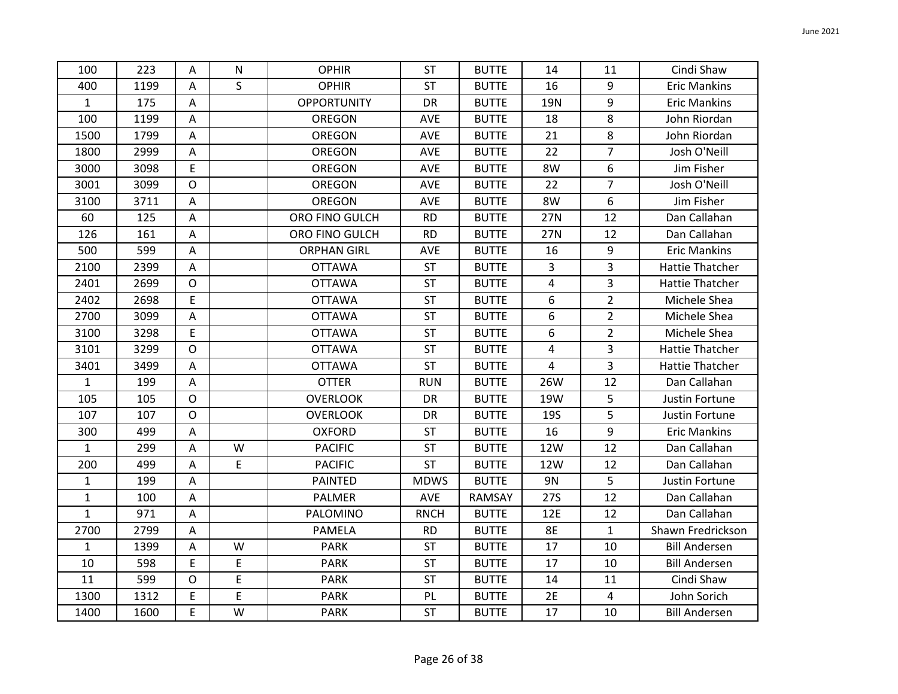| 100 | 223 | A | N | OPHIR | ST | BUTTE | 14 | 11 | Cindi Shaw |
|---|---|---|---|---|---|---|---|---|---|
| 400 | 1199 | A | S | OPHIR | ST | BUTTE | 16 | 9 | Eric Mankins |
| 1 | 175 | A | | OPPORTUNITY | DR | BUTTE | 19N | 9 | Eric Mankins |
| 100 | 1199 | A | | OREGON | AVE | BUTTE | 18 | 8 | John Riordan |
| 1500 | 1799 | A | | OREGON | AVE | BUTTE | 21 | 8 | John Riordan |
| 1800 | 2999 | A | | OREGON | AVE | BUTTE | 22 | 7 | Josh O'Neill |
| 3000 | 3098 | E | | OREGON | AVE | BUTTE | 8W | 6 | Jim Fisher |
| 3001 | 3099 | O | | OREGON | AVE | BUTTE | 22 | 7 | Josh O'Neill |
| 3100 | 3711 | A | | OREGON | AVE | BUTTE | 8W | 6 | Jim Fisher |
| 60 | 125 | A | | ORO FINO GULCH | RD | BUTTE | 27N | 12 | Dan Callahan |
| 126 | 161 | A | | ORO FINO GULCH | RD | BUTTE | 27N | 12 | Dan Callahan |
| 500 | 599 | A | | ORPHAN GIRL | AVE | BUTTE | 16 | 9 | Eric Mankins |
| 2100 | 2399 | A | | OTTAWA | ST | BUTTE | 3 | 3 | Hattie Thatcher |
| 2401 | 2699 | O | | OTTAWA | ST | BUTTE | 4 | 3 | Hattie Thatcher |
| 2402 | 2698 | E | | OTTAWA | ST | BUTTE | 6 | 2 | Michele Shea |
| 2700 | 3099 | A | | OTTAWA | ST | BUTTE | 6 | 2 | Michele Shea |
| 3100 | 3298 | E | | OTTAWA | ST | BUTTE | 6 | 2 | Michele Shea |
| 3101 | 3299 | O | | OTTAWA | ST | BUTTE | 4 | 3 | Hattie Thatcher |
| 3401 | 3499 | A | | OTTAWA | ST | BUTTE | 4 | 3 | Hattie Thatcher |
| 1 | 199 | A | | OTTER | RUN | BUTTE | 26W | 12 | Dan Callahan |
| 105 | 105 | O | | OVERLOOK | DR | BUTTE | 19W | 5 | Justin Fortune |
| 107 | 107 | O | | OVERLOOK | DR | BUTTE | 19S | 5 | Justin Fortune |
| 300 | 499 | A | | OXFORD | ST | BUTTE | 16 | 9 | Eric Mankins |
| 1 | 299 | A | W | PACIFIC | ST | BUTTE | 12W | 12 | Dan Callahan |
| 200 | 499 | A | E | PACIFIC | ST | BUTTE | 12W | 12 | Dan Callahan |
| 1 | 199 | A | | PAINTED | MDWS | BUTTE | 9N | 5 | Justin Fortune |
| 1 | 100 | A | | PALMER | AVE | RAMSAY | 27S | 12 | Dan Callahan |
| 1 | 971 | A | | PALOMINO | RNCH | BUTTE | 12E | 12 | Dan Callahan |
| 2700 | 2799 | A | | PAMELA | RD | BUTTE | 8E | 1 | Shawn Fredrickson |
| 1 | 1399 | A | W | PARK | ST | BUTTE | 17 | 10 | Bill Andersen |
| 10 | 598 | E | E | PARK | ST | BUTTE | 17 | 10 | Bill Andersen |
| 11 | 599 | O | E | PARK | ST | BUTTE | 14 | 11 | Cindi Shaw |
| 1300 | 1312 | E | E | PARK | PL | BUTTE | 2E | 4 | John Sorich |
| 1400 | 1600 | E | W | PARK | ST | BUTTE | 17 | 10 | Bill Andersen |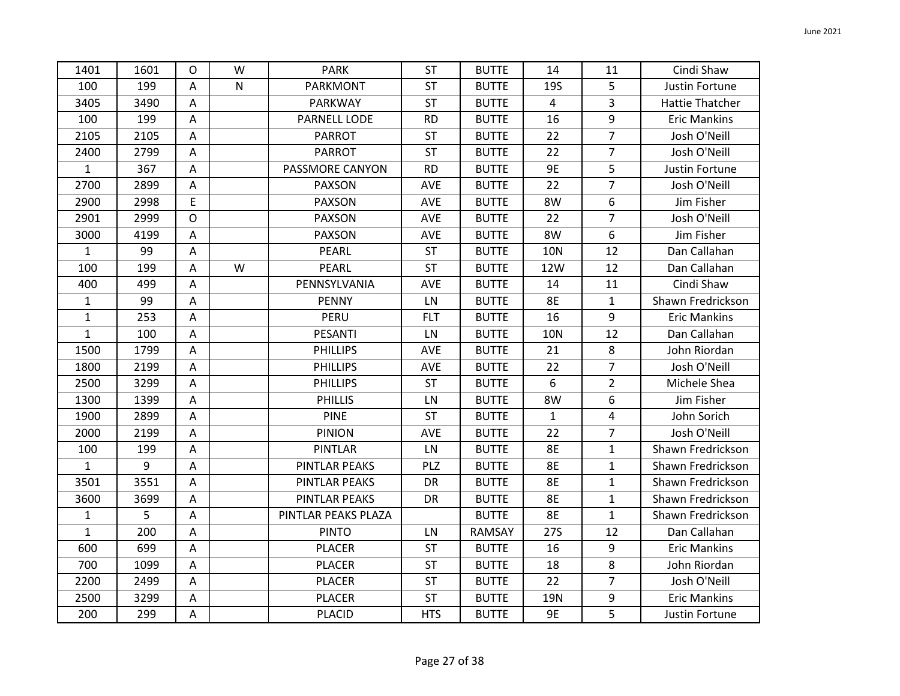| | | | | | | | | | |
|---|---|---|---|---|---|---|---|---|---|
| 1401 | 1601 | O | W | PARK | ST | BUTTE | 14 | 11 | Cindi Shaw |
| 100 | 199 | A | N | PARKMONT | ST | BUTTE | 19S | 5 | Justin Fortune |
| 3405 | 3490 | A | | PARKWAY | ST | BUTTE | 4 | 3 | Hattie Thatcher |
| 100 | 199 | A | | PARNELL LODE | RD | BUTTE | 16 | 9 | Eric Mankins |
| 2105 | 2105 | A | | PARROT | ST | BUTTE | 22 | 7 | Josh O'Neill |
| 2400 | 2799 | A | | PARROT | ST | BUTTE | 22 | 7 | Josh O'Neill |
| 1 | 367 | A | | PASSMORE CANYON | RD | BUTTE | 9E | 5 | Justin Fortune |
| 2700 | 2899 | A | | PAXSON | AVE | BUTTE | 22 | 7 | Josh O'Neill |
| 2900 | 2998 | E | | PAXSON | AVE | BUTTE | 8W | 6 | Jim Fisher |
| 2901 | 2999 | O | | PAXSON | AVE | BUTTE | 22 | 7 | Josh O'Neill |
| 3000 | 4199 | A | | PAXSON | AVE | BUTTE | 8W | 6 | Jim Fisher |
| 1 | 99 | A | | PEARL | ST | BUTTE | 10N | 12 | Dan Callahan |
| 100 | 199 | A | W | PEARL | ST | BUTTE | 12W | 12 | Dan Callahan |
| 400 | 499 | A | | PENNSYLVANIA | AVE | BUTTE | 14 | 11 | Cindi Shaw |
| 1 | 99 | A | | PENNY | LN | BUTTE | 8E | 1 | Shawn Fredrickson |
| 1 | 253 | A | | PERU | FLT | BUTTE | 16 | 9 | Eric Mankins |
| 1 | 100 | A | | PESANTI | LN | BUTTE | 10N | 12 | Dan Callahan |
| 1500 | 1799 | A | | PHILLIPS | AVE | BUTTE | 21 | 8 | John Riordan |
| 1800 | 2199 | A | | PHILLIPS | AVE | BUTTE | 22 | 7 | Josh O'Neill |
| 2500 | 3299 | A | | PHILLIPS | ST | BUTTE | 6 | 2 | Michele Shea |
| 1300 | 1399 | A | | PHILLIS | LN | BUTTE | 8W | 6 | Jim Fisher |
| 1900 | 2899 | A | | PINE | ST | BUTTE | 1 | 4 | John Sorich |
| 2000 | 2199 | A | | PINION | AVE | BUTTE | 22 | 7 | Josh O'Neill |
| 100 | 199 | A | | PINTLAR | LN | BUTTE | 8E | 1 | Shawn Fredrickson |
| 1 | 9 | A | | PINTLAR PEAKS | PLZ | BUTTE | 8E | 1 | Shawn Fredrickson |
| 3501 | 3551 | A | | PINTLAR PEAKS | DR | BUTTE | 8E | 1 | Shawn Fredrickson |
| 3600 | 3699 | A | | PINTLAR PEAKS | DR | BUTTE | 8E | 1 | Shawn Fredrickson |
| 1 | 5 | A | | PINTLAR PEAKS PLAZA | | BUTTE | 8E | 1 | Shawn Fredrickson |
| 1 | 200 | A | | PINTO | LN | RAMSAY | 27S | 12 | Dan Callahan |
| 600 | 699 | A | | PLACER | ST | BUTTE | 16 | 9 | Eric Mankins |
| 700 | 1099 | A | | PLACER | ST | BUTTE | 18 | 8 | John Riordan |
| 2200 | 2499 | A | | PLACER | ST | BUTTE | 22 | 7 | Josh O'Neill |
| 2500 | 3299 | A | | PLACER | ST | BUTTE | 19N | 9 | Eric Mankins |
| 200 | 299 | A | | PLACID | HTS | BUTTE | 9E | 5 | Justin Fortune |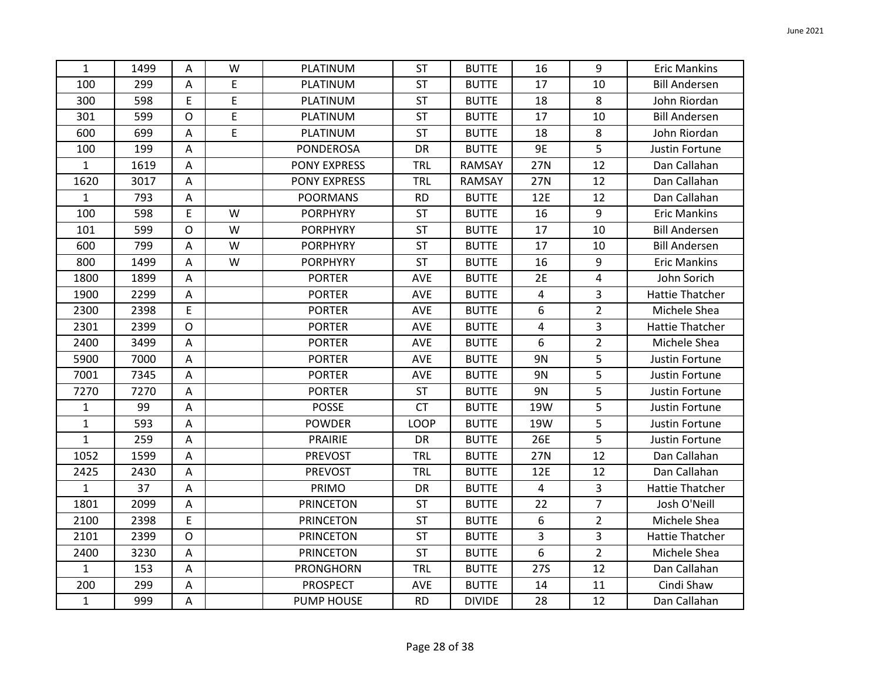| | | | | | | | | | |
|---|---|---|---|---|---|---|---|---|---|
| 1 | 1499 | A | W | PLATINUM | ST | BUTTE | 16 | 9 | Eric Mankins |
| 100 | 299 | A | E | PLATINUM | ST | BUTTE | 17 | 10 | Bill Andersen |
| 300 | 598 | E | E | PLATINUM | ST | BUTTE | 18 | 8 | John Riordan |
| 301 | 599 | O | E | PLATINUM | ST | BUTTE | 17 | 10 | Bill Andersen |
| 600 | 699 | A | E | PLATINUM | ST | BUTTE | 18 | 8 | John Riordan |
| 100 | 199 | A | | PONDEROSA | DR | BUTTE | 9E | 5 | Justin Fortune |
| 1 | 1619 | A | | PONY EXPRESS | TRL | RAMSAY | 27N | 12 | Dan Callahan |
| 1620 | 3017 | A | | PONY EXPRESS | TRL | RAMSAY | 27N | 12 | Dan Callahan |
| 1 | 793 | A | | POORMANS | RD | BUTTE | 12E | 12 | Dan Callahan |
| 100 | 598 | E | W | PORPHYRY | ST | BUTTE | 16 | 9 | Eric Mankins |
| 101 | 599 | O | W | PORPHYRY | ST | BUTTE | 17 | 10 | Bill Andersen |
| 600 | 799 | A | W | PORPHYRY | ST | BUTTE | 17 | 10 | Bill Andersen |
| 800 | 1499 | A | W | PORPHYRY | ST | BUTTE | 16 | 9 | Eric Mankins |
| 1800 | 1899 | A | | PORTER | AVE | BUTTE | 2E | 4 | John Sorich |
| 1900 | 2299 | A | | PORTER | AVE | BUTTE | 4 | 3 | Hattie Thatcher |
| 2300 | 2398 | E | | PORTER | AVE | BUTTE | 6 | 2 | Michele Shea |
| 2301 | 2399 | O | | PORTER | AVE | BUTTE | 4 | 3 | Hattie Thatcher |
| 2400 | 3499 | A | | PORTER | AVE | BUTTE | 6 | 2 | Michele Shea |
| 5900 | 7000 | A | | PORTER | AVE | BUTTE | 9N | 5 | Justin Fortune |
| 7001 | 7345 | A | | PORTER | AVE | BUTTE | 9N | 5 | Justin Fortune |
| 7270 | 7270 | A | | PORTER | ST | BUTTE | 9N | 5 | Justin Fortune |
| 1 | 99 | A | | POSSE | CT | BUTTE | 19W | 5 | Justin Fortune |
| 1 | 593 | A | | POWDER | LOOP | BUTTE | 19W | 5 | Justin Fortune |
| 1 | 259 | A | | PRAIRIE | DR | BUTTE | 26E | 5 | Justin Fortune |
| 1052 | 1599 | A | | PREVOST | TRL | BUTTE | 27N | 12 | Dan Callahan |
| 2425 | 2430 | A | | PREVOST | TRL | BUTTE | 12E | 12 | Dan Callahan |
| 1 | 37 | A | | PRIMO | DR | BUTTE | 4 | 3 | Hattie Thatcher |
| 1801 | 2099 | A | | PRINCETON | ST | BUTTE | 22 | 7 | Josh O'Neill |
| 2100 | 2398 | E | | PRINCETON | ST | BUTTE | 6 | 2 | Michele Shea |
| 2101 | 2399 | O | | PRINCETON | ST | BUTTE | 3 | 3 | Hattie Thatcher |
| 2400 | 3230 | A | | PRINCETON | ST | BUTTE | 6 | 2 | Michele Shea |
| 1 | 153 | A | | PRONGHORN | TRL | BUTTE | 27S | 12 | Dan Callahan |
| 200 | 299 | A | | PROSPECT | AVE | BUTTE | 14 | 11 | Cindi Shaw |
| 1 | 999 | A | | PUMP HOUSE | RD | DIVIDE | 28 | 12 | Dan Callahan |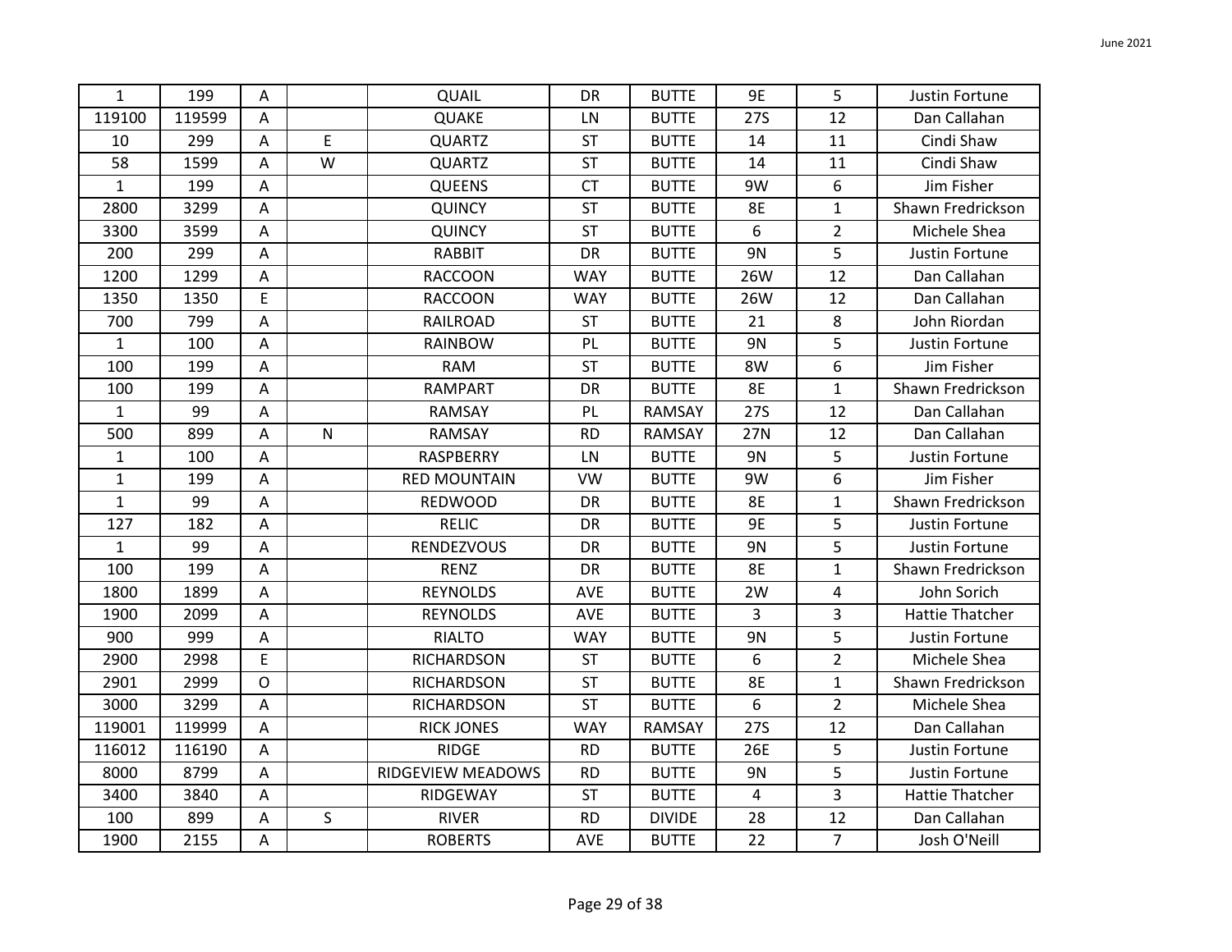|  |  |  |  |  |  |  |  |  |  |
|---|---|---|---|---|---|---|---|---|---|
| 1 | 199 | A |  | QUAIL | DR | BUTTE | 9E | 5 | Justin Fortune |
| 119100 | 119599 | A |  | QUAKE | LN | BUTTE | 27S | 12 | Dan Callahan |
| 10 | 299 | A | E | QUARTZ | ST | BUTTE | 14 | 11 | Cindi Shaw |
| 58 | 1599 | A | W | QUARTZ | ST | BUTTE | 14 | 11 | Cindi Shaw |
| 1 | 199 | A |  | QUEENS | CT | BUTTE | 9W | 6 | Jim Fisher |
| 2800 | 3299 | A |  | QUINCY | ST | BUTTE | 8E | 1 | Shawn Fredrickson |
| 3300 | 3599 | A |  | QUINCY | ST | BUTTE | 6 | 2 | Michele Shea |
| 200 | 299 | A |  | RABBIT | DR | BUTTE | 9N | 5 | Justin Fortune |
| 1200 | 1299 | A |  | RACCOON | WAY | BUTTE | 26W | 12 | Dan Callahan |
| 1350 | 1350 | E |  | RACCOON | WAY | BUTTE | 26W | 12 | Dan Callahan |
| 700 | 799 | A |  | RAILROAD | ST | BUTTE | 21 | 8 | John Riordan |
| 1 | 100 | A |  | RAINBOW | PL | BUTTE | 9N | 5 | Justin Fortune |
| 100 | 199 | A |  | RAM | ST | BUTTE | 8W | 6 | Jim Fisher |
| 100 | 199 | A |  | RAMPART | DR | BUTTE | 8E | 1 | Shawn Fredrickson |
| 1 | 99 | A |  | RAMSAY | PL | RAMSAY | 27S | 12 | Dan Callahan |
| 500 | 899 | A | N | RAMSAY | RD | RAMSAY | 27N | 12 | Dan Callahan |
| 1 | 100 | A |  | RASPBERRY | LN | BUTTE | 9N | 5 | Justin Fortune |
| 1 | 199 | A |  | RED MOUNTAIN | VW | BUTTE | 9W | 6 | Jim Fisher |
| 1 | 99 | A |  | REDWOOD | DR | BUTTE | 8E | 1 | Shawn Fredrickson |
| 127 | 182 | A |  | RELIC | DR | BUTTE | 9E | 5 | Justin Fortune |
| 1 | 99 | A |  | RENDEZVOUS | DR | BUTTE | 9N | 5 | Justin Fortune |
| 100 | 199 | A |  | RENZ | DR | BUTTE | 8E | 1 | Shawn Fredrickson |
| 1800 | 1899 | A |  | REYNOLDS | AVE | BUTTE | 2W | 4 | John Sorich |
| 1900 | 2099 | A |  | REYNOLDS | AVE | BUTTE | 3 | 3 | Hattie Thatcher |
| 900 | 999 | A |  | RIALTO | WAY | BUTTE | 9N | 5 | Justin Fortune |
| 2900 | 2998 | E |  | RICHARDSON | ST | BUTTE | 6 | 2 | Michele Shea |
| 2901 | 2999 | O |  | RICHARDSON | ST | BUTTE | 8E | 1 | Shawn Fredrickson |
| 3000 | 3299 | A |  | RICHARDSON | ST | BUTTE | 6 | 2 | Michele Shea |
| 119001 | 119999 | A |  | RICK JONES | WAY | RAMSAY | 27S | 12 | Dan Callahan |
| 116012 | 116190 | A |  | RIDGE | RD | BUTTE | 26E | 5 | Justin Fortune |
| 8000 | 8799 | A |  | RIDGEVIEW MEADOWS | RD | BUTTE | 9N | 5 | Justin Fortune |
| 3400 | 3840 | A |  | RIDGEWAY | ST | BUTTE | 4 | 3 | Hattie Thatcher |
| 100 | 899 | A | S | RIVER | RD | DIVIDE | 28 | 12 | Dan Callahan |
| 1900 | 2155 | A |  | ROBERTS | AVE | BUTTE | 22 | 7 | Josh O'Neill |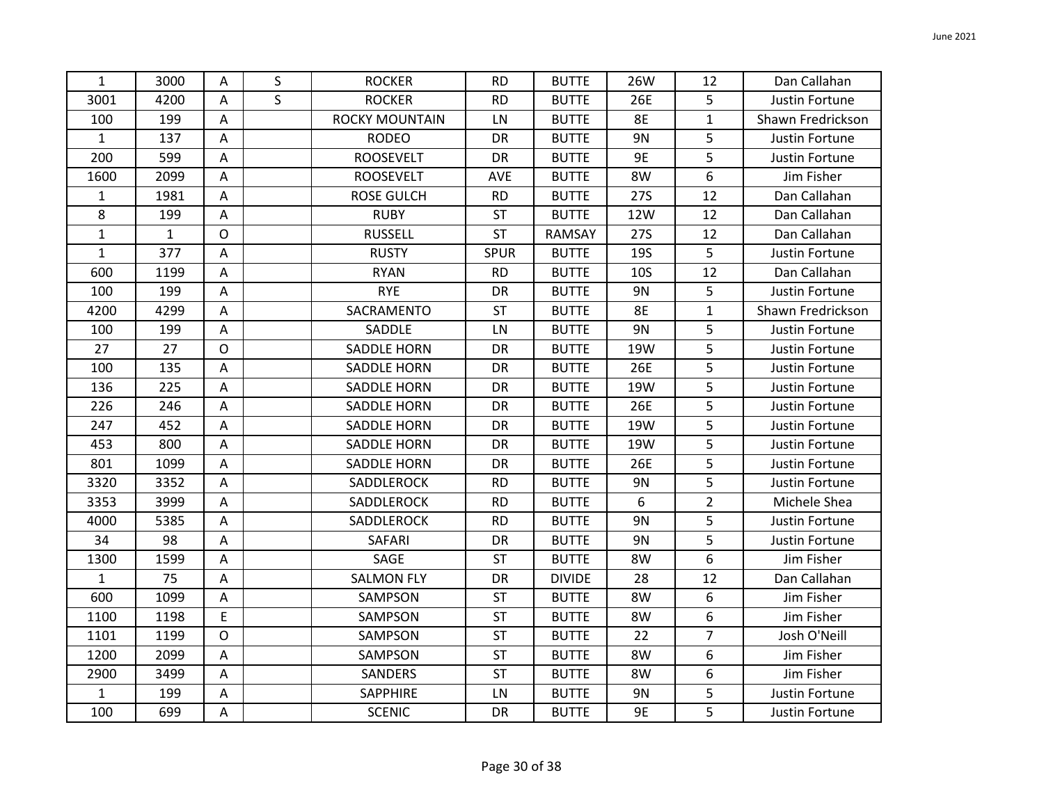| 1 | 3000 | A | S | ROCKER | RD | BUTTE | 26W | 12 | Dan Callahan |
|---|---|---|---|---|---|---|---|---|---|
| 3001 | 4200 | A | S | ROCKER | RD | BUTTE | 26E | 5 | Justin Fortune |
| 100 | 199 | A | | ROCKY MOUNTAIN | LN | BUTTE | 8E | 1 | Shawn Fredrickson |
| 1 | 137 | A | | RODEO | DR | BUTTE | 9N | 5 | Justin Fortune |
| 200 | 599 | A | | ROOSEVELT | DR | BUTTE | 9E | 5 | Justin Fortune |
| 1600 | 2099 | A | | ROOSEVELT | AVE | BUTTE | 8W | 6 | Jim Fisher |
| 1 | 1981 | A | | ROSE GULCH | RD | BUTTE | 27S | 12 | Dan Callahan |
| 8 | 199 | A | | RUBY | ST | BUTTE | 12W | 12 | Dan Callahan |
| 1 | 1 | O | | RUSSELL | ST | RAMSAY | 27S | 12 | Dan Callahan |
| 1 | 377 | A | | RUSTY | SPUR | BUTTE | 19S | 5 | Justin Fortune |
| 600 | 1199 | A | | RYAN | RD | BUTTE | 10S | 12 | Dan Callahan |
| 100 | 199 | A | | RYE | DR | BUTTE | 9N | 5 | Justin Fortune |
| 4200 | 4299 | A | | SACRAMENTO | ST | BUTTE | 8E | 1 | Shawn Fredrickson |
| 100 | 199 | A | | SADDLE | LN | BUTTE | 9N | 5 | Justin Fortune |
| 27 | 27 | O | | SADDLE HORN | DR | BUTTE | 19W | 5 | Justin Fortune |
| 100 | 135 | A | | SADDLE HORN | DR | BUTTE | 26E | 5 | Justin Fortune |
| 136 | 225 | A | | SADDLE HORN | DR | BUTTE | 19W | 5 | Justin Fortune |
| 226 | 246 | A | | SADDLE HORN | DR | BUTTE | 26E | 5 | Justin Fortune |
| 247 | 452 | A | | SADDLE HORN | DR | BUTTE | 19W | 5 | Justin Fortune |
| 453 | 800 | A | | SADDLE HORN | DR | BUTTE | 19W | 5 | Justin Fortune |
| 801 | 1099 | A | | SADDLE HORN | DR | BUTTE | 26E | 5 | Justin Fortune |
| 3320 | 3352 | A | | SADDLEROCK | RD | BUTTE | 9N | 5 | Justin Fortune |
| 3353 | 3999 | A | | SADDLEROCK | RD | BUTTE | 6 | 2 | Michele Shea |
| 4000 | 5385 | A | | SADDLEROCK | RD | BUTTE | 9N | 5 | Justin Fortune |
| 34 | 98 | A | | SAFARI | DR | BUTTE | 9N | 5 | Justin Fortune |
| 1300 | 1599 | A | | SAGE | ST | BUTTE | 8W | 6 | Jim Fisher |
| 1 | 75 | A | | SALMON FLY | DR | DIVIDE | 28 | 12 | Dan Callahan |
| 600 | 1099 | A | | SAMPSON | ST | BUTTE | 8W | 6 | Jim Fisher |
| 1100 | 1198 | E | | SAMPSON | ST | BUTTE | 8W | 6 | Jim Fisher |
| 1101 | 1199 | O | | SAMPSON | ST | BUTTE | 22 | 7 | Josh O'Neill |
| 1200 | 2099 | A | | SAMPSON | ST | BUTTE | 8W | 6 | Jim Fisher |
| 2900 | 3499 | A | | SANDERS | ST | BUTTE | 8W | 6 | Jim Fisher |
| 1 | 199 | A | | SAPPHIRE | LN | BUTTE | 9N | 5 | Justin Fortune |
| 100 | 699 | A | | SCENIC | DR | BUTTE | 9E | 5 | Justin Fortune |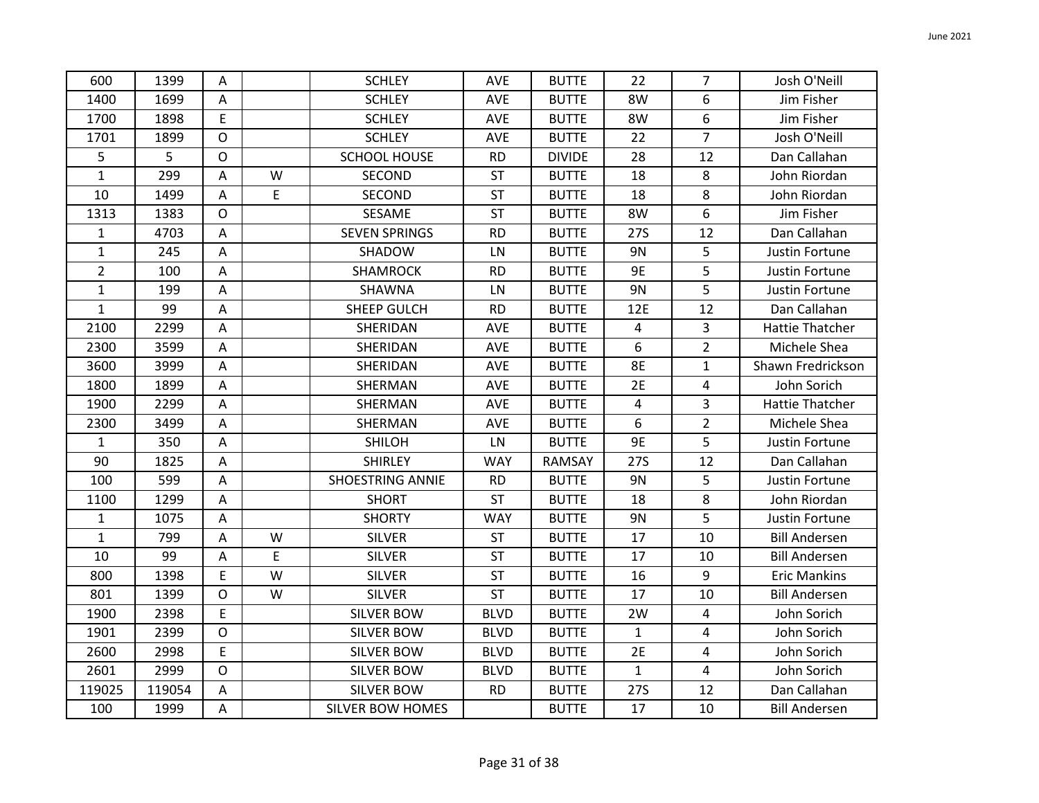| | | | | | | | | | |
|---|---|---|---|---|---|---|---|---|---|
| 600 | 1399 | A | | SCHLEY | AVE | BUTTE | 22 | 7 | Josh O'Neill |
| 1400 | 1699 | A | | SCHLEY | AVE | BUTTE | 8W | 6 | Jim Fisher |
| 1700 | 1898 | E | | SCHLEY | AVE | BUTTE | 8W | 6 | Jim Fisher |
| 1701 | 1899 | O | | SCHLEY | AVE | BUTTE | 22 | 7 | Josh O'Neill |
| 5 | 5 | O | | SCHOOL HOUSE | RD | DIVIDE | 28 | 12 | Dan Callahan |
| 1 | 299 | A | W | SECOND | ST | BUTTE | 18 | 8 | John Riordan |
| 10 | 1499 | A | E | SECOND | ST | BUTTE | 18 | 8 | John Riordan |
| 1313 | 1383 | O | | SESAME | ST | BUTTE | 8W | 6 | Jim Fisher |
| 1 | 4703 | A | | SEVEN SPRINGS | RD | BUTTE | 27S | 12 | Dan Callahan |
| 1 | 245 | A | | SHADOW | LN | BUTTE | 9N | 5 | Justin Fortune |
| 2 | 100 | A | | SHAMROCK | RD | BUTTE | 9E | 5 | Justin Fortune |
| 1 | 199 | A | | SHAWNA | LN | BUTTE | 9N | 5 | Justin Fortune |
| 1 | 99 | A | | SHEEP GULCH | RD | BUTTE | 12E | 12 | Dan Callahan |
| 2100 | 2299 | A | | SHERIDAN | AVE | BUTTE | 4 | 3 | Hattie Thatcher |
| 2300 | 3599 | A | | SHERIDAN | AVE | BUTTE | 6 | 2 | Michele Shea |
| 3600 | 3999 | A | | SHERIDAN | AVE | BUTTE | 8E | 1 | Shawn Fredrickson |
| 1800 | 1899 | A | | SHERMAN | AVE | BUTTE | 2E | 4 | John Sorich |
| 1900 | 2299 | A | | SHERMAN | AVE | BUTTE | 4 | 3 | Hattie Thatcher |
| 2300 | 3499 | A | | SHERMAN | AVE | BUTTE | 6 | 2 | Michele Shea |
| 1 | 350 | A | | SHILOH | LN | BUTTE | 9E | 5 | Justin Fortune |
| 90 | 1825 | A | | SHIRLEY | WAY | RAMSAY | 27S | 12 | Dan Callahan |
| 100 | 599 | A | | SHOESTRING ANNIE | RD | BUTTE | 9N | 5 | Justin Fortune |
| 1100 | 1299 | A | | SHORT | ST | BUTTE | 18 | 8 | John Riordan |
| 1 | 1075 | A | | SHORTY | WAY | BUTTE | 9N | 5 | Justin Fortune |
| 1 | 799 | A | W | SILVER | ST | BUTTE | 17 | 10 | Bill Andersen |
| 10 | 99 | A | E | SILVER | ST | BUTTE | 17 | 10 | Bill Andersen |
| 800 | 1398 | E | W | SILVER | ST | BUTTE | 16 | 9 | Eric Mankins |
| 801 | 1399 | O | W | SILVER | ST | BUTTE | 17 | 10 | Bill Andersen |
| 1900 | 2398 | E | | SILVER BOW | BLVD | BUTTE | 2W | 4 | John Sorich |
| 1901 | 2399 | O | | SILVER BOW | BLVD | BUTTE | 1 | 4 | John Sorich |
| 2600 | 2998 | E | | SILVER BOW | BLVD | BUTTE | 2E | 4 | John Sorich |
| 2601 | 2999 | O | | SILVER BOW | BLVD | BUTTE | 1 | 4 | John Sorich |
| 119025 | 119054 | A | | SILVER BOW | RD | BUTTE | 27S | 12 | Dan Callahan |
| 100 | 1999 | A | | SILVER BOW HOMES | | BUTTE | 17 | 10 | Bill Andersen |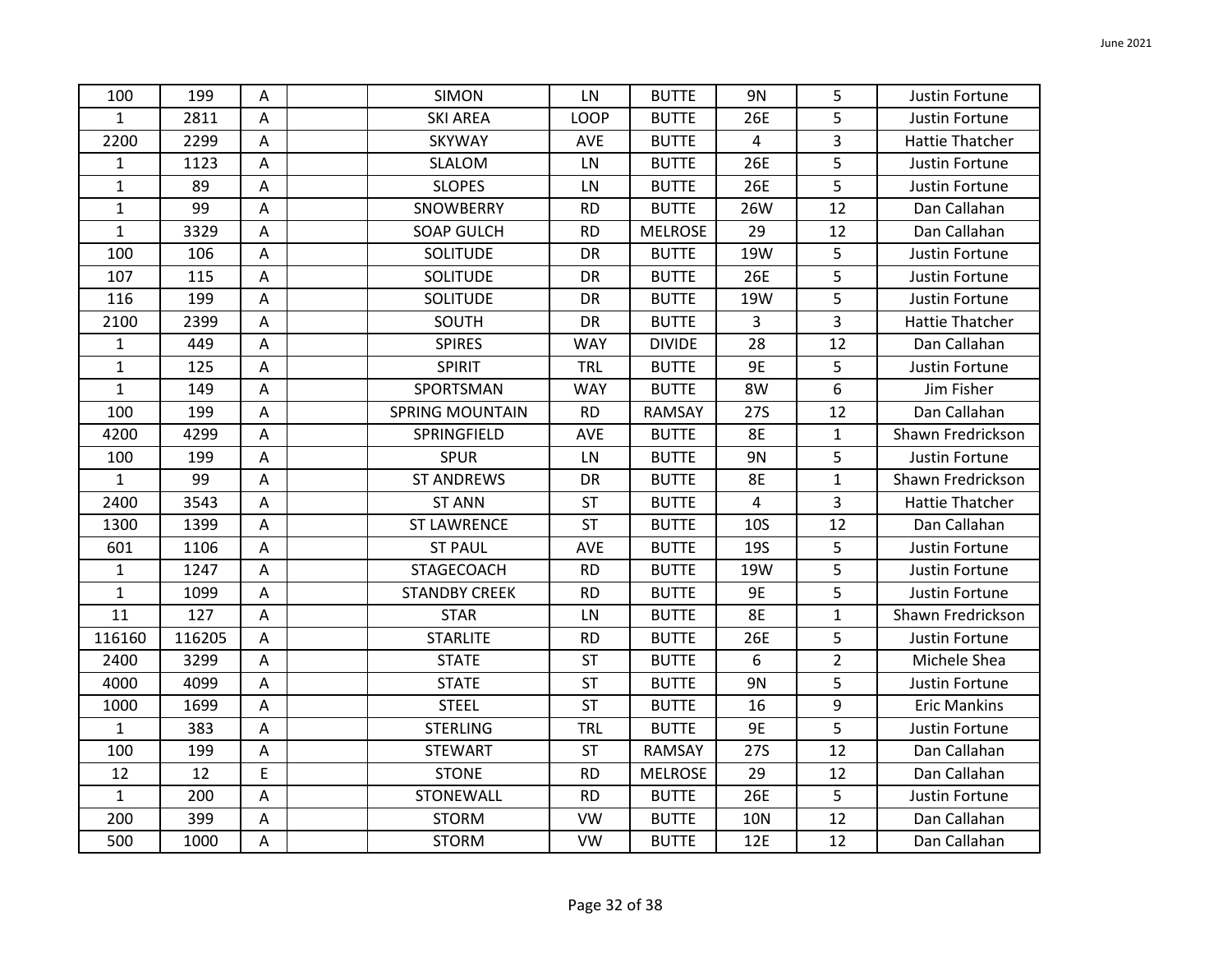| | | | | | | | | | |
|---|---|---|---|---|---|---|---|---|---|
| 100 | 199 | A | | SIMON | LN | BUTTE | 9N | 5 | Justin Fortune |
| 1 | 2811 | A | | SKI AREA | LOOP | BUTTE | 26E | 5 | Justin Fortune |
| 2200 | 2299 | A | | SKYWAY | AVE | BUTTE | 4 | 3 | Hattie Thatcher |
| 1 | 1123 | A | | SLALOM | LN | BUTTE | 26E | 5 | Justin Fortune |
| 1 | 89 | A | | SLOPES | LN | BUTTE | 26E | 5 | Justin Fortune |
| 1 | 99 | A | | SNOWBERRY | RD | BUTTE | 26W | 12 | Dan Callahan |
| 1 | 3329 | A | | SOAP GULCH | RD | MELROSE | 29 | 12 | Dan Callahan |
| 100 | 106 | A | | SOLITUDE | DR | BUTTE | 19W | 5 | Justin Fortune |
| 107 | 115 | A | | SOLITUDE | DR | BUTTE | 26E | 5 | Justin Fortune |
| 116 | 199 | A | | SOLITUDE | DR | BUTTE | 19W | 5 | Justin Fortune |
| 2100 | 2399 | A | | SOUTH | DR | BUTTE | 3 | 3 | Hattie Thatcher |
| 1 | 449 | A | | SPIRES | WAY | DIVIDE | 28 | 12 | Dan Callahan |
| 1 | 125 | A | | SPIRIT | TRL | BUTTE | 9E | 5 | Justin Fortune |
| 1 | 149 | A | | SPORTSMAN | WAY | BUTTE | 8W | 6 | Jim Fisher |
| 100 | 199 | A | | SPRING MOUNTAIN | RD | RAMSAY | 27S | 12 | Dan Callahan |
| 4200 | 4299 | A | | SPRINGFIELD | AVE | BUTTE | 8E | 1 | Shawn Fredrickson |
| 100 | 199 | A | | SPUR | LN | BUTTE | 9N | 5 | Justin Fortune |
| 1 | 99 | A | | ST ANDREWS | DR | BUTTE | 8E | 1 | Shawn Fredrickson |
| 2400 | 3543 | A | | ST ANN | ST | BUTTE | 4 | 3 | Hattie Thatcher |
| 1300 | 1399 | A | | ST LAWRENCE | ST | BUTTE | 10S | 12 | Dan Callahan |
| 601 | 1106 | A | | ST PAUL | AVE | BUTTE | 19S | 5 | Justin Fortune |
| 1 | 1247 | A | | STAGECOACH | RD | BUTTE | 19W | 5 | Justin Fortune |
| 1 | 1099 | A | | STANDBY CREEK | RD | BUTTE | 9E | 5 | Justin Fortune |
| 11 | 127 | A | | STAR | LN | BUTTE | 8E | 1 | Shawn Fredrickson |
| 116160 | 116205 | A | | STARLITE | RD | BUTTE | 26E | 5 | Justin Fortune |
| 2400 | 3299 | A | | STATE | ST | BUTTE | 6 | 2 | Michele Shea |
| 4000 | 4099 | A | | STATE | ST | BUTTE | 9N | 5 | Justin Fortune |
| 1000 | 1699 | A | | STEEL | ST | BUTTE | 16 | 9 | Eric Mankins |
| 1 | 383 | A | | STERLING | TRL | BUTTE | 9E | 5 | Justin Fortune |
| 100 | 199 | A | | STEWART | ST | RAMSAY | 27S | 12 | Dan Callahan |
| 12 | 12 | E | | STONE | RD | MELROSE | 29 | 12 | Dan Callahan |
| 1 | 200 | A | | STONEWALL | RD | BUTTE | 26E | 5 | Justin Fortune |
| 200 | 399 | A | | STORM | VW | BUTTE | 10N | 12 | Dan Callahan |
| 500 | 1000 | A | | STORM | VW | BUTTE | 12E | 12 | Dan Callahan |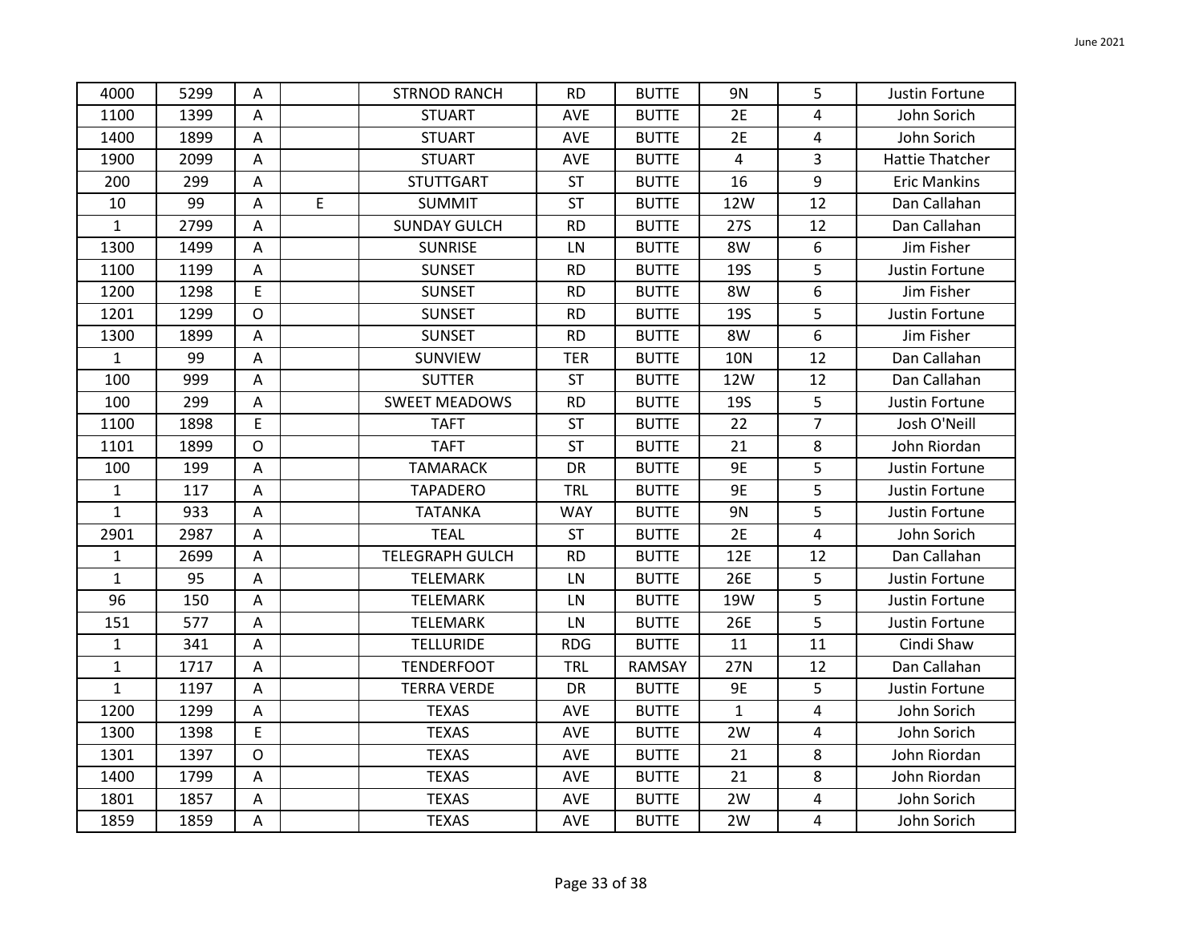| | | | | | | | | | |
|---|---|---|---|---|---|---|---|---|---|
| 4000 | 5299 | A | | STRNOD RANCH | RD | BUTTE | 9N | 5 | Justin Fortune |
| 1100 | 1399 | A | | STUART | AVE | BUTTE | 2E | 4 | John Sorich |
| 1400 | 1899 | A | | STUART | AVE | BUTTE | 2E | 4 | John Sorich |
| 1900 | 2099 | A | | STUART | AVE | BUTTE | 4 | 3 | Hattie Thatcher |
| 200 | 299 | A | | STUTTGART | ST | BUTTE | 16 | 9 | Eric Mankins |
| 10 | 99 | A | E | SUMMIT | ST | BUTTE | 12W | 12 | Dan Callahan |
| 1 | 2799 | A | | SUNDAY GULCH | RD | BUTTE | 27S | 12 | Dan Callahan |
| 1300 | 1499 | A | | SUNRISE | LN | BUTTE | 8W | 6 | Jim Fisher |
| 1100 | 1199 | A | | SUNSET | RD | BUTTE | 19S | 5 | Justin Fortune |
| 1200 | 1298 | E | | SUNSET | RD | BUTTE | 8W | 6 | Jim Fisher |
| 1201 | 1299 | O | | SUNSET | RD | BUTTE | 19S | 5 | Justin Fortune |
| 1300 | 1899 | A | | SUNSET | RD | BUTTE | 8W | 6 | Jim Fisher |
| 1 | 99 | A | | SUNVIEW | TER | BUTTE | 10N | 12 | Dan Callahan |
| 100 | 999 | A | | SUTTER | ST | BUTTE | 12W | 12 | Dan Callahan |
| 100 | 299 | A | | SWEET MEADOWS | RD | BUTTE | 19S | 5 | Justin Fortune |
| 1100 | 1898 | E | | TAFT | ST | BUTTE | 22 | 7 | Josh O'Neill |
| 1101 | 1899 | O | | TAFT | ST | BUTTE | 21 | 8 | John Riordan |
| 100 | 199 | A | | TAMARACK | DR | BUTTE | 9E | 5 | Justin Fortune |
| 1 | 117 | A | | TAPADERO | TRL | BUTTE | 9E | 5 | Justin Fortune |
| 1 | 933 | A | | TATANKA | WAY | BUTTE | 9N | 5 | Justin Fortune |
| 2901 | 2987 | A | | TEAL | ST | BUTTE | 2E | 4 | John Sorich |
| 1 | 2699 | A | | TELEGRAPH GULCH | RD | BUTTE | 12E | 12 | Dan Callahan |
| 1 | 95 | A | | TELEMARK | LN | BUTTE | 26E | 5 | Justin Fortune |
| 96 | 150 | A | | TELEMARK | LN | BUTTE | 19W | 5 | Justin Fortune |
| 151 | 577 | A | | TELEMARK | LN | BUTTE | 26E | 5 | Justin Fortune |
| 1 | 341 | A | | TELLURIDE | RDG | BUTTE | 11 | 11 | Cindi Shaw |
| 1 | 1717 | A | | TENDERFOOT | TRL | RAMSAY | 27N | 12 | Dan Callahan |
| 1 | 1197 | A | | TERRA VERDE | DR | BUTTE | 9E | 5 | Justin Fortune |
| 1200 | 1299 | A | | TEXAS | AVE | BUTTE | 1 | 4 | John Sorich |
| 1300 | 1398 | E | | TEXAS | AVE | BUTTE | 2W | 4 | John Sorich |
| 1301 | 1397 | O | | TEXAS | AVE | BUTTE | 21 | 8 | John Riordan |
| 1400 | 1799 | A | | TEXAS | AVE | BUTTE | 21 | 8 | John Riordan |
| 1801 | 1857 | A | | TEXAS | AVE | BUTTE | 2W | 4 | John Sorich |
| 1859 | 1859 | A | | TEXAS | AVE | BUTTE | 2W | 4 | John Sorich |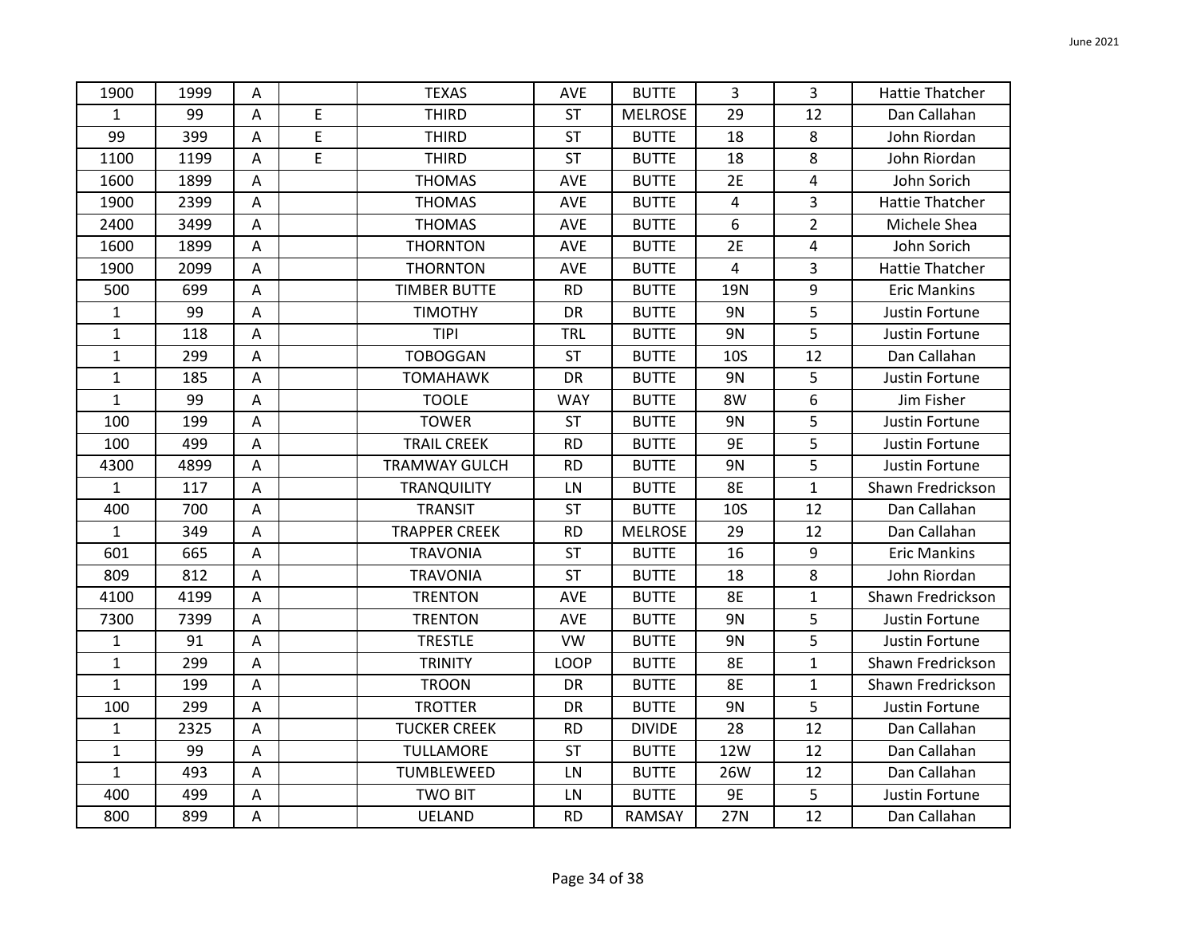| | | | | | | | | | |
|---|---|---|---|---|---|---|---|---|---|
| 1900 | 1999 | A | | TEXAS | AVE | BUTTE | 3 | 3 | Hattie Thatcher |
| 1 | 99 | A | E | THIRD | ST | MELROSE | 29 | 12 | Dan Callahan |
| 99 | 399 | A | E | THIRD | ST | BUTTE | 18 | 8 | John Riordan |
| 1100 | 1199 | A | E | THIRD | ST | BUTTE | 18 | 8 | John Riordan |
| 1600 | 1899 | A | | THOMAS | AVE | BUTTE | 2E | 4 | John Sorich |
| 1900 | 2399 | A | | THOMAS | AVE | BUTTE | 4 | 3 | Hattie Thatcher |
| 2400 | 3499 | A | | THOMAS | AVE | BUTTE | 6 | 2 | Michele Shea |
| 1600 | 1899 | A | | THORNTON | AVE | BUTTE | 2E | 4 | John Sorich |
| 1900 | 2099 | A | | THORNTON | AVE | BUTTE | 4 | 3 | Hattie Thatcher |
| 500 | 699 | A | | TIMBER BUTTE | RD | BUTTE | 19N | 9 | Eric Mankins |
| 1 | 99 | A | | TIMOTHY | DR | BUTTE | 9N | 5 | Justin Fortune |
| 1 | 118 | A | | TIPI | TRL | BUTTE | 9N | 5 | Justin Fortune |
| 1 | 299 | A | | TOBOGGAN | ST | BUTTE | 10S | 12 | Dan Callahan |
| 1 | 185 | A | | TOMAHAWK | DR | BUTTE | 9N | 5 | Justin Fortune |
| 1 | 99 | A | | TOOLE | WAY | BUTTE | 8W | 6 | Jim Fisher |
| 100 | 199 | A | | TOWER | ST | BUTTE | 9N | 5 | Justin Fortune |
| 100 | 499 | A | | TRAIL CREEK | RD | BUTTE | 9E | 5 | Justin Fortune |
| 4300 | 4899 | A | | TRAMWAY GULCH | RD | BUTTE | 9N | 5 | Justin Fortune |
| 1 | 117 | A | | TRANQUILITY | LN | BUTTE | 8E | 1 | Shawn Fredrickson |
| 400 | 700 | A | | TRANSIT | ST | BUTTE | 10S | 12 | Dan Callahan |
| 1 | 349 | A | | TRAPPER CREEK | RD | MELROSE | 29 | 12 | Dan Callahan |
| 601 | 665 | A | | TRAVONIA | ST | BUTTE | 16 | 9 | Eric Mankins |
| 809 | 812 | A | | TRAVONIA | ST | BUTTE | 18 | 8 | John Riordan |
| 4100 | 4199 | A | | TRENTON | AVE | BUTTE | 8E | 1 | Shawn Fredrickson |
| 7300 | 7399 | A | | TRENTON | AVE | BUTTE | 9N | 5 | Justin Fortune |
| 1 | 91 | A | | TRESTLE | VW | BUTTE | 9N | 5 | Justin Fortune |
| 1 | 299 | A | | TRINITY | LOOP | BUTTE | 8E | 1 | Shawn Fredrickson |
| 1 | 199 | A | | TROON | DR | BUTTE | 8E | 1 | Shawn Fredrickson |
| 100 | 299 | A | | TROTTER | DR | BUTTE | 9N | 5 | Justin Fortune |
| 1 | 2325 | A | | TUCKER CREEK | RD | DIVIDE | 28 | 12 | Dan Callahan |
| 1 | 99 | A | | TULLAMORE | ST | BUTTE | 12W | 12 | Dan Callahan |
| 1 | 493 | A | | TUMBLEWEED | LN | BUTTE | 26W | 12 | Dan Callahan |
| 400 | 499 | A | | TWO BIT | LN | BUTTE | 9E | 5 | Justin Fortune |
| 800 | 899 | A | | UELAND | RD | RAMSAY | 27N | 12 | Dan Callahan |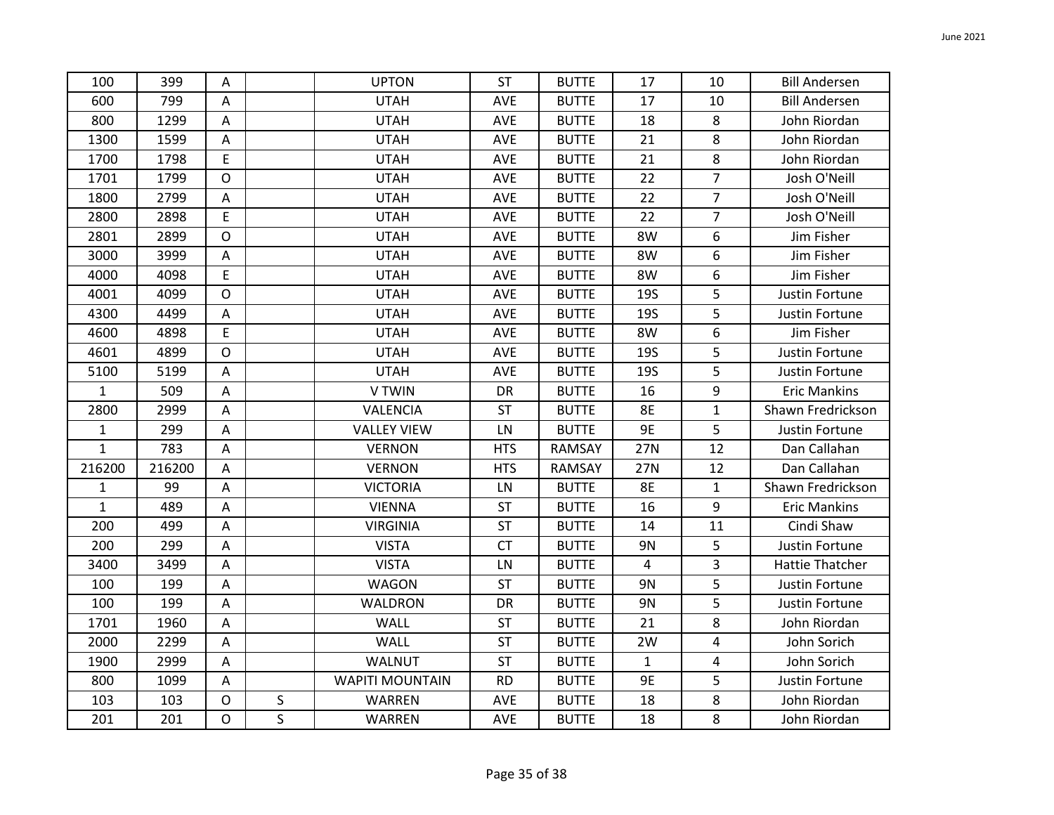| 100 | 399 | A | | UPTON | ST | BUTTE | 17 | 10 | Bill Andersen |
|---|---|---|---|---|---|---|---|---|---|
| 600 | 799 | A | | UTAH | AVE | BUTTE | 17 | 10 | Bill Andersen |
| 800 | 1299 | A | | UTAH | AVE | BUTTE | 18 | 8 | John Riordan |
| 1300 | 1599 | A | | UTAH | AVE | BUTTE | 21 | 8 | John Riordan |
| 1700 | 1798 | E | | UTAH | AVE | BUTTE | 21 | 8 | John Riordan |
| 1701 | 1799 | O | | UTAH | AVE | BUTTE | 22 | 7 | Josh O'Neill |
| 1800 | 2799 | A | | UTAH | AVE | BUTTE | 22 | 7 | Josh O'Neill |
| 2800 | 2898 | E | | UTAH | AVE | BUTTE | 22 | 7 | Josh O'Neill |
| 2801 | 2899 | O | | UTAH | AVE | BUTTE | 8W | 6 | Jim Fisher |
| 3000 | 3999 | A | | UTAH | AVE | BUTTE | 8W | 6 | Jim Fisher |
| 4000 | 4098 | E | | UTAH | AVE | BUTTE | 8W | 6 | Jim Fisher |
| 4001 | 4099 | O | | UTAH | AVE | BUTTE | 19S | 5 | Justin Fortune |
| 4300 | 4499 | A | | UTAH | AVE | BUTTE | 19S | 5 | Justin Fortune |
| 4600 | 4898 | E | | UTAH | AVE | BUTTE | 8W | 6 | Jim Fisher |
| 4601 | 4899 | O | | UTAH | AVE | BUTTE | 19S | 5 | Justin Fortune |
| 5100 | 5199 | A | | UTAH | AVE | BUTTE | 19S | 5 | Justin Fortune |
| 1 | 509 | A | | V TWIN | DR | BUTTE | 16 | 9 | Eric Mankins |
| 2800 | 2999 | A | | VALENCIA | ST | BUTTE | 8E | 1 | Shawn Fredrickson |
| 1 | 299 | A | | VALLEY VIEW | LN | BUTTE | 9E | 5 | Justin Fortune |
| 1 | 783 | A | | VERNON | HTS | RAMSAY | 27N | 12 | Dan Callahan |
| 216200 | 216200 | A | | VERNON | HTS | RAMSAY | 27N | 12 | Dan Callahan |
| 1 | 99 | A | | VICTORIA | LN | BUTTE | 8E | 1 | Shawn Fredrickson |
| 1 | 489 | A | | VIENNA | ST | BUTTE | 16 | 9 | Eric Mankins |
| 200 | 499 | A | | VIRGINIA | ST | BUTTE | 14 | 11 | Cindi Shaw |
| 200 | 299 | A | | VISTA | CT | BUTTE | 9N | 5 | Justin Fortune |
| 3400 | 3499 | A | | VISTA | LN | BUTTE | 4 | 3 | Hattie Thatcher |
| 100 | 199 | A | | WAGON | ST | BUTTE | 9N | 5 | Justin Fortune |
| 100 | 199 | A | | WALDRON | DR | BUTTE | 9N | 5 | Justin Fortune |
| 1701 | 1960 | A | | WALL | ST | BUTTE | 21 | 8 | John Riordan |
| 2000 | 2299 | A | | WALL | ST | BUTTE | 2W | 4 | John Sorich |
| 1900 | 2999 | A | | WALNUT | ST | BUTTE | 1 | 4 | John Sorich |
| 800 | 1099 | A | | WAPITI MOUNTAIN | RD | BUTTE | 9E | 5 | Justin Fortune |
| 103 | 103 | O | S | WARREN | AVE | BUTTE | 18 | 8 | John Riordan |
| 201 | 201 | O | S | WARREN | AVE | BUTTE | 18 | 8 | John Riordan |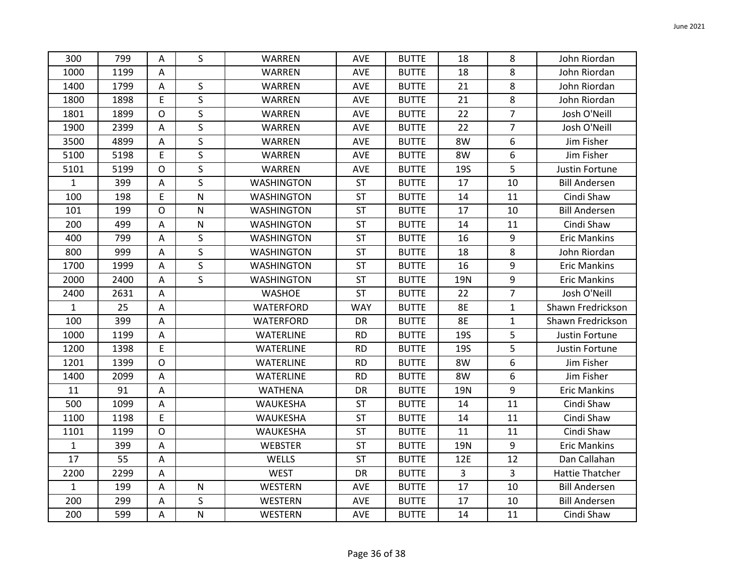| | | | | | | | | | |
|---|---|---|---|---|---|---|---|---|---|
| 300 | 799 | A | S | WARREN | AVE | BUTTE | 18 | 8 | John Riordan |
| 1000 | 1199 | A | | WARREN | AVE | BUTTE | 18 | 8 | John Riordan |
| 1400 | 1799 | A | S | WARREN | AVE | BUTTE | 21 | 8 | John Riordan |
| 1800 | 1898 | E | S | WARREN | AVE | BUTTE | 21 | 8 | John Riordan |
| 1801 | 1899 | O | S | WARREN | AVE | BUTTE | 22 | 7 | Josh O'Neill |
| 1900 | 2399 | A | S | WARREN | AVE | BUTTE | 22 | 7 | Josh O'Neill |
| 3500 | 4899 | A | S | WARREN | AVE | BUTTE | 8W | 6 | Jim Fisher |
| 5100 | 5198 | E | S | WARREN | AVE | BUTTE | 8W | 6 | Jim Fisher |
| 5101 | 5199 | O | S | WARREN | AVE | BUTTE | 19S | 5 | Justin Fortune |
| 1 | 399 | A | S | WASHINGTON | ST | BUTTE | 17 | 10 | Bill Andersen |
| 100 | 198 | E | N | WASHINGTON | ST | BUTTE | 14 | 11 | Cindi Shaw |
| 101 | 199 | O | N | WASHINGTON | ST | BUTTE | 17 | 10 | Bill Andersen |
| 200 | 499 | A | N | WASHINGTON | ST | BUTTE | 14 | 11 | Cindi Shaw |
| 400 | 799 | A | S | WASHINGTON | ST | BUTTE | 16 | 9 | Eric Mankins |
| 800 | 999 | A | S | WASHINGTON | ST | BUTTE | 18 | 8 | John Riordan |
| 1700 | 1999 | A | S | WASHINGTON | ST | BUTTE | 16 | 9 | Eric Mankins |
| 2000 | 2400 | A | S | WASHINGTON | ST | BUTTE | 19N | 9 | Eric Mankins |
| 2400 | 2631 | A | | WASHOE | ST | BUTTE | 22 | 7 | Josh O'Neill |
| 1 | 25 | A | | WATERFORD | WAY | BUTTE | 8E | 1 | Shawn Fredrickson |
| 100 | 399 | A | | WATERFORD | DR | BUTTE | 8E | 1 | Shawn Fredrickson |
| 1000 | 1199 | A | | WATERLINE | RD | BUTTE | 19S | 5 | Justin Fortune |
| 1200 | 1398 | E | | WATERLINE | RD | BUTTE | 19S | 5 | Justin Fortune |
| 1201 | 1399 | O | | WATERLINE | RD | BUTTE | 8W | 6 | Jim Fisher |
| 1400 | 2099 | A | | WATERLINE | RD | BUTTE | 8W | 6 | Jim Fisher |
| 11 | 91 | A | | WATHENA | DR | BUTTE | 19N | 9 | Eric Mankins |
| 500 | 1099 | A | | WAUKESHA | ST | BUTTE | 14 | 11 | Cindi Shaw |
| 1100 | 1198 | E | | WAUKESHA | ST | BUTTE | 14 | 11 | Cindi Shaw |
| 1101 | 1199 | O | | WAUKESHA | ST | BUTTE | 11 | 11 | Cindi Shaw |
| 1 | 399 | A | | WEBSTER | ST | BUTTE | 19N | 9 | Eric Mankins |
| 17 | 55 | A | | WELLS | ST | BUTTE | 12E | 12 | Dan Callahan |
| 2200 | 2299 | A | | WEST | DR | BUTTE | 3 | 3 | Hattie Thatcher |
| 1 | 199 | A | N | WESTERN | AVE | BUTTE | 17 | 10 | Bill Andersen |
| 200 | 299 | A | S | WESTERN | AVE | BUTTE | 17 | 10 | Bill Andersen |
| 200 | 599 | A | N | WESTERN | AVE | BUTTE | 14 | 11 | Cindi Shaw |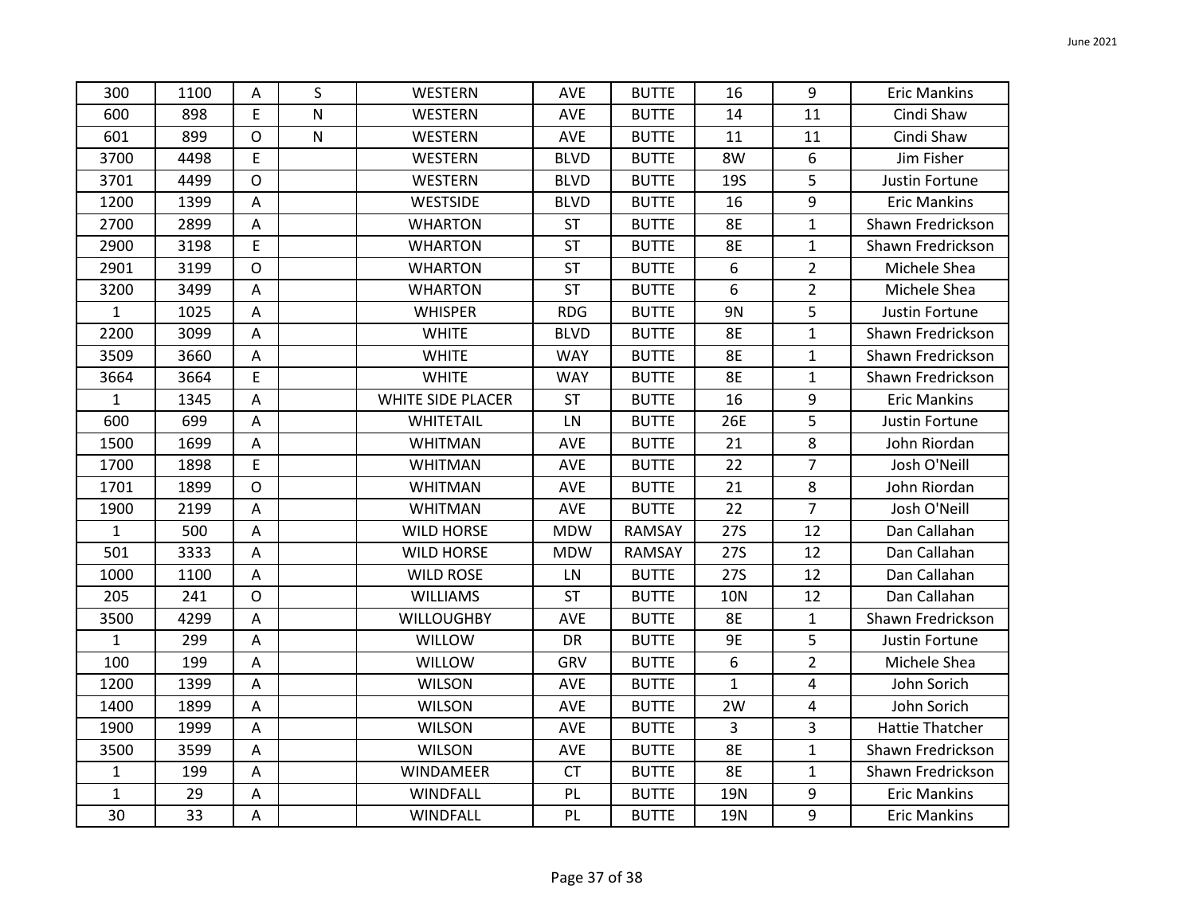| | | | | | | | | | |
|---|---|---|---|---|---|---|---|---|---|
| 300 | 1100 | A | S | WESTERN | AVE | BUTTE | 16 | 9 | Eric Mankins |
| 600 | 898 | E | N | WESTERN | AVE | BUTTE | 14 | 11 | Cindi Shaw |
| 601 | 899 | O | N | WESTERN | AVE | BUTTE | 11 | 11 | Cindi Shaw |
| 3700 | 4498 | E | | WESTERN | BLVD | BUTTE | 8W | 6 | Jim Fisher |
| 3701 | 4499 | O | | WESTERN | BLVD | BUTTE | 19S | 5 | Justin Fortune |
| 1200 | 1399 | A | | WESTSIDE | BLVD | BUTTE | 16 | 9 | Eric Mankins |
| 2700 | 2899 | A | | WHARTON | ST | BUTTE | 8E | 1 | Shawn Fredrickson |
| 2900 | 3198 | E | | WHARTON | ST | BUTTE | 8E | 1 | Shawn Fredrickson |
| 2901 | 3199 | O | | WHARTON | ST | BUTTE | 6 | 2 | Michele Shea |
| 3200 | 3499 | A | | WHARTON | ST | BUTTE | 6 | 2 | Michele Shea |
| 1 | 1025 | A | | WHISPER | RDG | BUTTE | 9N | 5 | Justin Fortune |
| 2200 | 3099 | A | | WHITE | BLVD | BUTTE | 8E | 1 | Shawn Fredrickson |
| 3509 | 3660 | A | | WHITE | WAY | BUTTE | 8E | 1 | Shawn Fredrickson |
| 3664 | 3664 | E | | WHITE | WAY | BUTTE | 8E | 1 | Shawn Fredrickson |
| 1 | 1345 | A | | WHITE SIDE PLACER | ST | BUTTE | 16 | 9 | Eric Mankins |
| 600 | 699 | A | | WHITETAIL | LN | BUTTE | 26E | 5 | Justin Fortune |
| 1500 | 1699 | A | | WHITMAN | AVE | BUTTE | 21 | 8 | John Riordan |
| 1700 | 1898 | E | | WHITMAN | AVE | BUTTE | 22 | 7 | Josh O'Neill |
| 1701 | 1899 | O | | WHITMAN | AVE | BUTTE | 21 | 8 | John Riordan |
| 1900 | 2199 | A | | WHITMAN | AVE | BUTTE | 22 | 7 | Josh O'Neill |
| 1 | 500 | A | | WILD HORSE | MDW | RAMSAY | 27S | 12 | Dan Callahan |
| 501 | 3333 | A | | WILD HORSE | MDW | RAMSAY | 27S | 12 | Dan Callahan |
| 1000 | 1100 | A | | WILD ROSE | LN | BUTTE | 27S | 12 | Dan Callahan |
| 205 | 241 | O | | WILLIAMS | ST | BUTTE | 10N | 12 | Dan Callahan |
| 3500 | 4299 | A | | WILLOUGHBY | AVE | BUTTE | 8E | 1 | Shawn Fredrickson |
| 1 | 299 | A | | WILLOW | DR | BUTTE | 9E | 5 | Justin Fortune |
| 100 | 199 | A | | WILLOW | GRV | BUTTE | 6 | 2 | Michele Shea |
| 1200 | 1399 | A | | WILSON | AVE | BUTTE | 1 | 4 | John Sorich |
| 1400 | 1899 | A | | WILSON | AVE | BUTTE | 2W | 4 | John Sorich |
| 1900 | 1999 | A | | WILSON | AVE | BUTTE | 3 | 3 | Hattie Thatcher |
| 3500 | 3599 | A | | WILSON | AVE | BUTTE | 8E | 1 | Shawn Fredrickson |
| 1 | 199 | A | | WINDAMEER | CT | BUTTE | 8E | 1 | Shawn Fredrickson |
| 1 | 29 | A | | WINDFALL | PL | BUTTE | 19N | 9 | Eric Mankins |
| 30 | 33 | A | | WINDFALL | PL | BUTTE | 19N | 9 | Eric Mankins |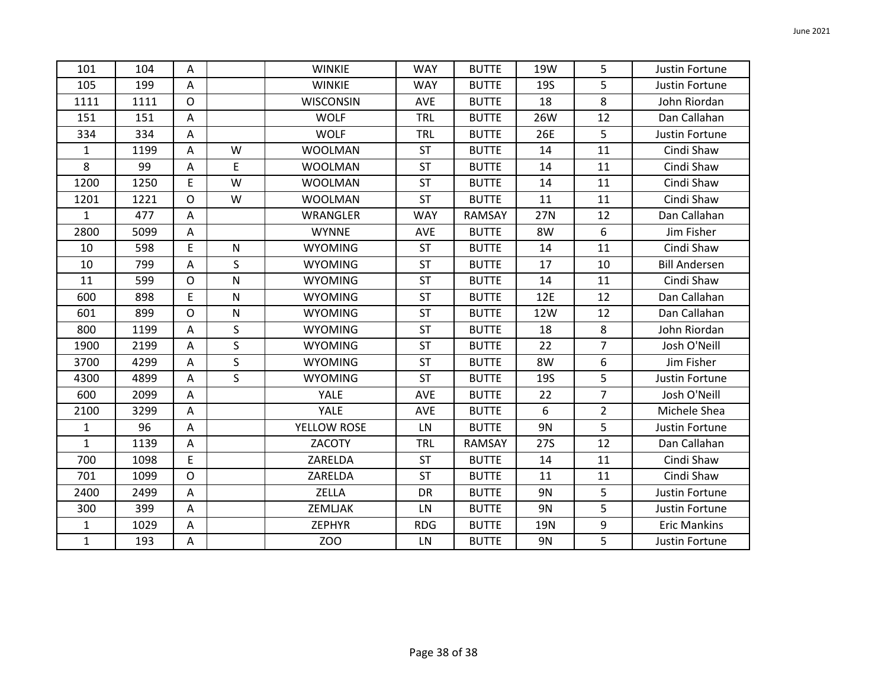| | | | | | | | | | |
|---|---|---|---|---|---|---|---|---|---|
| 101 | 104 | A | | WINKIE | WAY | BUTTE | 19W | 5 | Justin Fortune |
| 105 | 199 | A | | WINKIE | WAY | BUTTE | 19S | 5 | Justin Fortune |
| 1111 | 1111 | O | | WISCONSIN | AVE | BUTTE | 18 | 8 | John Riordan |
| 151 | 151 | A | | WOLF | TRL | BUTTE | 26W | 12 | Dan Callahan |
| 334 | 334 | A | | WOLF | TRL | BUTTE | 26E | 5 | Justin Fortune |
| 1 | 1199 | A | W | WOOLMAN | ST | BUTTE | 14 | 11 | Cindi Shaw |
| 8 | 99 | A | E | WOOLMAN | ST | BUTTE | 14 | 11 | Cindi Shaw |
| 1200 | 1250 | E | W | WOOLMAN | ST | BUTTE | 14 | 11 | Cindi Shaw |
| 1201 | 1221 | O | W | WOOLMAN | ST | BUTTE | 11 | 11 | Cindi Shaw |
| 1 | 477 | A | | WRANGLER | WAY | RAMSAY | 27N | 12 | Dan Callahan |
| 2800 | 5099 | A | | WYNNE | AVE | BUTTE | 8W | 6 | Jim Fisher |
| 10 | 598 | E | N | WYOMING | ST | BUTTE | 14 | 11 | Cindi Shaw |
| 10 | 799 | A | S | WYOMING | ST | BUTTE | 17 | 10 | Bill Andersen |
| 11 | 599 | O | N | WYOMING | ST | BUTTE | 14 | 11 | Cindi Shaw |
| 600 | 898 | E | N | WYOMING | ST | BUTTE | 12E | 12 | Dan Callahan |
| 601 | 899 | O | N | WYOMING | ST | BUTTE | 12W | 12 | Dan Callahan |
| 800 | 1199 | A | S | WYOMING | ST | BUTTE | 18 | 8 | John Riordan |
| 1900 | 2199 | A | S | WYOMING | ST | BUTTE | 22 | 7 | Josh O'Neill |
| 3700 | 4299 | A | S | WYOMING | ST | BUTTE | 8W | 6 | Jim Fisher |
| 4300 | 4899 | A | S | WYOMING | ST | BUTTE | 19S | 5 | Justin Fortune |
| 600 | 2099 | A | | YALE | AVE | BUTTE | 22 | 7 | Josh O'Neill |
| 2100 | 3299 | A | | YALE | AVE | BUTTE | 6 | 2 | Michele Shea |
| 1 | 96 | A | | YELLOW ROSE | LN | BUTTE | 9N | 5 | Justin Fortune |
| 1 | 1139 | A | | ZACOTY | TRL | RAMSAY | 27S | 12 | Dan Callahan |
| 700 | 1098 | E | | ZARELDA | ST | BUTTE | 14 | 11 | Cindi Shaw |
| 701 | 1099 | O | | ZARELDA | ST | BUTTE | 11 | 11 | Cindi Shaw |
| 2400 | 2499 | A | | ZELLA | DR | BUTTE | 9N | 5 | Justin Fortune |
| 300 | 399 | A | | ZEMLJAK | LN | BUTTE | 9N | 5 | Justin Fortune |
| 1 | 1029 | A | | ZEPHYR | RDG | BUTTE | 19N | 9 | Eric Mankins |
| 1 | 193 | A | | ZOO | LN | BUTTE | 9N | 5 | Justin Fortune |